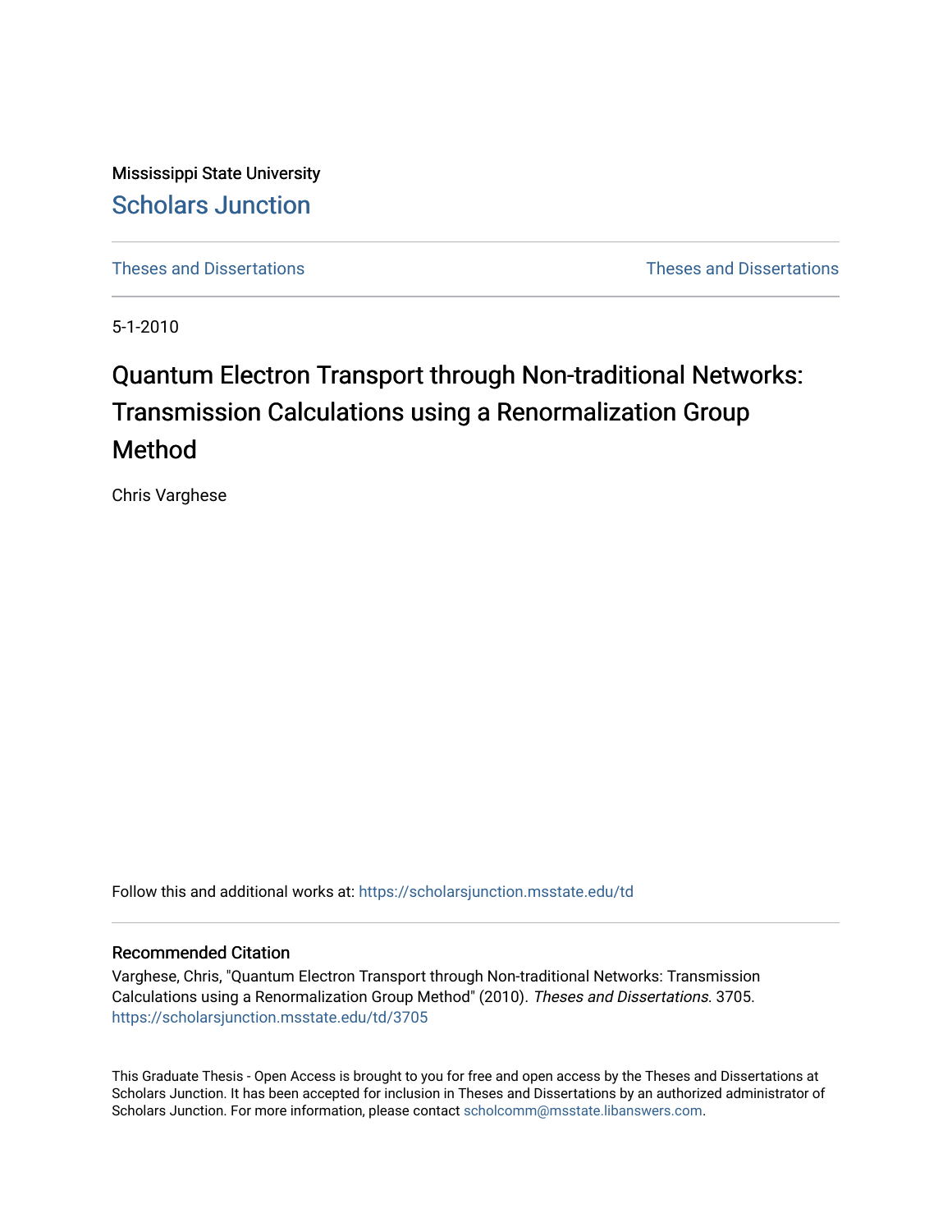Mississippi State University

Scholars Junction

Theses and Dissertations

Theses and Dissertations

5-1-2010

# Quantum Electron Transport through Non-traditional Networks: Transmission Calculations using a Renormalization Group Method

Chris Varghese

Follow this and additional works at: https://scholarsjunction.msstate.edu/td

## Recommended Citation

Varghese, Chris, "Quantum Electron Transport through Non-traditional Networks: Transmission Calculations using a Renormalization Group Method" (2010). *Theses and Dissertations*. 3705. https://scholarsjunction.msstate.edu/td/3705

This Graduate Thesis - Open Access is brought to you for free and open access by the Theses and Dissertations at Scholars Junction. It has been accepted for inclusion in Theses and Dissertations by an authorized administrator of Scholars Junction. For more information, please contact scholcomm@msstate.libanswers.com.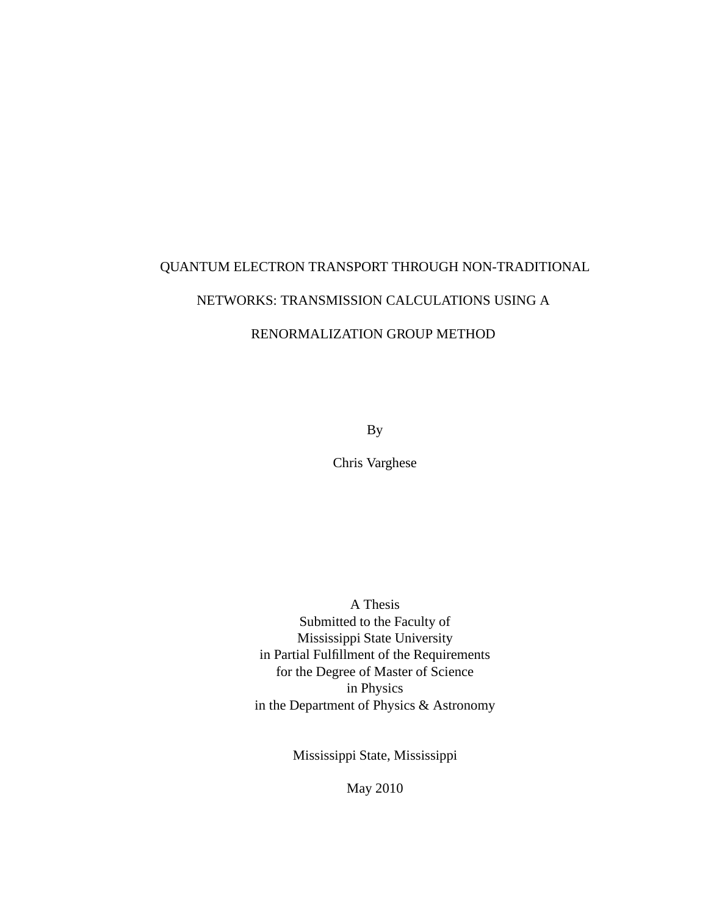QUANTUM ELECTRON TRANSPORT THROUGH NON-TRADITIONAL

NETWORKS: TRANSMISSION CALCULATIONS USING A

RENORMALIZATION GROUP METHOD

By

Chris Varghese

A Thesis
Submitted to the Faculty of
Mississippi State University
in Partial Fulfillment of the Requirements
for the Degree of Master of Science
in Physics
in the Department of Physics & Astronomy

Mississippi State, Mississippi

May 2010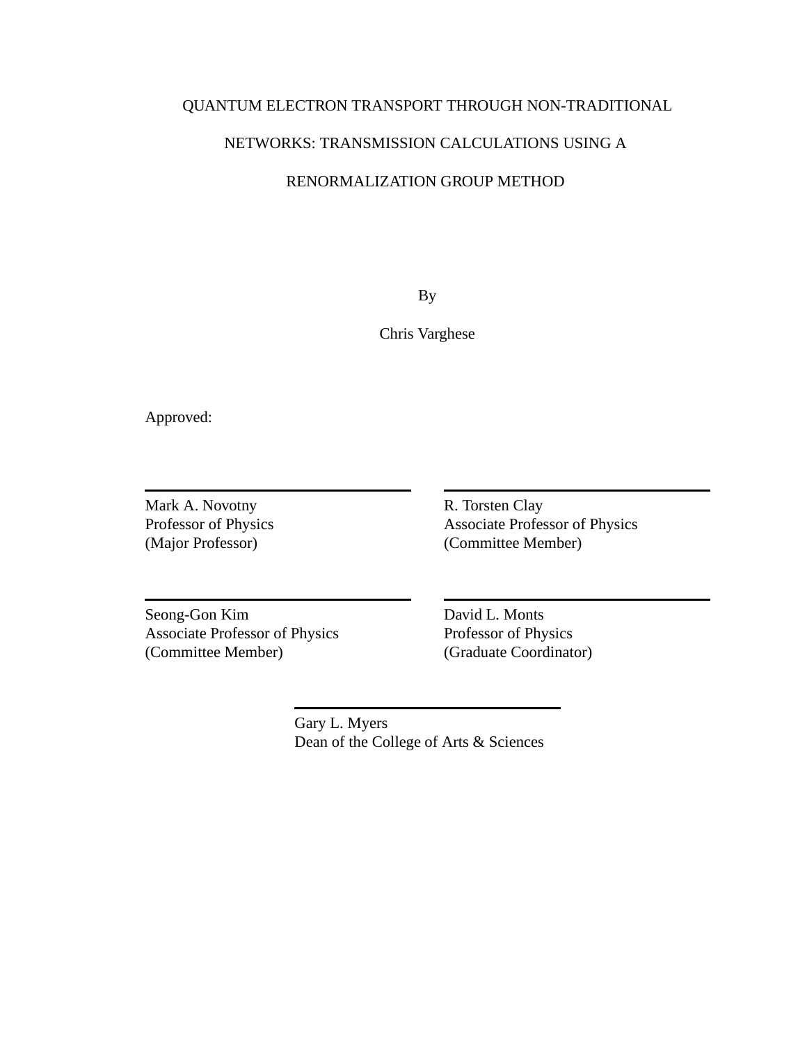QUANTUM ELECTRON TRANSPORT THROUGH NON-TRADITIONAL

NETWORKS: TRANSMISSION CALCULATIONS USING A

RENORMALIZATION GROUP METHOD

By

Chris Varghese

Approved:

Mark A. Novotny
Professor of Physics
(Major Professor)

R. Torsten Clay
Associate Professor of Physics
(Committee Member)

Seong-Gon Kim
Associate Professor of Physics
(Committee Member)

David L. Monts
Professor of Physics
(Graduate Coordinator)

Gary L. Myers
Dean of the College of Arts & Sciences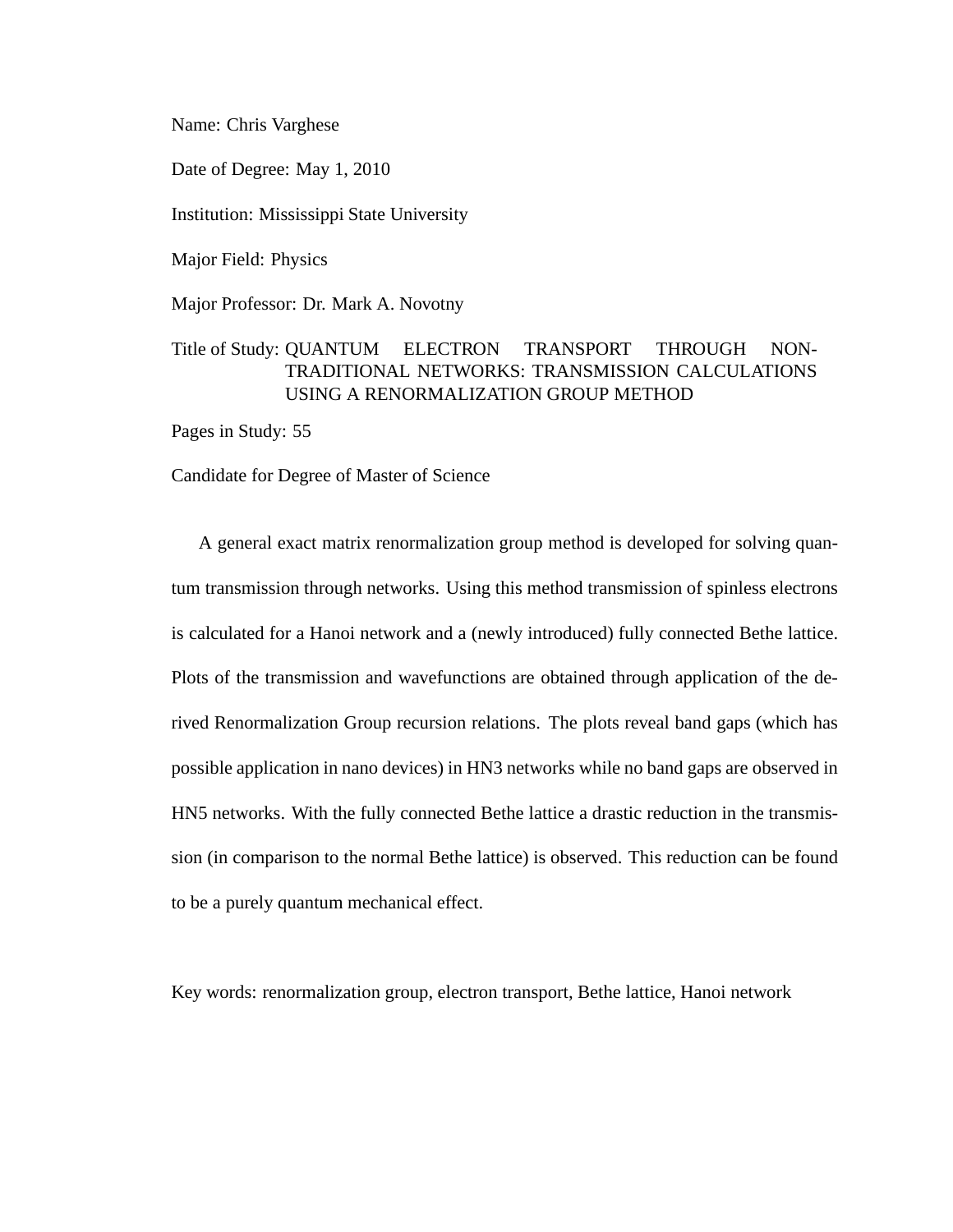Name: Chris Varghese

Date of Degree: May 1, 2010

Institution: Mississippi State University

Major Field: Physics

Major Professor: Dr. Mark A. Novotny

Title of Study: QUANTUM ELECTRON TRANSPORT THROUGH NON-TRADITIONAL NETWORKS: TRANSMISSION CALCULATIONS USING A RENORMALIZATION GROUP METHOD

Pages in Study: 55

Candidate for Degree of Master of Science

A general exact matrix renormalization group method is developed for solving quantum transmission through networks. Using this method transmission of spinless electrons is calculated for a Hanoi network and a (newly introduced) fully connected Bethe lattice. Plots of the transmission and wavefunctions are obtained through application of the derived Renormalization Group recursion relations. The plots reveal band gaps (which has possible application in nano devices) in HN3 networks while no band gaps are observed in HN5 networks. With the fully connected Bethe lattice a drastic reduction in the transmission (in comparison to the normal Bethe lattice) is observed. This reduction can be found to be a purely quantum mechanical effect.

Key words: renormalization group, electron transport, Bethe lattice, Hanoi network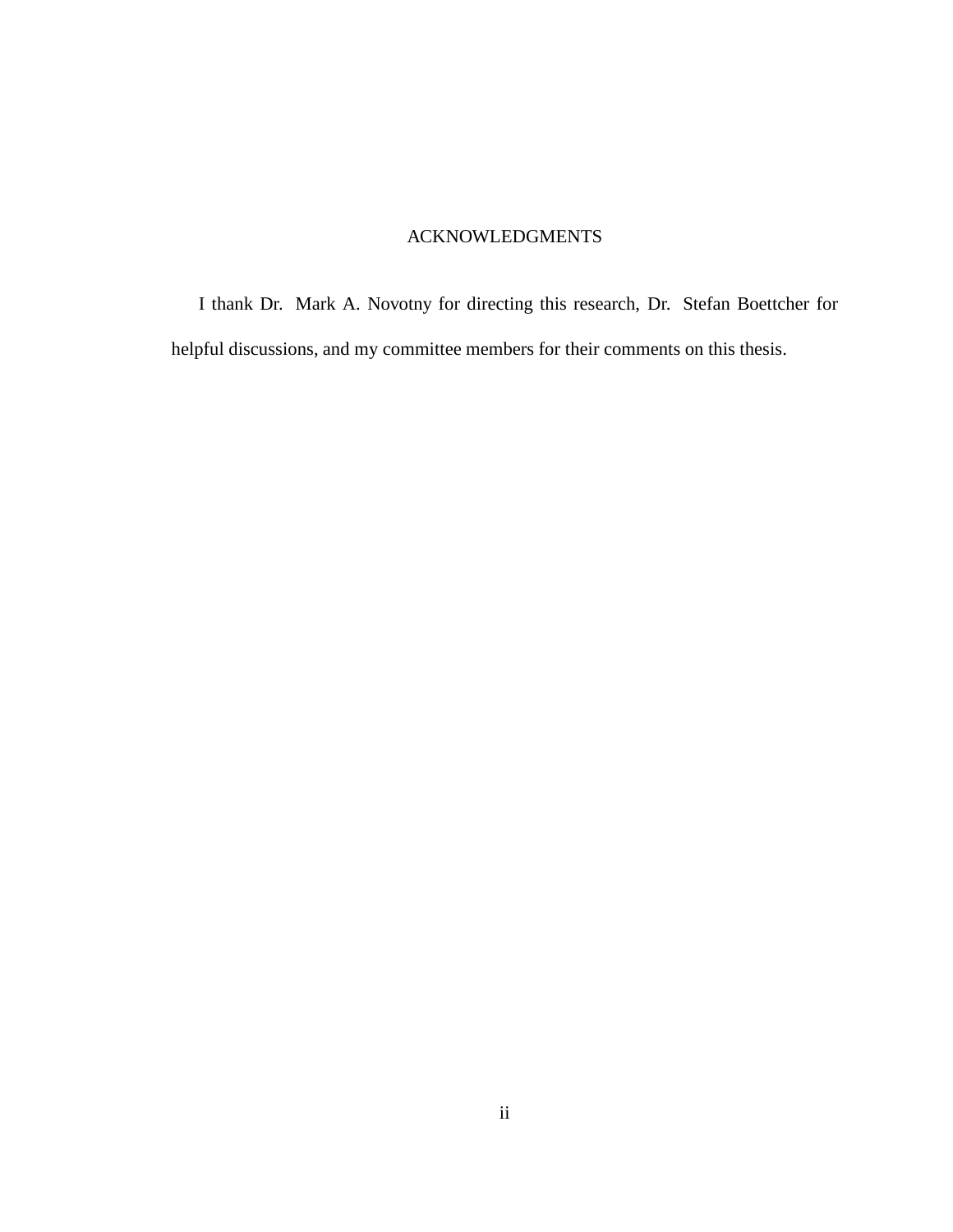# ACKNOWLEDGMENTS

I thank Dr. Mark A. Novotny for directing this research, Dr. Stefan Boettcher for helpful discussions, and my committee members for their comments on this thesis.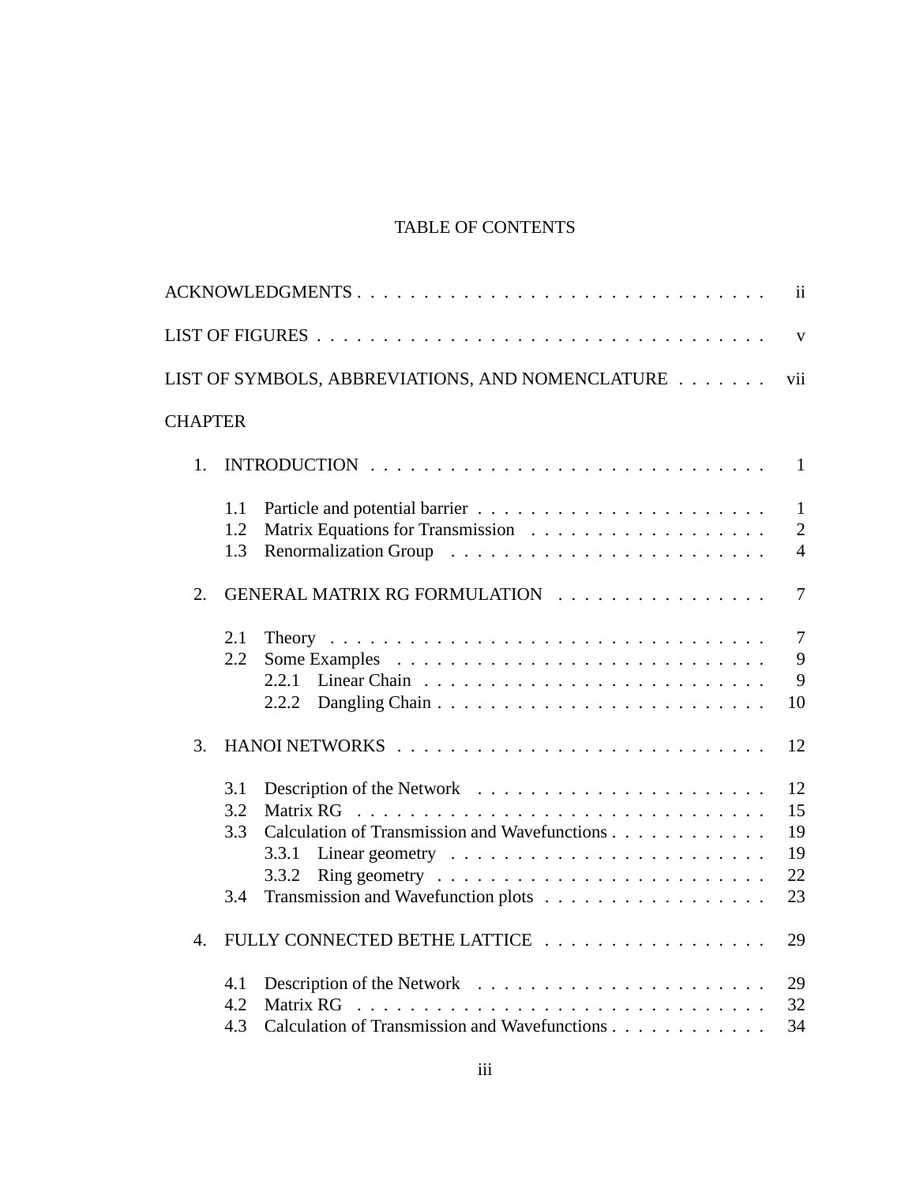# TABLE OF CONTENTS

ACKNOWLEDGMENTS . . . . . . . . . . . . . . . . . . . . . . . . . . . . . . . . ii

LIST OF FIGURES . . . . . . . . . . . . . . . . . . . . . . . . . . . . . . . . . v

LIST OF SYMBOLS, ABBREVIATIONS, AND NOMENCLATURE . . . . . . . vii

CHAPTER

1. INTRODUCTION . . . . . . . . . . . . . . . . . . . . . . . . . . . . . 1

   1.1 Particle and potential barrier . . . . . . . . . . . . . . . . . . . . . . 1
   1.2 Matrix Equations for Transmission . . . . . . . . . . . . . . . . . . 2
   1.3 Renormalization Group . . . . . . . . . . . . . . . . . . . . . . . . 4

2. GENERAL MATRIX RG FORMULATION . . . . . . . . . . . . . . . . 7

   2.1 Theory . . . . . . . . . . . . . . . . . . . . . . . . . . . . . . . . . 7
   2.2 Some Examples . . . . . . . . . . . . . . . . . . . . . . . . . . . . 9
      2.2.1 Linear Chain . . . . . . . . . . . . . . . . . . . . . . . . . . 9
      2.2.2 Dangling Chain . . . . . . . . . . . . . . . . . . . . . . . . . 10

3. HANOI NETWORKS . . . . . . . . . . . . . . . . . . . . . . . . . . . 12

   3.1 Description of the Network . . . . . . . . . . . . . . . . . . . . . . 12
   3.2 Matrix RG . . . . . . . . . . . . . . . . . . . . . . . . . . . . . . . 15
   3.3 Calculation of Transmission and Wavefunctions . . . . . . . . . . . . 19
      3.3.1 Linear geometry . . . . . . . . . . . . . . . . . . . . . . . . 19
      3.3.2 Ring geometry . . . . . . . . . . . . . . . . . . . . . . . . . 22
   3.4 Transmission and Wavefunction plots . . . . . . . . . . . . . . . . . 23

4. FULLY CONNECTED BETHE LATTICE . . . . . . . . . . . . . . . . . 29

   4.1 Description of the Network . . . . . . . . . . . . . . . . . . . . . . 29
   4.2 Matrix RG . . . . . . . . . . . . . . . . . . . . . . . . . . . . . . . 32
   4.3 Calculation of Transmission and Wavefunctions . . . . . . . . . . . . 34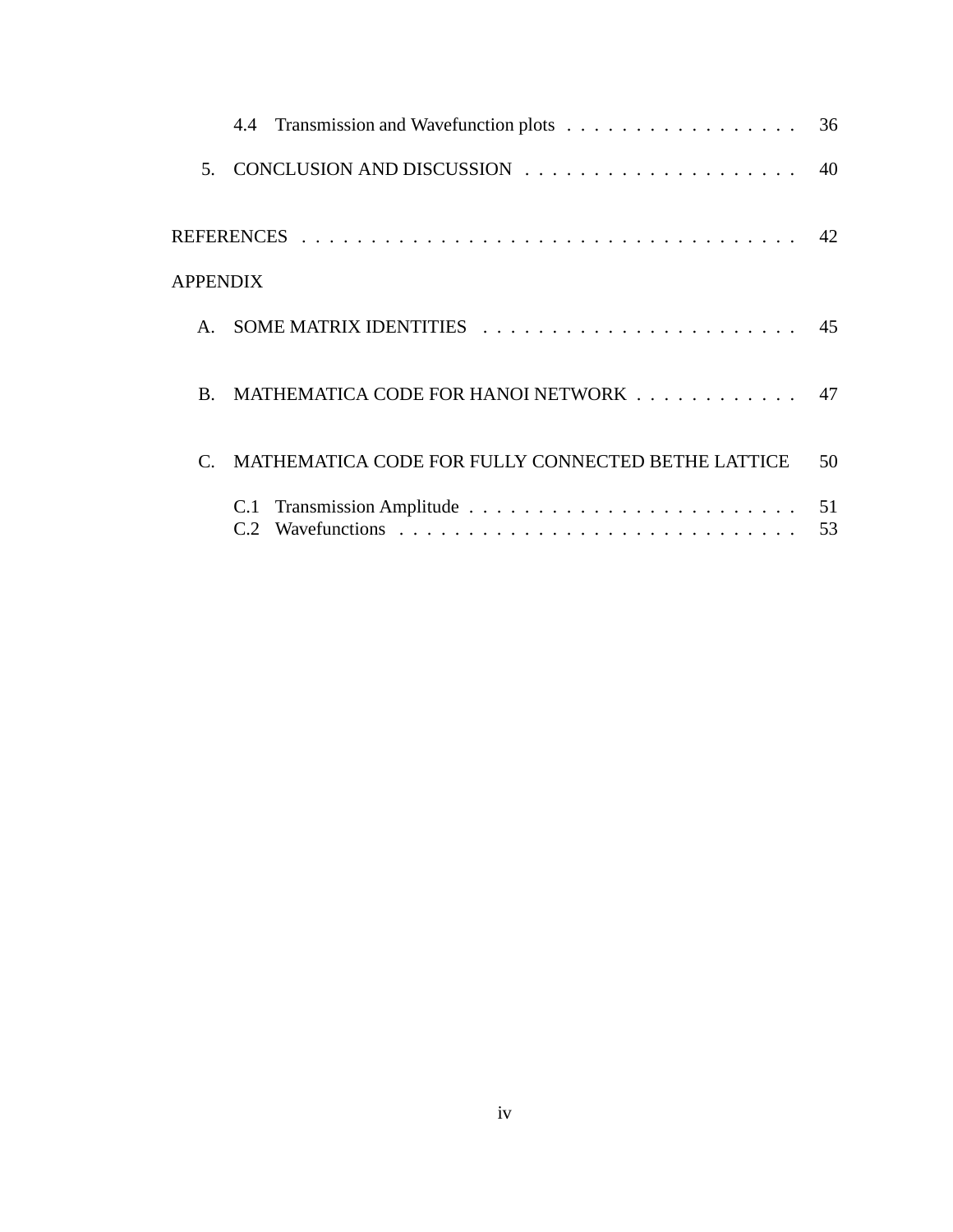4.4 Transmission and Wavefunction plots . . . . . . . . . . . . . . . . . 36

5. CONCLUSION AND DISCUSSION . . . . . . . . . . . . . . . . . . . . 40

REFERENCES . . . . . . . . . . . . . . . . . . . . . . . . . . . . . . . . . . . . . 42

APPENDIX

A. SOME MATRIX IDENTITIES . . . . . . . . . . . . . . . . . . . . . . . 45

B. MATHEMATICA CODE FOR HANOI NETWORK . . . . . . . . . . . . 47

C. MATHEMATICA CODE FOR FULLY CONNECTED BETHE LATTICE 50

C.1 Transmission Amplitude . . . . . . . . . . . . . . . . . . . . . . . . 51
C.2 Wavefunctions . . . . . . . . . . . . . . . . . . . . . . . . . . . . . 53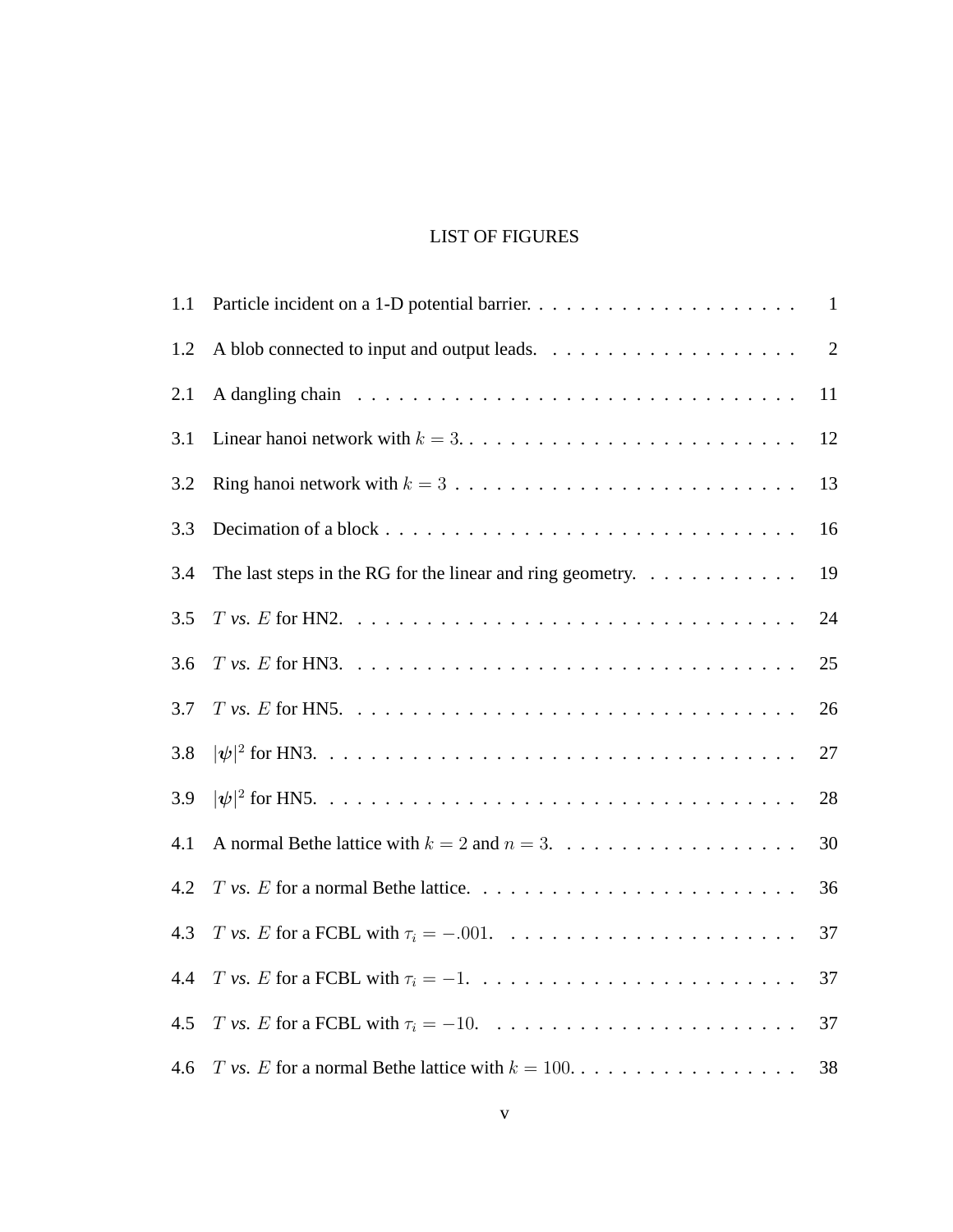# LIST OF FIGURES

| | | |
|---|---|---|
| 1.1 | Particle incident on a 1-D potential barrier. | 1 |
| 1.2 | A blob connected to input and output leads. | 2 |
| 2.1 | A dangling chain | 11 |
| 3.1 | Linear hanoi network with $k = 3$. | 12 |
| 3.2 | Ring hanoi network with $k = 3$ | 13 |
| 3.3 | Decimation of a block | 16 |
| 3.4 | The last steps in the RG for the linear and ring geometry. | 19 |
| 3.5 | $T$ *vs.* $E$ for HN2. | 24 |
| 3.6 | $T$ *vs.* $E$ for HN3. | 25 |
| 3.7 | $T$ *vs.* $E$ for HN5. | 26 |
| 3.8 | $\lvert\boldsymbol{\psi}\rvert^2$ for HN3. | 27 |
| 3.9 | $\lvert\boldsymbol{\psi}\rvert^2$ for HN5. | 28 |
| 4.1 | A normal Bethe lattice with $k = 2$ and $n = 3$. | 30 |
| 4.2 | $T$ *vs.* $E$ for a normal Bethe lattice. | 36 |
| 4.3 | $T$ *vs.* $E$ for a FCBL with $\tau_i = -.001$. | 37 |
| 4.4 | $T$ *vs.* $E$ for a FCBL with $\tau_i = -1$. | 37 |
| 4.5 | $T$ *vs.* $E$ for a FCBL with $\tau_i = -10$. | 37 |
| 4.6 | $T$ *vs.* $E$ for a normal Bethe lattice with $k = 100$. | 38 |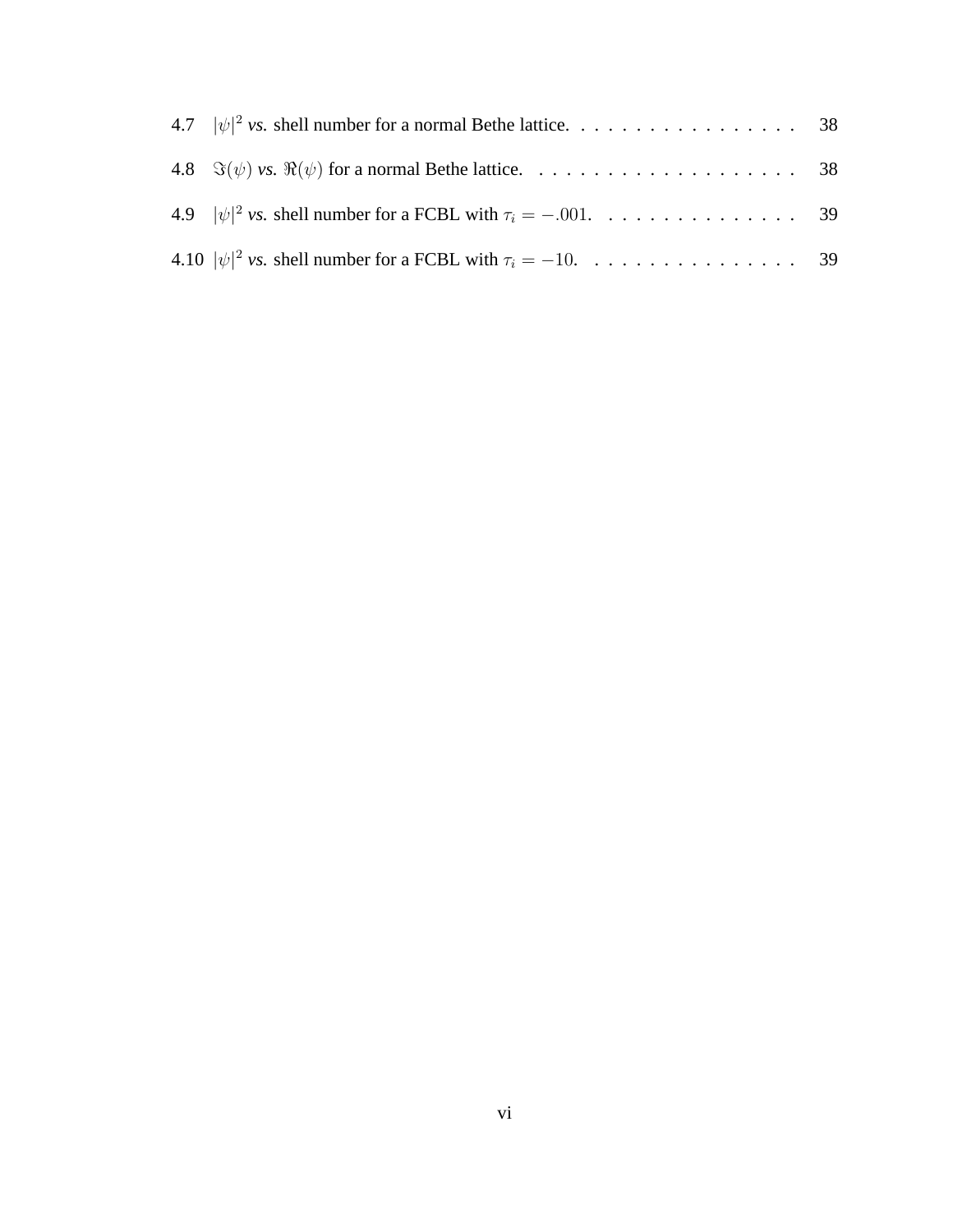4.7 $|\psi|^2$ *vs.* shell number for a normal Bethe lattice. . . . . . . . . . . . . . . . . 38

4.8 $\Im(\psi)$ *vs.* $\Re(\psi)$ for a normal Bethe lattice. . . . . . . . . . . . . . . . . . . . 38

4.9 $|\psi|^2$ *vs.* shell number for a FCBL with $\tau_i = -.001$. . . . . . . . . . . . . . . 39

4.10 $|\psi|^2$ *vs.* shell number for a FCBL with $\tau_i = -10$. . . . . . . . . . . . . . . . 39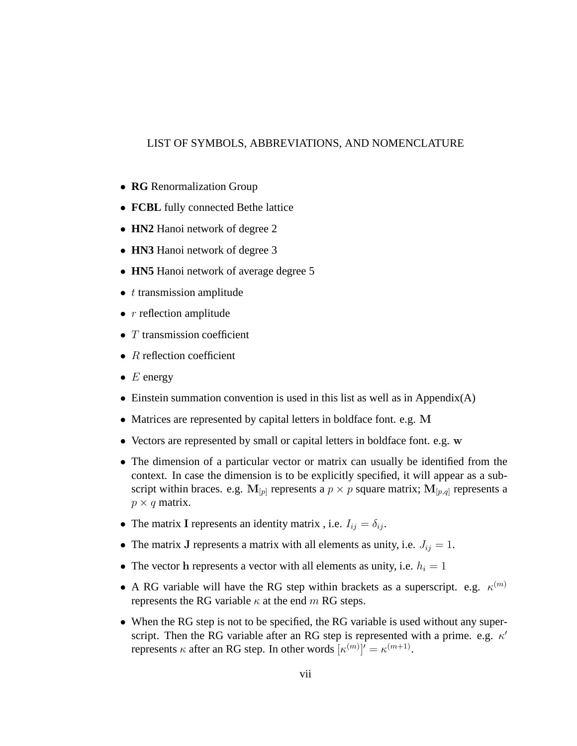# LIST OF SYMBOLS, ABBREVIATIONS, AND NOMENCLATURE

- **RG** Renormalization Group
- **FCBL** fully connected Bethe lattice
- **HN2** Hanoi network of degree 2
- **HN3** Hanoi network of degree 3
- **HN5** Hanoi network of average degree 5
- $t$ transmission amplitude
- $r$ reflection amplitude
- $T$ transmission coefficient
- $R$ reflection coefficient
- $E$ energy
- Einstein summation convention is used in this list as well as in Appendix(A)
- Matrices are represented by capital letters in boldface font. e.g. $\mathbf{M}$
- Vectors are represented by small or capital letters in boldface font. e.g. $\mathbf{w}$
- The dimension of a particular vector or matrix can usually be identified from the context. In case the dimension is to be explicitly specified, it will appear as a subscript within braces. e.g. $\mathbf{M}_{[p]}$ represents a $p \times p$ square matrix; $\mathbf{M}_{[p,q]}$ represents a $p \times q$ matrix.
- The matrix $\mathbf{I}$ represents an identity matrix , i.e. $I_{ij} = \delta_{ij}$.
- The matrix $\mathbf{J}$ represents a matrix with all elements as unity, i.e. $J_{ij} = 1$.
- The vector $\mathbf{h}$ represents a vector with all elements as unity, i.e. $h_i = 1$
- A RG variable will have the RG step within brackets as a superscript. e.g. $\kappa^{(m)}$ represents the RG variable $\kappa$ at the end $m$ RG steps.
- When the RG step is not to be specified, the RG variable is used without any superscript. Then the RG variable after an RG step is represented with a prime. e.g. $\kappa'$ represents $\kappa$ after an RG step. In other words $[\kappa^{(m)}]' = \kappa^{(m+1)}$.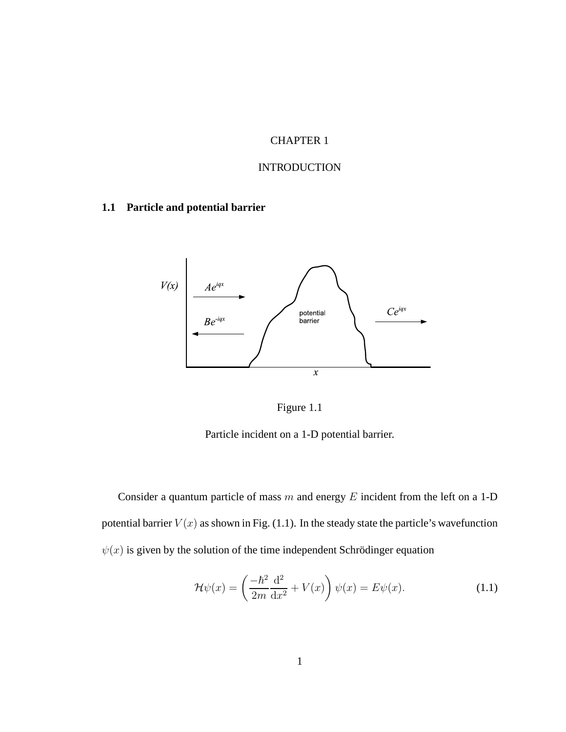# CHAPTER 1

# INTRODUCTION

## 1.1 Particle and potential barrier

Figure 1.1

Particle incident on a 1-D potential barrier.

Consider a quantum particle of mass $m$ and energy $E$ incident from the left on a 1-D potential barrier $V(x)$ as shown in Fig. (1.1). In the steady state the particle's wavefunction $\psi(x)$ is given by the solution of the time independent Schrödinger equation

$$\mathcal{H}\psi(x) = \left( \frac{-\hbar^2}{2m} \frac{\mathrm{d}^2}{\mathrm{d}x^2} + V(x) \right) \psi(x) = E\psi(x). \tag{1.1}$$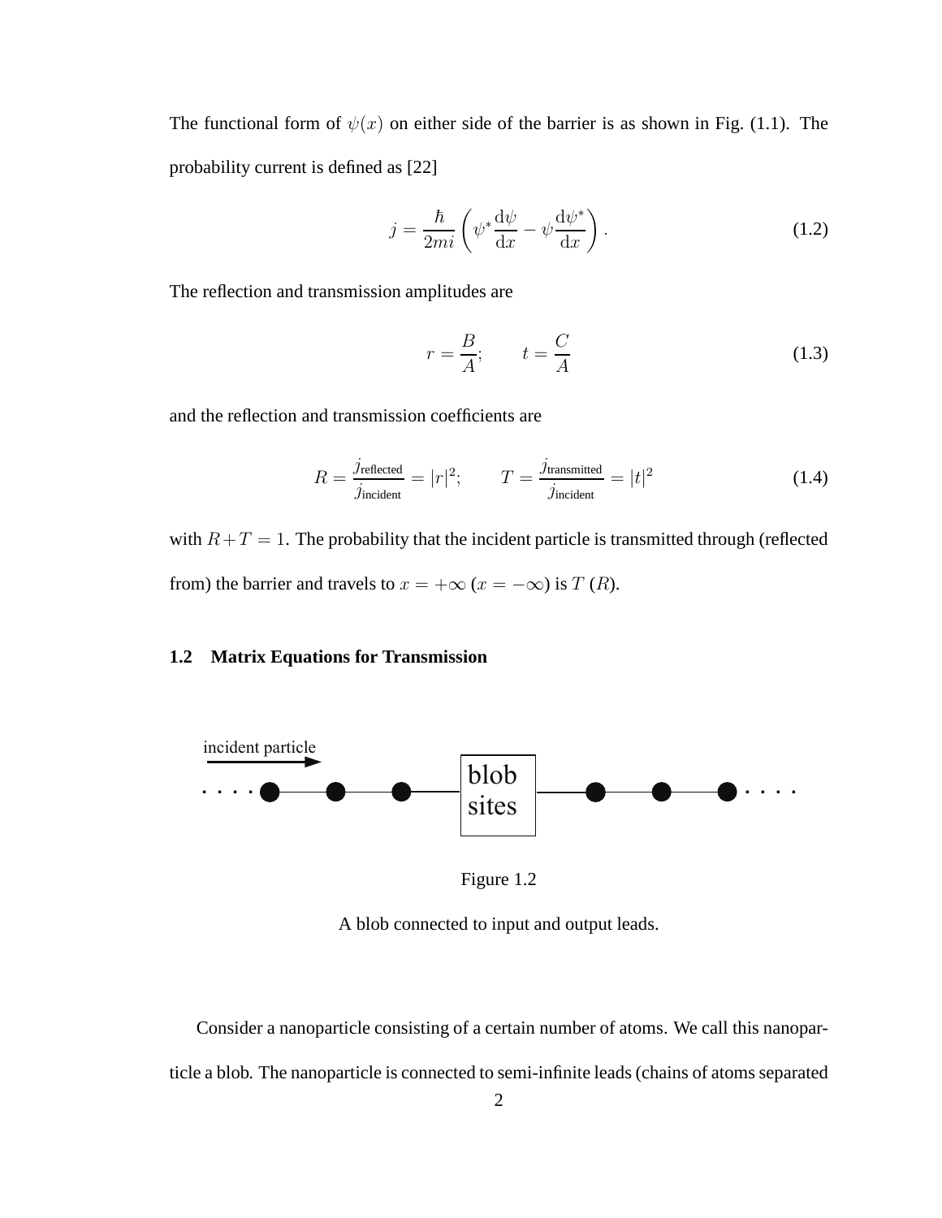The functional form of $\psi(x)$ on either side of the barrier is as shown in Fig. (1.1). The probability current is defined as [22]

$$j = \frac{\hbar}{2mi}\left(\psi^* \frac{\mathrm{d}\psi}{\mathrm{d}x} - \psi \frac{\mathrm{d}\psi^*}{\mathrm{d}x}\right). \tag{1.2}$$

The reflection and transmission amplitudes are

$$r = \frac{B}{A}; \qquad t = \frac{C}{A} \tag{1.3}$$

and the reflection and transmission coefficients are

$$R = \frac{j_{\text{reflected}}}{j_{\text{incident}}} = |r|^2; \qquad T = \frac{j_{\text{transmitted}}}{j_{\text{incident}}} = |t|^2 \tag{1.4}$$

with $R + T = 1$. The probability that the incident particle is transmitted through (reflected from) the barrier and travels to $x = +\infty$ ($x = -\infty$) is $T$ ($R$).

## 1.2 Matrix Equations for Transmission

Figure 1.2

A blob connected to input and output leads.

Consider a nanoparticle consisting of a certain number of atoms. We call this nanoparticle a blob. The nanoparticle is connected to semi-infinite leads (chains of atoms separated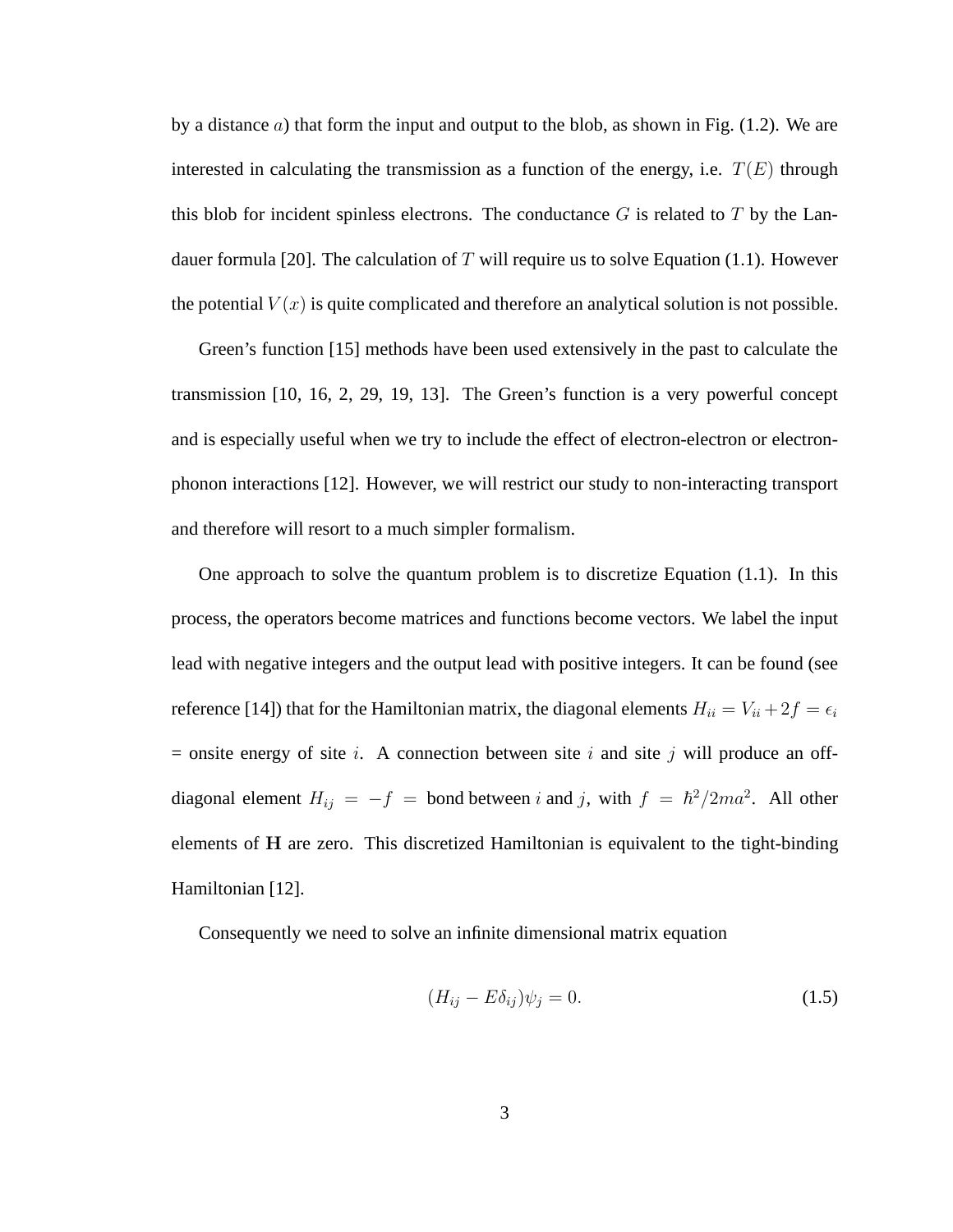by a distance $a$) that form the input and output to the blob, as shown in Fig. (1.2). We are interested in calculating the transmission as a function of the energy, i.e. $T(E)$ through this blob for incident spinless electrons. The conductance $G$ is related to $T$ by the Landauer formula [20]. The calculation of $T$ will require us to solve Equation (1.1). However the potential $V(x)$ is quite complicated and therefore an analytical solution is not possible.

Green's function [15] methods have been used extensively in the past to calculate the transmission [10, 16, 2, 29, 19, 13]. The Green's function is a very powerful concept and is especially useful when we try to include the effect of electron-electron or electron-phonon interactions [12]. However, we will restrict our study to non-interacting transport and therefore will resort to a much simpler formalism.

One approach to solve the quantum problem is to discretize Equation (1.1). In this process, the operators become matrices and functions become vectors. We label the input lead with negative integers and the output lead with positive integers. It can be found (see reference [14]) that for the Hamiltonian matrix, the diagonal elements $H_{ii} = V_{ii} + 2f = \epsilon_i$ = onsite energy of site $i$. A connection between site $i$ and site $j$ will produce an off-diagonal element $H_{ij} = -f =$ bond between $i$ and $j$, with $f = \hbar^2/2ma^2$. All other elements of $\mathbf{H}$ are zero. This discretized Hamiltonian is equivalent to the tight-binding Hamiltonian [12].

Consequently we need to solve an infinite dimensional matrix equation

$$(H_{ij} - E\delta_{ij})\psi_j = 0. \tag{1.5}$$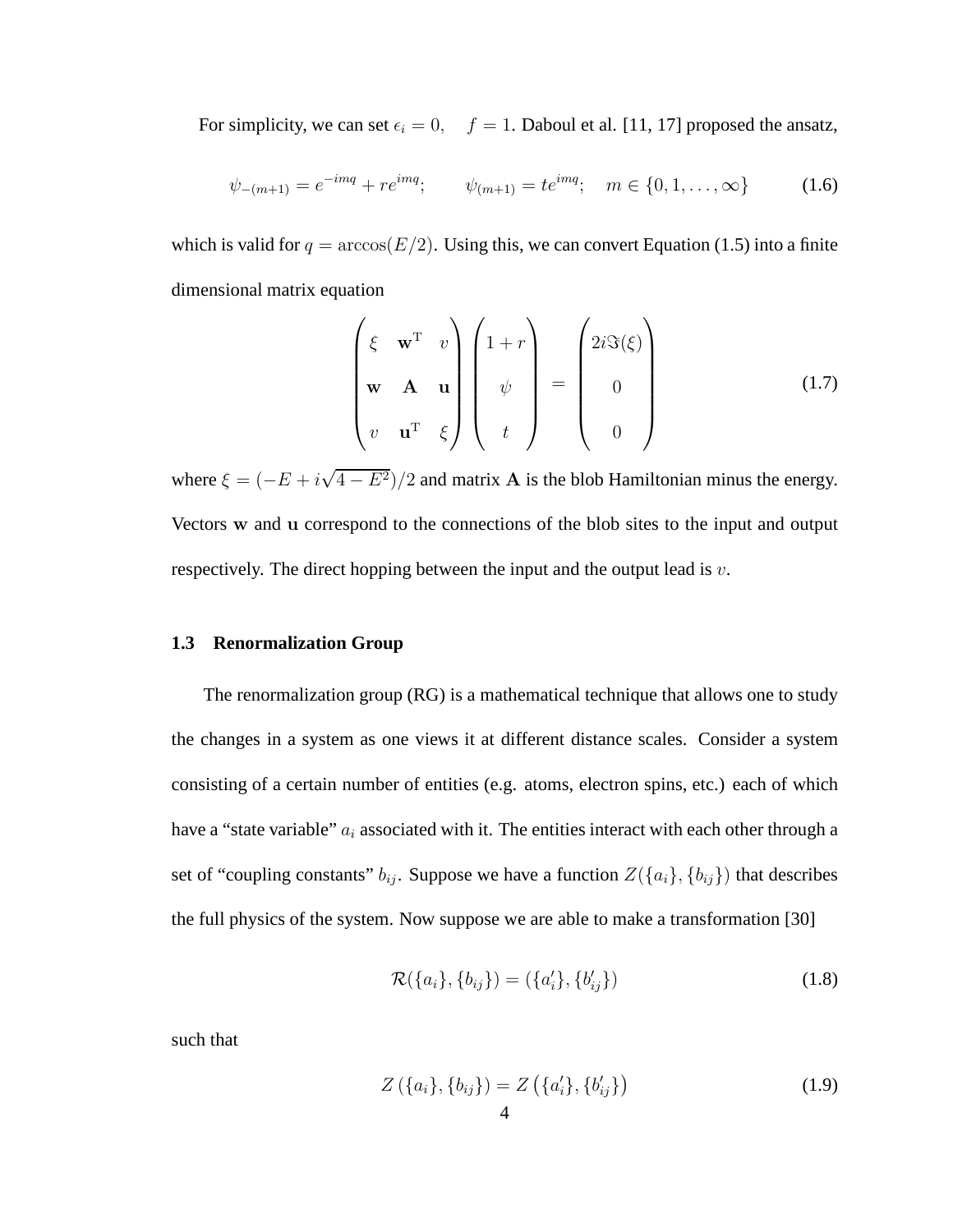For simplicity, we can set $\epsilon_i = 0, \quad f = 1$. Daboul et al. [11, 17] proposed the ansatz,

$$\psi_{-(m+1)} = e^{-imq} + re^{imq}; \qquad \psi_{(m+1)} = te^{imq}; \quad m \in \{0, 1, \ldots, \infty\} \tag{1.6}$$

which is valid for $q = \arccos(E/2)$. Using this, we can convert Equation (1.5) into a finite dimensional matrix equation

$$\begin{pmatrix} \xi & \mathbf{w}^{\mathrm{T}} & v \\ \mathbf{w} & \mathbf{A} & \mathbf{u} \\ v & \mathbf{u}^{\mathrm{T}} & \xi \end{pmatrix} \begin{pmatrix} 1+r \\ \psi \\ t \end{pmatrix} = \begin{pmatrix} 2i\Im(\xi) \\ 0 \\ 0 \end{pmatrix} \tag{1.7}$$

where $\xi = (-E + i\sqrt{4 - E^2})/2$ and matrix $\mathbf{A}$ is the blob Hamiltonian minus the energy. Vectors $\mathbf{w}$ and $\mathbf{u}$ correspond to the connections of the blob sites to the input and output respectively. The direct hopping between the input and the output lead is $v$.

### 1.3 Renormalization Group

The renormalization group (RG) is a mathematical technique that allows one to study the changes in a system as one views it at different distance scales. Consider a system consisting of a certain number of entities (e.g. atoms, electron spins, etc.) each of which have a "state variable" $a_i$ associated with it. The entities interact with each other through a set of "coupling constants" $b_{ij}$. Suppose we have a function $Z(\{a_i\}, \{b_{ij}\})$ that describes the full physics of the system. Now suppose we are able to make a transformation [30]

$$\mathcal{R}(\{a_i\}, \{b_{ij}\}) = (\{a'_i\}, \{b'_{ij}\}) \tag{1.8}$$

such that

$$Z\left(\{a_i\}, \{b_{ij}\}\right) = Z\left(\{a'_i\}, \{b'_{ij}\}\right) \tag{1.9}$$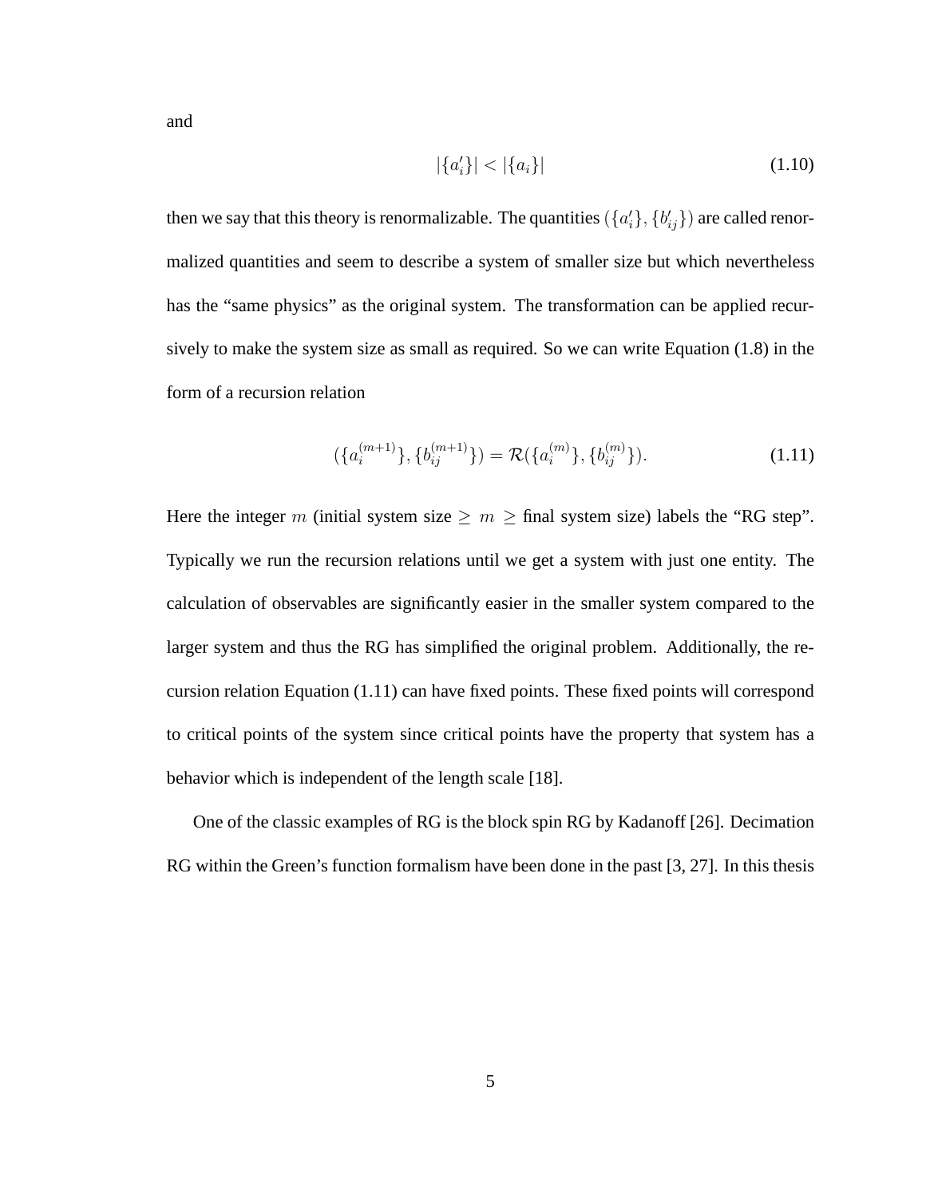and

$$|\{a'_i\}| < |\{a_i\}| \tag{1.10}$$

then we say that this theory is renormalizable. The quantities $(\{a'_i\}, \{b'_{ij}\})$ are called renormalized quantities and seem to describe a system of smaller size but which nevertheless has the "same physics" as the original system. The transformation can be applied recursively to make the system size as small as required. So we can write Equation (1.8) in the form of a recursion relation

$$(\{a_i^{(m+1)}\}, \{b_{ij}^{(m+1)}\}) = \mathcal{R}(\{a_i^{(m)}\}, \{b_{ij}^{(m)}\}). \tag{1.11}$$

Here the integer $m$ (initial system size $\geq m \geq$ final system size) labels the "RG step". Typically we run the recursion relations until we get a system with just one entity. The calculation of observables are significantly easier in the smaller system compared to the larger system and thus the RG has simplified the original problem. Additionally, the recursion relation Equation (1.11) can have fixed points. These fixed points will correspond to critical points of the system since critical points have the property that system has a behavior which is independent of the length scale [18].

One of the classic examples of RG is the block spin RG by Kadanoff [26]. Decimation RG within the Green's function formalism have been done in the past [3, 27]. In this thesis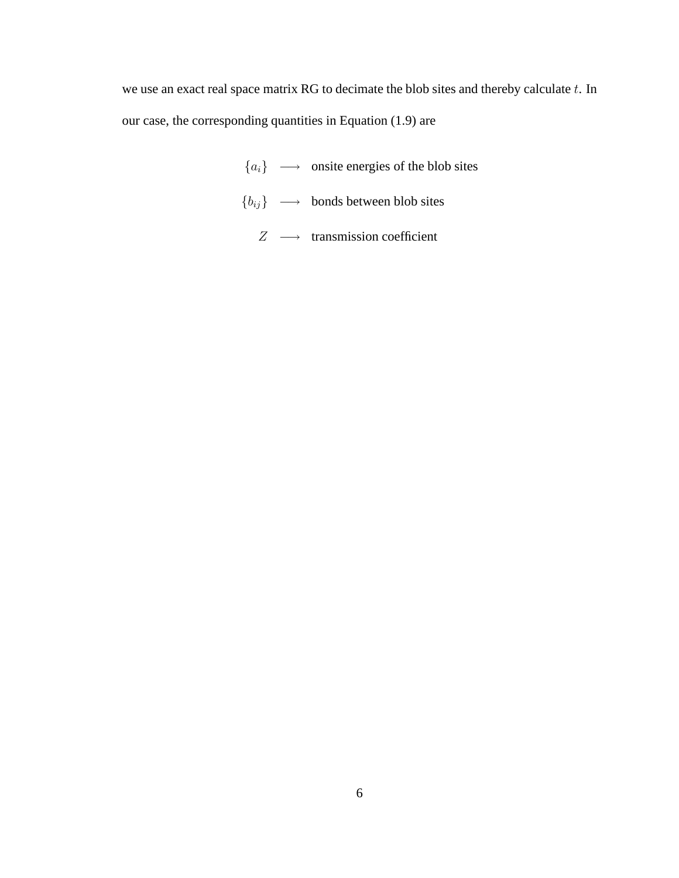we use an exact real space matrix RG to decimate the blob sites and thereby calculate $t$. In our case, the corresponding quantities in Equation (1.9) are

$$\begin{aligned}
\{a_i\} &\longrightarrow \text{ onsite energies of the blob sites} \\
\{b_{ij}\} &\longrightarrow \text{ bonds between blob sites} \\
Z &\longrightarrow \text{ transmission coefficient}
\end{aligned}$$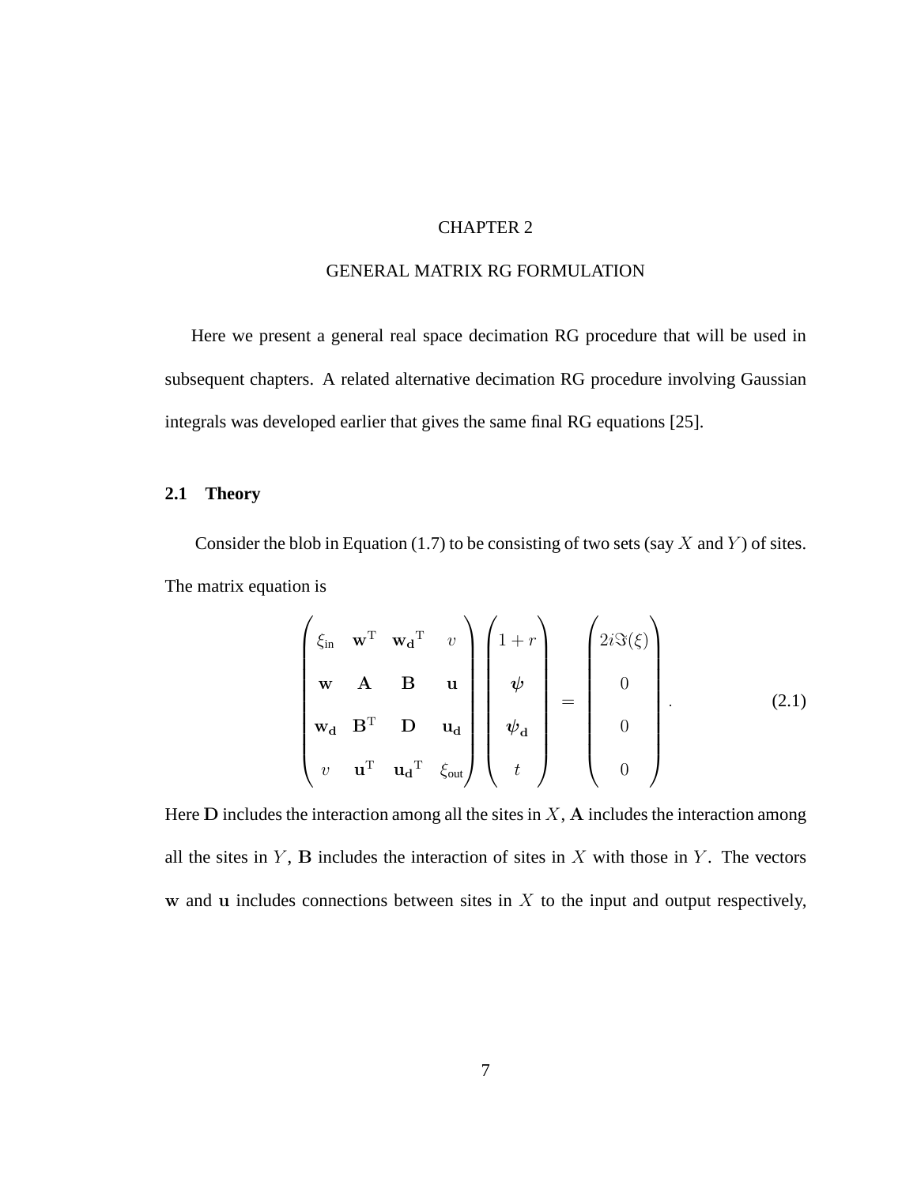# CHAPTER 2

# GENERAL MATRIX RG FORMULATION

Here we present a general real space decimation RG procedure that will be used in subsequent chapters. A related alternative decimation RG procedure involving Gaussian integrals was developed earlier that gives the same final RG equations [25].

## 2.1 Theory

Consider the blob in Equation (1.7) to be consisting of two sets (say $X$ and $Y$) of sites. The matrix equation is

$$
\begin{pmatrix}
\xi_{\text{in}} & \mathbf{w}^{\mathrm{T}} & \mathbf{w_d}^{\mathrm{T}} & v \\
\mathbf{w} & \mathbf{A} & \mathbf{B} & \mathbf{u} \\
\mathbf{w_d} & \mathbf{B}^{\mathrm{T}} & \mathbf{D} & \mathbf{u_d} \\
v & \mathbf{u}^{\mathrm{T}} & \mathbf{u_d}^{\mathrm{T}} & \xi_{\text{out}}
\end{pmatrix}
\begin{pmatrix}
1+r \\
\boldsymbol{\psi} \\
\boldsymbol{\psi}_{\mathbf{d}} \\
t
\end{pmatrix}
=
\begin{pmatrix}
2i\Im(\xi) \\
0 \\
0 \\
0
\end{pmatrix}. \tag{2.1}
$$

Here $\mathbf{D}$ includes the interaction among all the sites in $X$, $\mathbf{A}$ includes the interaction among all the sites in $Y$, $\mathbf{B}$ includes the interaction of sites in $X$ with those in $Y$. The vectors $\mathbf{w}$ and $\mathbf{u}$ includes connections between sites in $X$ to the input and output respectively,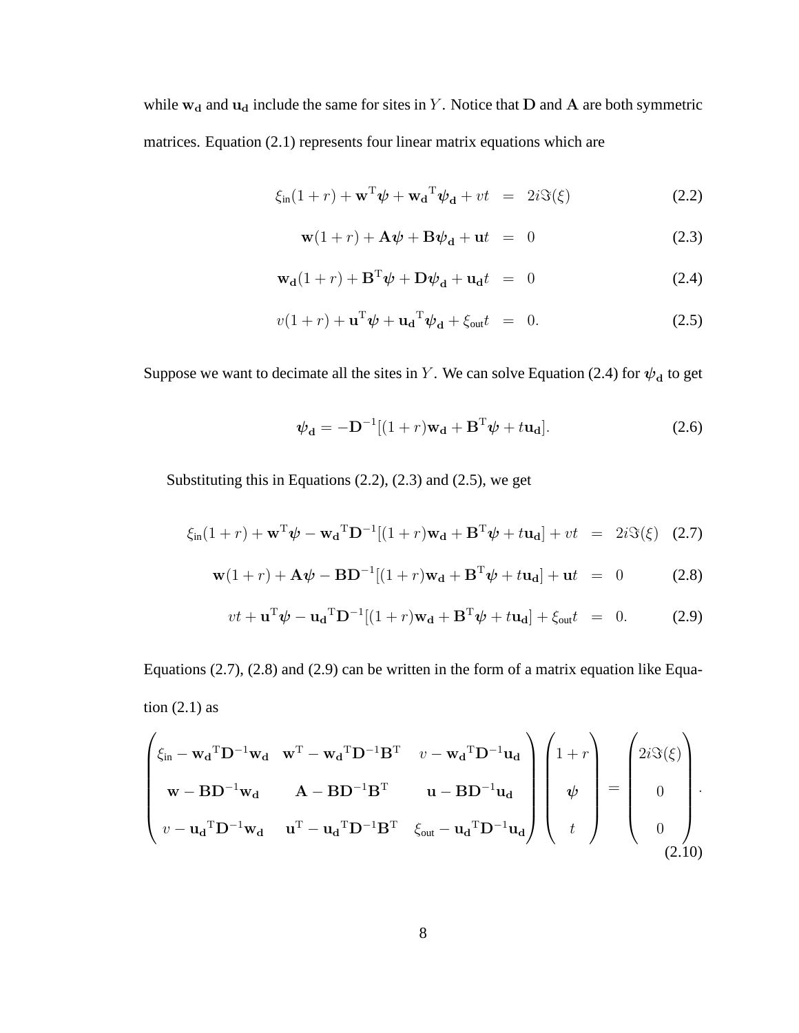while $\mathbf{w_d}$ and $\mathbf{u_d}$ include the same for sites in $Y$. Notice that $\mathbf{D}$ and $\mathbf{A}$ are both symmetric matrices. Equation (2.1) represents four linear matrix equations which are

$$\xi_{\text{in}}(1+r) + \mathbf{w}^{\mathrm{T}}\boldsymbol{\psi} + \mathbf{w_d}^{\mathrm{T}}\boldsymbol{\psi}_\mathbf{d} + vt = 2i\Im(\xi) \tag{2.2}$$

$$\mathbf{w}(1+r) + \mathbf{A}\boldsymbol{\psi} + \mathbf{B}\boldsymbol{\psi}_\mathbf{d} + \mathbf{u}t = 0 \tag{2.3}$$

$$\mathbf{w_d}(1+r) + \mathbf{B}^{\mathrm{T}}\boldsymbol{\psi} + \mathbf{D}\boldsymbol{\psi}_\mathbf{d} + \mathbf{u_d}t = 0 \tag{2.4}$$

$$v(1+r) + \mathbf{u}^{\mathrm{T}}\boldsymbol{\psi} + \mathbf{u_d}^{\mathrm{T}}\boldsymbol{\psi}_\mathbf{d} + \xi_{\text{out}}t = 0. \tag{2.5}$$

Suppose we want to decimate all the sites in $Y$. We can solve Equation (2.4) for $\boldsymbol{\psi}_\mathbf{d}$ to get

$$\boldsymbol{\psi}_\mathbf{d} = -\mathbf{D}^{-1}[(1+r)\mathbf{w_d} + \mathbf{B}^{\mathrm{T}}\boldsymbol{\psi} + t\mathbf{u_d}]. \tag{2.6}$$

Substituting this in Equations (2.2), (2.3) and (2.5), we get

$$\xi_{\text{in}}(1+r) + \mathbf{w}^{\mathrm{T}}\boldsymbol{\psi} - \mathbf{w_d}^{\mathrm{T}}\mathbf{D}^{-1}[(1+r)\mathbf{w_d} + \mathbf{B}^{\mathrm{T}}\boldsymbol{\psi} + t\mathbf{u_d}] + vt = 2i\Im(\xi) \tag{2.7}$$

$$\mathbf{w}(1+r) + \mathbf{A}\boldsymbol{\psi} - \mathbf{B}\mathbf{D}^{-1}[(1+r)\mathbf{w_d} + \mathbf{B}^{\mathrm{T}}\boldsymbol{\psi} + t\mathbf{u_d}] + \mathbf{u}t = 0 \tag{2.8}$$

$$vt + \mathbf{u}^{\mathrm{T}}\boldsymbol{\psi} - \mathbf{u_d}^{\mathrm{T}}\mathbf{D}^{-1}[(1+r)\mathbf{w_d} + \mathbf{B}^{\mathrm{T}}\boldsymbol{\psi} + t\mathbf{u_d}] + \xi_{\text{out}}t = 0. \tag{2.9}$$

Equations (2.7), (2.8) and (2.9) can be written in the form of a matrix equation like Equation (2.1) as

$$\begin{pmatrix} \xi_{\text{in}} - \mathbf{w_d}^{\mathrm{T}}\mathbf{D}^{-1}\mathbf{w_d} & \mathbf{w}^{\mathrm{T}} - \mathbf{w_d}^{\mathrm{T}}\mathbf{D}^{-1}\mathbf{B}^{\mathrm{T}} & v - \mathbf{w_d}^{\mathrm{T}}\mathbf{D}^{-1}\mathbf{u_d} \\ \mathbf{w} - \mathbf{B}\mathbf{D}^{-1}\mathbf{w_d} & \mathbf{A} - \mathbf{B}\mathbf{D}^{-1}\mathbf{B}^{\mathrm{T}} & \mathbf{u} - \mathbf{B}\mathbf{D}^{-1}\mathbf{u_d} \\ v - \mathbf{u_d}^{\mathrm{T}}\mathbf{D}^{-1}\mathbf{w_d} & \mathbf{u}^{\mathrm{T}} - \mathbf{u_d}^{\mathrm{T}}\mathbf{D}^{-1}\mathbf{B}^{\mathrm{T}} & \xi_{\text{out}} - \mathbf{u_d}^{\mathrm{T}}\mathbf{D}^{-1}\mathbf{u_d} \end{pmatrix} \begin{pmatrix} 1+r \\ \boldsymbol{\psi} \\ t \end{pmatrix} = \begin{pmatrix} 2i\Im(\xi) \\ 0 \\ 0 \end{pmatrix}. \tag{2.10}$$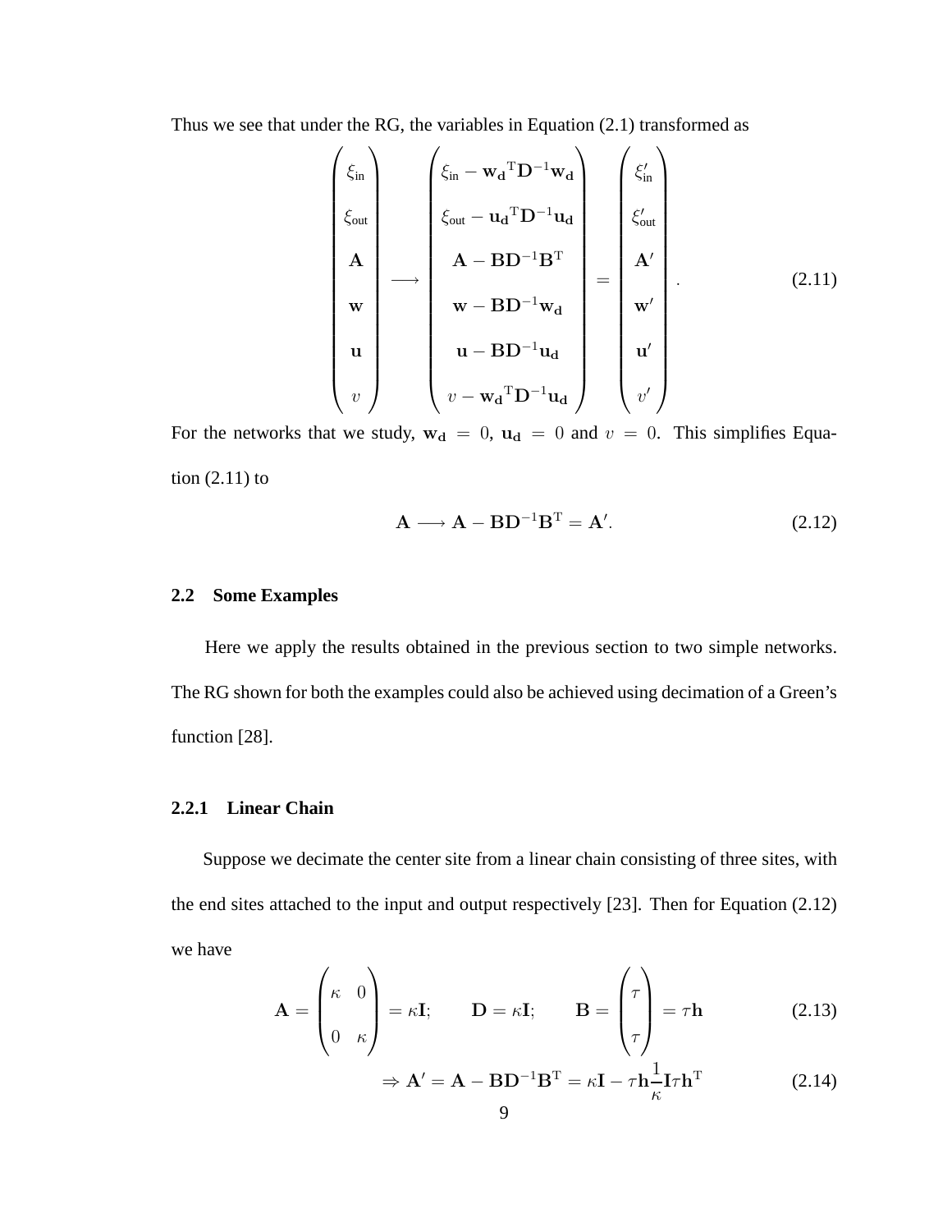Thus we see that under the RG, the variables in Equation (2.1) transformed as

$$
\begin{pmatrix} \xi_{\text{in}} \\ \xi_{\text{out}} \\ \mathbf{A} \\ \mathbf{w} \\ \mathbf{u} \\ v \end{pmatrix} \longrightarrow \begin{pmatrix} \xi_{\text{in}} - \mathbf{w_d}^{\mathrm{T}}\mathbf{D}^{-1}\mathbf{w_d} \\ \xi_{\text{out}} - \mathbf{u_d}^{\mathrm{T}}\mathbf{D}^{-1}\mathbf{u_d} \\ \mathbf{A} - \mathbf{B}\mathbf{D}^{-1}\mathbf{B}^{\mathrm{T}} \\ \mathbf{w} - \mathbf{B}\mathbf{D}^{-1}\mathbf{w_d} \\ \mathbf{u} - \mathbf{B}\mathbf{D}^{-1}\mathbf{u_d} \\ v - \mathbf{w_d}^{\mathrm{T}}\mathbf{D}^{-1}\mathbf{u_d} \end{pmatrix} = \begin{pmatrix} \xi'_{\text{in}} \\ \xi'_{\text{out}} \\ \mathbf{A}' \\ \mathbf{w}' \\ \mathbf{u}' \\ v' \end{pmatrix}. \tag{2.11}
$$

For the networks that we study, $\mathbf{w_d} = 0$, $\mathbf{u_d} = 0$ and $v = 0$. This simplifies Equation (2.11) to

$$
\mathbf{A} \longrightarrow \mathbf{A} - \mathbf{B}\mathbf{D}^{-1}\mathbf{B}^{\mathrm{T}} = \mathbf{A}'. \tag{2.12}
$$

## 2.2 Some Examples

Here we apply the results obtained in the previous section to two simple networks. The RG shown for both the examples could also be achieved using decimation of a Green's function [28].

### 2.2.1 Linear Chain

Suppose we decimate the center site from a linear chain consisting of three sites, with the end sites attached to the input and output respectively [23]. Then for Equation (2.12) we have

$$
\mathbf{A} = \begin{pmatrix} \kappa & 0 \\ 0 & \kappa \end{pmatrix} = \kappa\mathbf{I}; \qquad \mathbf{D} = \kappa\mathbf{I}; \qquad \mathbf{B} = \begin{pmatrix} \tau \\ \tau \end{pmatrix} = \tau\mathbf{h} \tag{2.13}
$$

$$
\Rightarrow \mathbf{A}' = \mathbf{A} - \mathbf{B}\mathbf{D}^{-1}\mathbf{B}^{\mathrm{T}} = \kappa\mathbf{I} - \tau\mathbf{h}\frac{1}{\kappa}\mathbf{I}\tau\mathbf{h}^{\mathrm{T}} \tag{2.14}
$$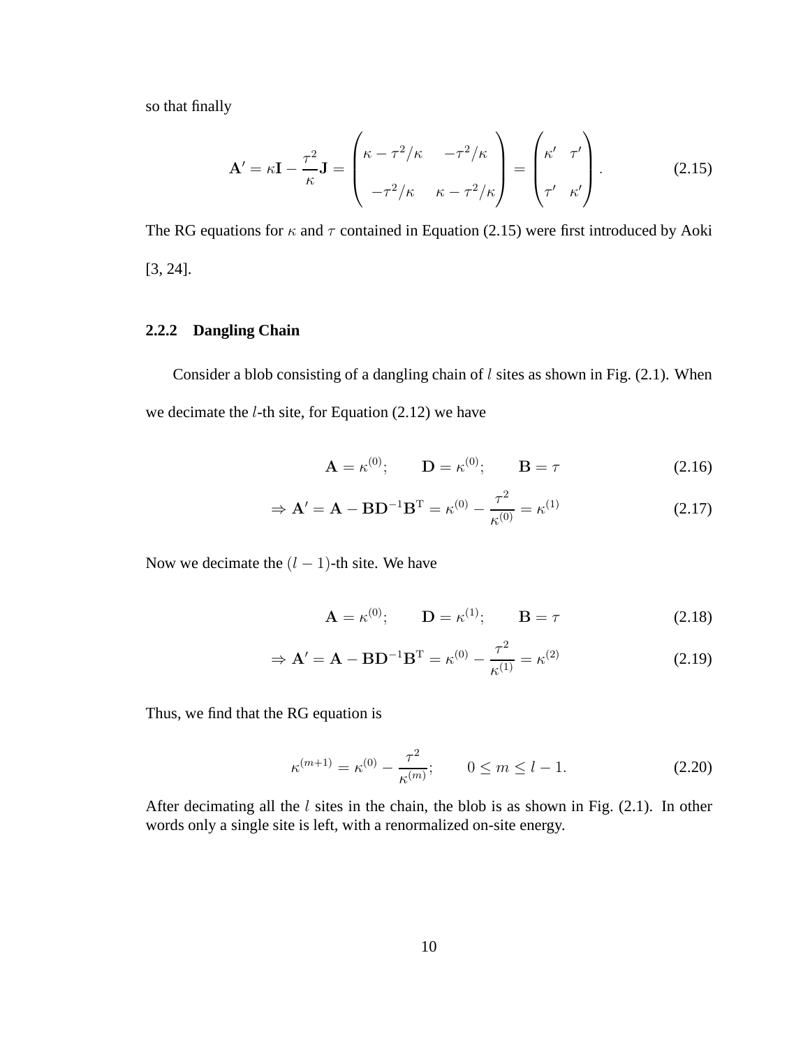so that finally

$$\mathbf{A}' = \kappa \mathbf{I} - \frac{\tau^2}{\kappa}\mathbf{J} = \begin{pmatrix} \kappa - \tau^2/\kappa & -\tau^2/\kappa \\ -\tau^2/\kappa & \kappa - \tau^2/\kappa \end{pmatrix} = \begin{pmatrix} \kappa' & \tau' \\ \tau' & \kappa' \end{pmatrix}. \tag{2.15}$$

The RG equations for $\kappa$ and $\tau$ contained in Equation (2.15) were first introduced by Aoki [3, 24].

### 2.2.2 Dangling Chain

Consider a blob consisting of a dangling chain of $l$ sites as shown in Fig. (2.1). When we decimate the $l$-th site, for Equation (2.12) we have

$$\mathbf{A} = \kappa^{(0)}; \qquad \mathbf{D} = \kappa^{(0)}; \qquad \mathbf{B} = \tau \tag{2.16}$$

$$\Rightarrow \mathbf{A}' = \mathbf{A} - \mathbf{B}\mathbf{D}^{-1}\mathbf{B}^{\mathrm{T}} = \kappa^{(0)} - \frac{\tau^2}{\kappa^{(0)}} = \kappa^{(1)} \tag{2.17}$$

Now we decimate the $(l-1)$-th site. We have

$$\mathbf{A} = \kappa^{(0)}; \qquad \mathbf{D} = \kappa^{(1)}; \qquad \mathbf{B} = \tau \tag{2.18}$$

$$\Rightarrow \mathbf{A}' = \mathbf{A} - \mathbf{B}\mathbf{D}^{-1}\mathbf{B}^{\mathrm{T}} = \kappa^{(0)} - \frac{\tau^2}{\kappa^{(1)}} = \kappa^{(2)} \tag{2.19}$$

Thus, we find that the RG equation is

$$\kappa^{(m+1)} = \kappa^{(0)} - \frac{\tau^2}{\kappa^{(m)}}; \qquad 0 \leq m \leq l-1. \tag{2.20}$$

After decimating all the $l$ sites in the chain, the blob is as shown in Fig. (2.1). In other words only a single site is left, with a renormalized on-site energy.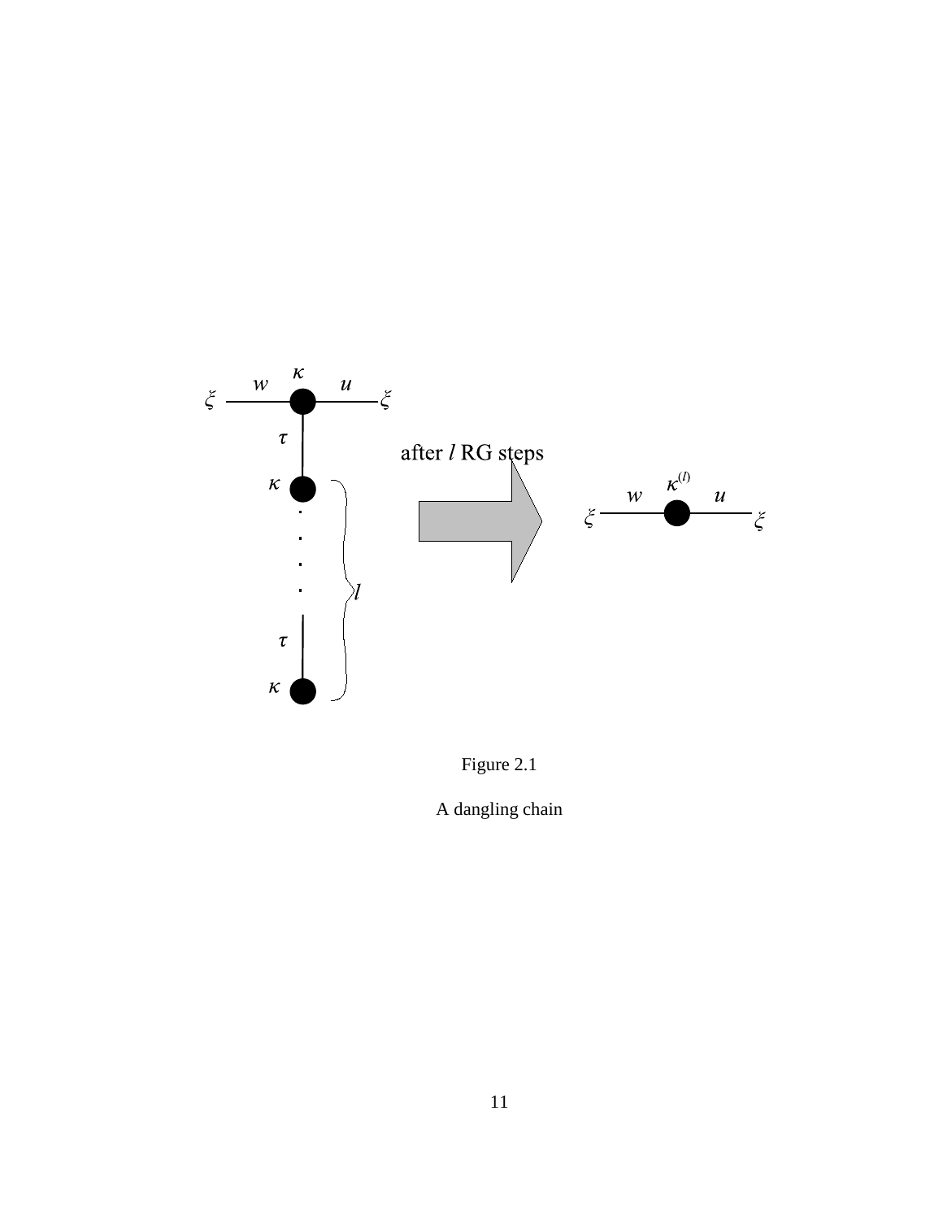Figure 2.1

A dangling chain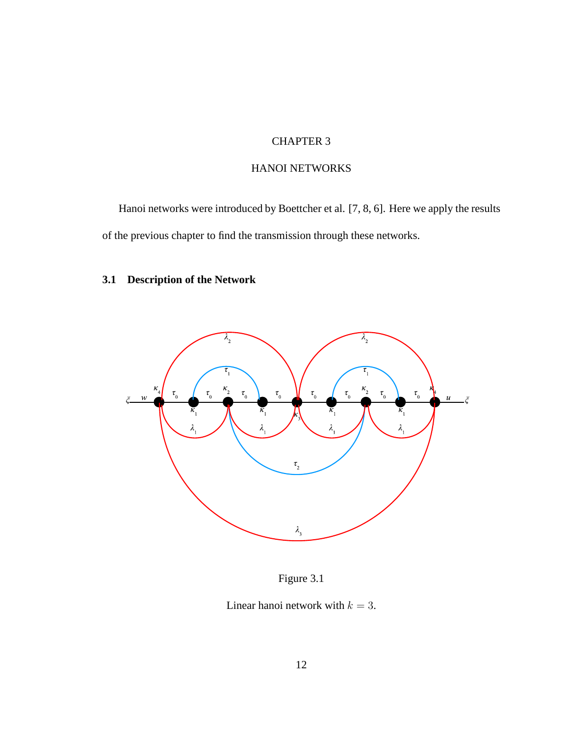# CHAPTER 3

# HANOI NETWORKS

Hanoi networks were introduced by Boettcher et al. [7, 8, 6]. Here we apply the results of the previous chapter to find the transmission through these networks.

## 3.1 Description of the Network

Figure 3.1

Linear hanoi network with $k = 3$.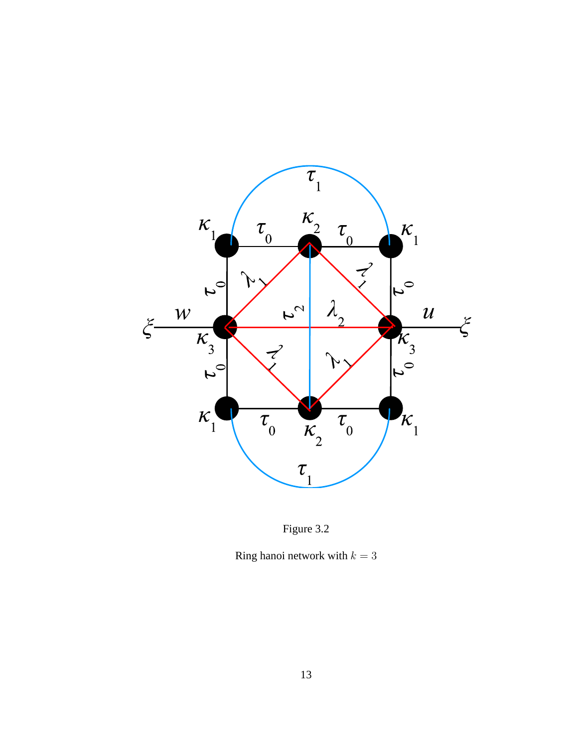Figure 3.2

Ring hanoi network with $k = 3$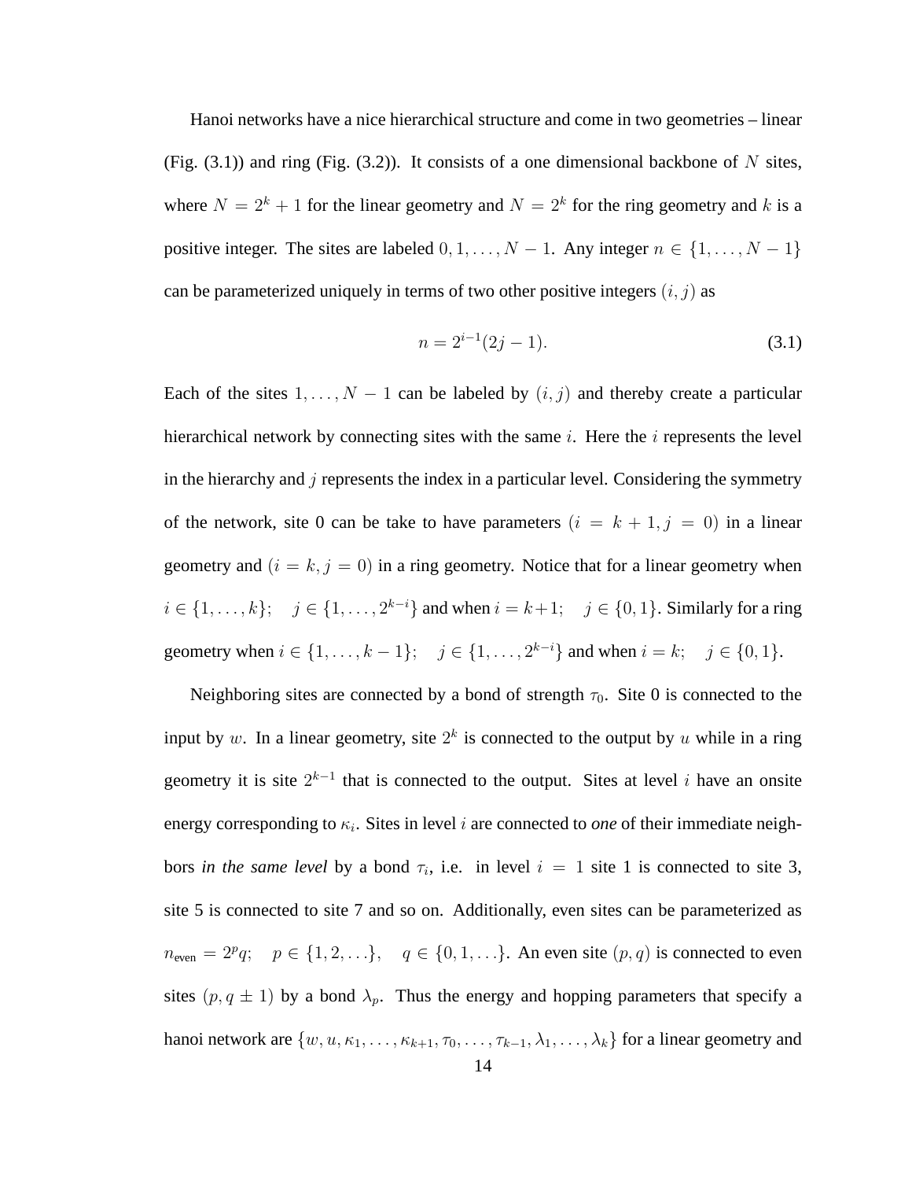Hanoi networks have a nice hierarchical structure and come in two geometries – linear (Fig. (3.1)) and ring (Fig. (3.2)). It consists of a one dimensional backbone of $N$ sites, where $N = 2^k + 1$ for the linear geometry and $N = 2^k$ for the ring geometry and $k$ is a positive integer. The sites are labeled $0, 1, \ldots, N-1$. Any integer $n \in \{1, \ldots, N-1\}$ can be parameterized uniquely in terms of two other positive integers $(i, j)$ as

$$n = 2^{i-1}(2j-1). \tag{3.1}$$

Each of the sites $1, \ldots, N-1$ can be labeled by $(i, j)$ and thereby create a particular hierarchical network by connecting sites with the same $i$. Here the $i$ represents the level in the hierarchy and $j$ represents the index in a particular level. Considering the symmetry of the network, site 0 can be take to have parameters $(i = k+1, j = 0)$ in a linear geometry and $(i = k, j = 0)$ in a ring geometry. Notice that for a linear geometry when $i \in \{1, \ldots, k\}; \quad j \in \{1, \ldots, 2^{k-i}\}$ and when $i = k+1; \quad j \in \{0, 1\}$. Similarly for a ring geometry when $i \in \{1, \ldots, k-1\}; \quad j \in \{1, \ldots, 2^{k-i}\}$ and when $i = k; \quad j \in \{0, 1\}$.

Neighboring sites are connected by a bond of strength $\tau_0$. Site 0 is connected to the input by $w$. In a linear geometry, site $2^k$ is connected to the output by $u$ while in a ring geometry it is site $2^{k-1}$ that is connected to the output. Sites at level $i$ have an onsite energy corresponding to $\kappa_i$. Sites in level $i$ are connected to *one* of their immediate neighbors *in the same level* by a bond $\tau_i$, i.e. in level $i = 1$ site 1 is connected to site 3, site 5 is connected to site 7 and so on. Additionally, even sites can be parameterized as $n_{\text{even}} = 2^p q; \quad p \in \{1, 2, \ldots\}, \quad q \in \{0, 1, \ldots\}$. An even site $(p, q)$ is connected to even sites $(p, q \pm 1)$ by a bond $\lambda_p$. Thus the energy and hopping parameters that specify a hanoi network are $\{w, u, \kappa_1, \ldots, \kappa_{k+1}, \tau_0, \ldots, \tau_{k-1}, \lambda_1, \ldots, \lambda_k\}$ for a linear geometry and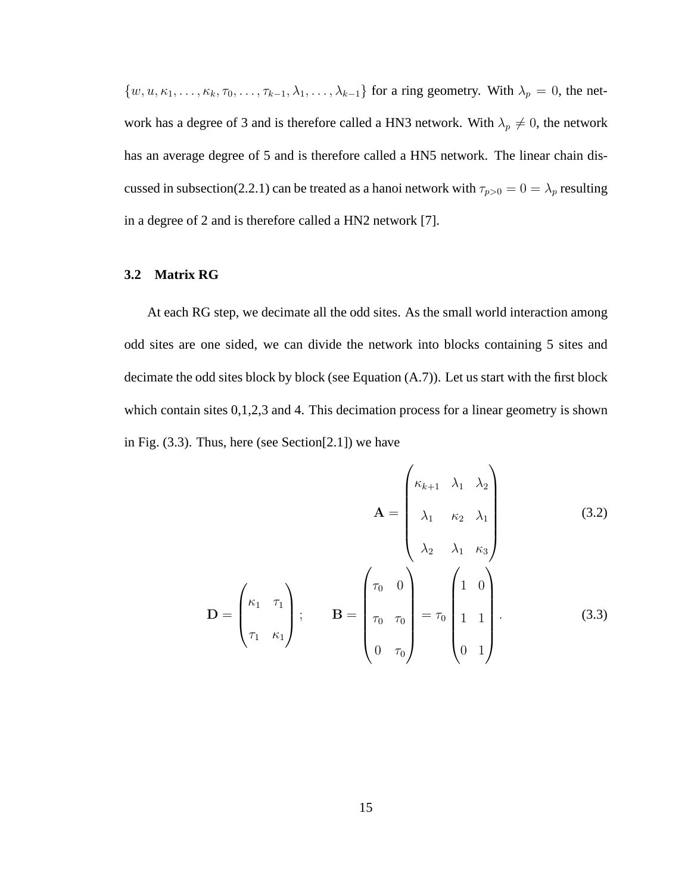$\{w, u, \kappa_1, \ldots, \kappa_k, \tau_0, \ldots, \tau_{k-1}, \lambda_1, \ldots, \lambda_{k-1}\}$ for a ring geometry. With $\lambda_p = 0$, the network has a degree of 3 and is therefore called a HN3 network. With $\lambda_p \neq 0$, the network has an average degree of 5 and is therefore called a HN5 network. The linear chain discussed in subsection(2.2.1) can be treated as a hanoi network with $\tau_{p>0} = 0 = \lambda_p$ resulting in a degree of 2 and is therefore called a HN2 network [7].

### 3.2 Matrix RG

At each RG step, we decimate all the odd sites. As the small world interaction among odd sites are one sided, we can divide the network into blocks containing 5 sites and decimate the odd sites block by block (see Equation (A.7)). Let us start with the first block which contain sites 0,1,2,3 and 4. This decimation process for a linear geometry is shown in Fig. (3.3). Thus, here (see Section[2.1]) we have

$$\mathbf{A} = \begin{pmatrix} \kappa_{k+1} & \lambda_1 & \lambda_2 \\ \lambda_1 & \kappa_2 & \lambda_1 \\ \lambda_2 & \lambda_1 & \kappa_3 \end{pmatrix} \tag{3.2}$$

$$\mathbf{D} = \begin{pmatrix} \kappa_1 & \tau_1 \\ \tau_1 & \kappa_1 \end{pmatrix}; \qquad \mathbf{B} = \begin{pmatrix} \tau_0 & 0 \\ \tau_0 & \tau_0 \\ 0 & \tau_0 \end{pmatrix} = \tau_0 \begin{pmatrix} 1 & 0 \\ 1 & 1 \\ 0 & 1 \end{pmatrix}. \tag{3.3}$$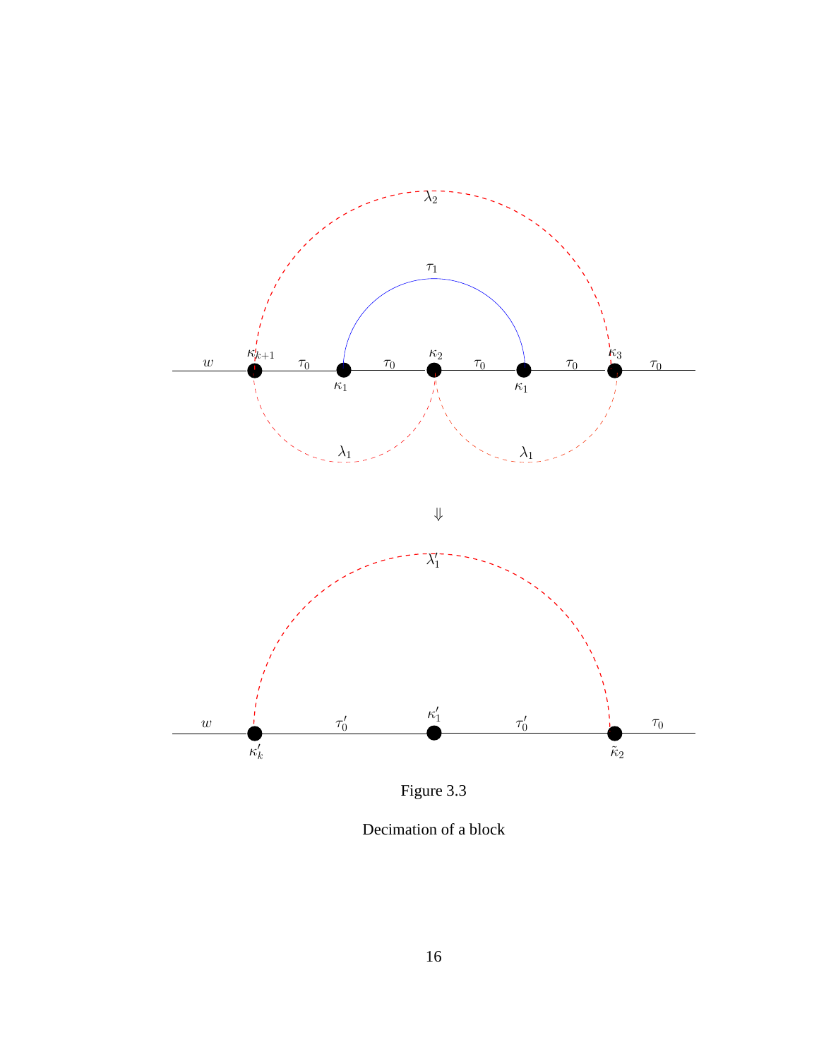Figure 3.3

Decimation of a block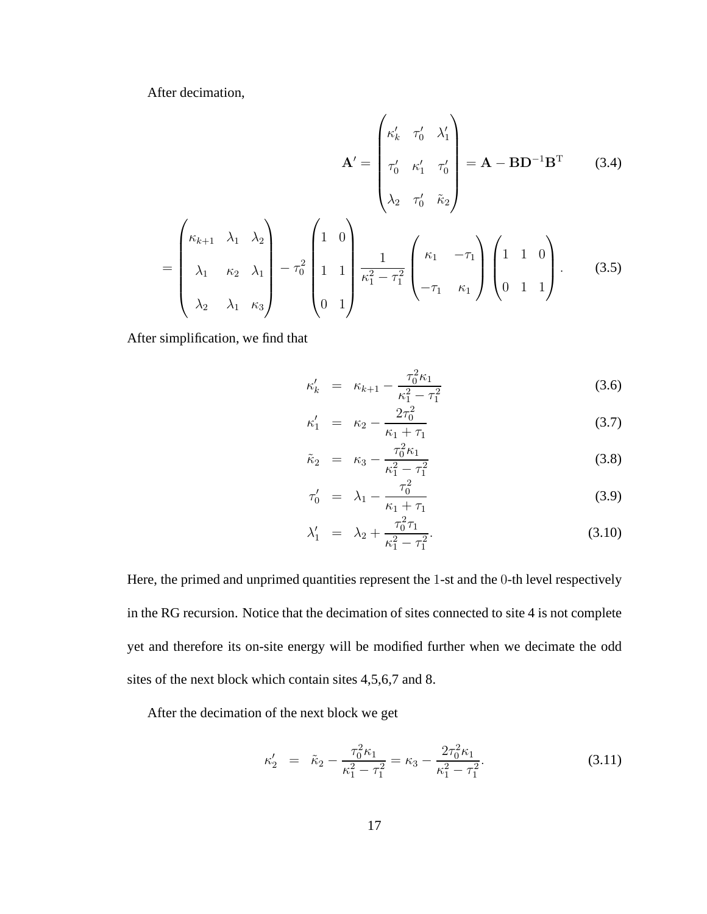After decimation,

$$\mathbf{A}' = \begin{pmatrix} \kappa_k' & \tau_0' & \lambda_1' \\ \tau_0' & \kappa_1' & \tau_0' \\ \lambda_2 & \tau_0' & \tilde{\kappa}_2 \end{pmatrix} = \mathbf{A} - \mathbf{B}\mathbf{D}^{-1}\mathbf{B}^{\mathrm{T}} \tag{3.4}$$

$$= \begin{pmatrix} \kappa_{k+1} & \lambda_1 & \lambda_2 \\ \lambda_1 & \kappa_2 & \lambda_1 \\ \lambda_2 & \lambda_1 & \kappa_3 \end{pmatrix} - \tau_0^2 \begin{pmatrix} 1 & 0 \\ 1 & 1 \\ 0 & 1 \end{pmatrix} \frac{1}{\kappa_1^2 - \tau_1^2} \begin{pmatrix} \kappa_1 & -\tau_1 \\ -\tau_1 & \kappa_1 \end{pmatrix} \begin{pmatrix} 1 & 1 & 0 \\ 0 & 1 & 1 \end{pmatrix}. \tag{3.5}$$

After simplification, we find that

$$\kappa_k' = \kappa_{k+1} - \frac{\tau_0^2 \kappa_1}{\kappa_1^2 - \tau_1^2} \tag{3.6}$$

$$\kappa_1' = \kappa_2 - \frac{2\tau_0^2}{\kappa_1 + \tau_1} \tag{3.7}$$

$$\tilde{\kappa}_2 = \kappa_3 - \frac{\tau_0^2 \kappa_1}{\kappa_1^2 - \tau_1^2} \tag{3.8}$$

$$\tau_0' = \lambda_1 - \frac{\tau_0^2}{\kappa_1 + \tau_1} \tag{3.9}$$

$$\lambda_1' = \lambda_2 + \frac{\tau_0^2 \tau_1}{\kappa_1^2 - \tau_1^2}. \tag{3.10}$$

Here, the primed and unprimed quantities represent the $1$-st and the $0$-th level respectively in the RG recursion. Notice that the decimation of sites connected to site 4 is not complete yet and therefore its on-site energy will be modified further when we decimate the odd sites of the next block which contain sites 4,5,6,7 and 8.

After the decimation of the next block we get

$$\kappa_2' = \tilde{\kappa}_2 - \frac{\tau_0^2 \kappa_1}{\kappa_1^2 - \tau_1^2} = \kappa_3 - \frac{2\tau_0^2 \kappa_1}{\kappa_1^2 - \tau_1^2}. \tag{3.11}$$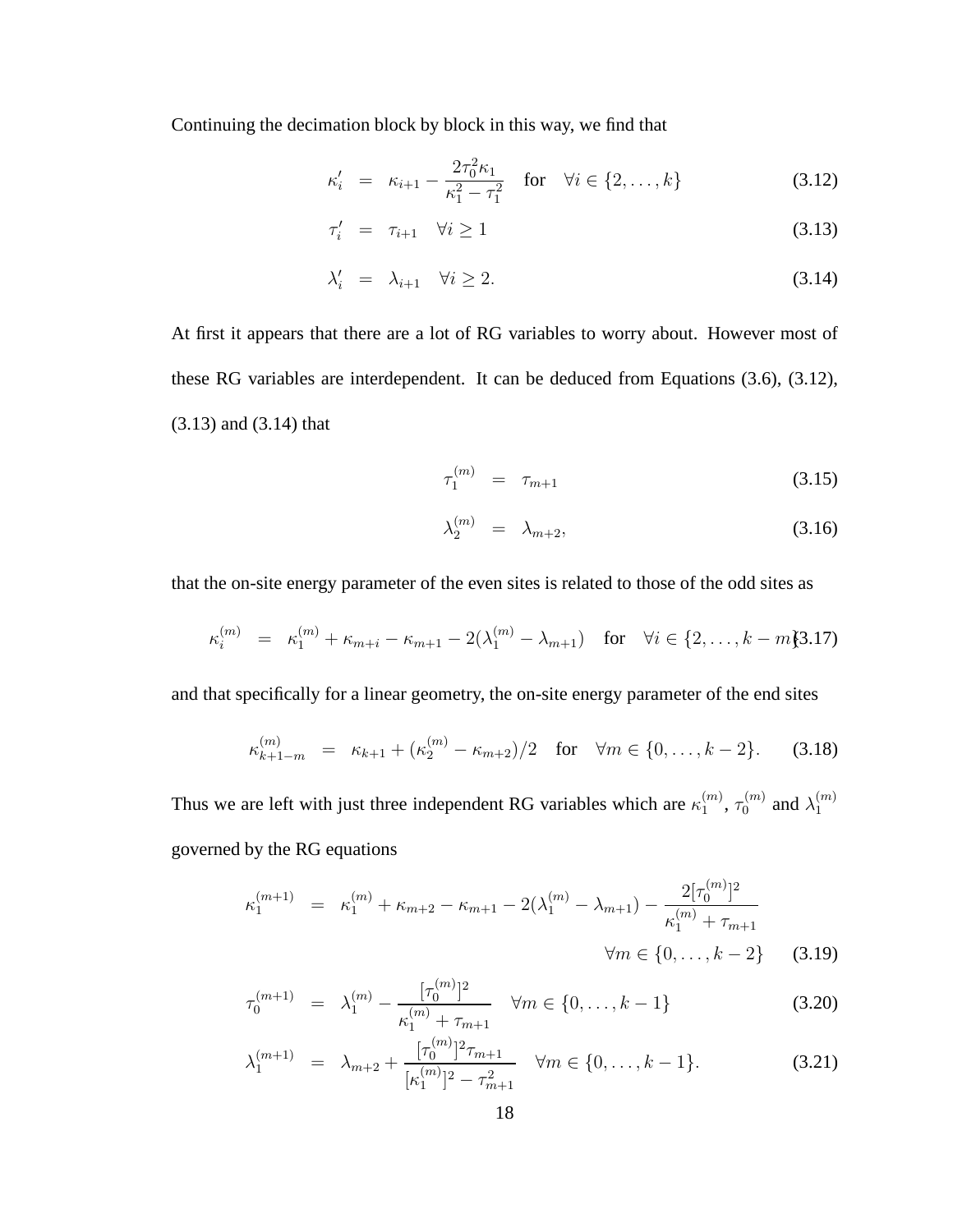Continuing the decimation block by block in this way, we find that

$$\kappa_i' = \kappa_{i+1} - \frac{2\tau_0^2\kappa_1}{\kappa_1^2 - \tau_1^2} \quad \text{for} \quad \forall i \in \{2, \ldots, k\} \tag{3.12}$$

$$\tau_i' = \tau_{i+1} \quad \forall i \geq 1 \tag{3.13}$$

$$\lambda_i' = \lambda_{i+1} \quad \forall i \geq 2. \tag{3.14}$$

At first it appears that there are a lot of RG variables to worry about. However most of these RG variables are interdependent. It can be deduced from Equations (3.6), (3.12), (3.13) and (3.14) that

$$\tau_1^{(m)} = \tau_{m+1} \tag{3.15}$$

$$\lambda_2^{(m)} = \lambda_{m+2}, \tag{3.16}$$

that the on-site energy parameter of the even sites is related to those of the odd sites as

$$\kappa_i^{(m)} = \kappa_1^{(m)} + \kappa_{m+i} - \kappa_{m+1} - 2(\lambda_1^{(m)} - \lambda_{m+1}) \quad \text{for} \quad \forall i \in \{2, \ldots, k-m\} \tag{3.17}$$

and that specifically for a linear geometry, the on-site energy parameter of the end sites

$$\kappa_{k+1-m}^{(m)} = \kappa_{k+1} + (\kappa_2^{(m)} - \kappa_{m+2})/2 \quad \text{for} \quad \forall m \in \{0, \ldots, k-2\}. \tag{3.18}$$

Thus we are left with just three independent RG variables which are $\kappa_1^{(m)}$, $\tau_0^{(m)}$ and $\lambda_1^{(m)}$ governed by the RG equations

$$\kappa_1^{(m+1)} = \kappa_1^{(m)} + \kappa_{m+2} - \kappa_{m+1} - 2(\lambda_1^{(m)} - \lambda_{m+1}) - \frac{2[\tau_0^{(m)}]^2}{\kappa_1^{(m)} + \tau_{m+1}} \quad \forall m \in \{0, \ldots, k-2\} \tag{3.19}$$

$$\tau_0^{(m+1)} = \lambda_1^{(m)} - \frac{[\tau_0^{(m)}]^2}{\kappa_1^{(m)} + \tau_{m+1}} \quad \forall m \in \{0, \ldots, k-1\} \tag{3.20}$$

$$\lambda_1^{(m+1)} = \lambda_{m+2} + \frac{[\tau_0^{(m)}]^2 \tau_{m+1}}{[\kappa_1^{(m)}]^2 - \tau_{m+1}^2} \quad \forall m \in \{0, \ldots, k-1\}. \tag{3.21}$$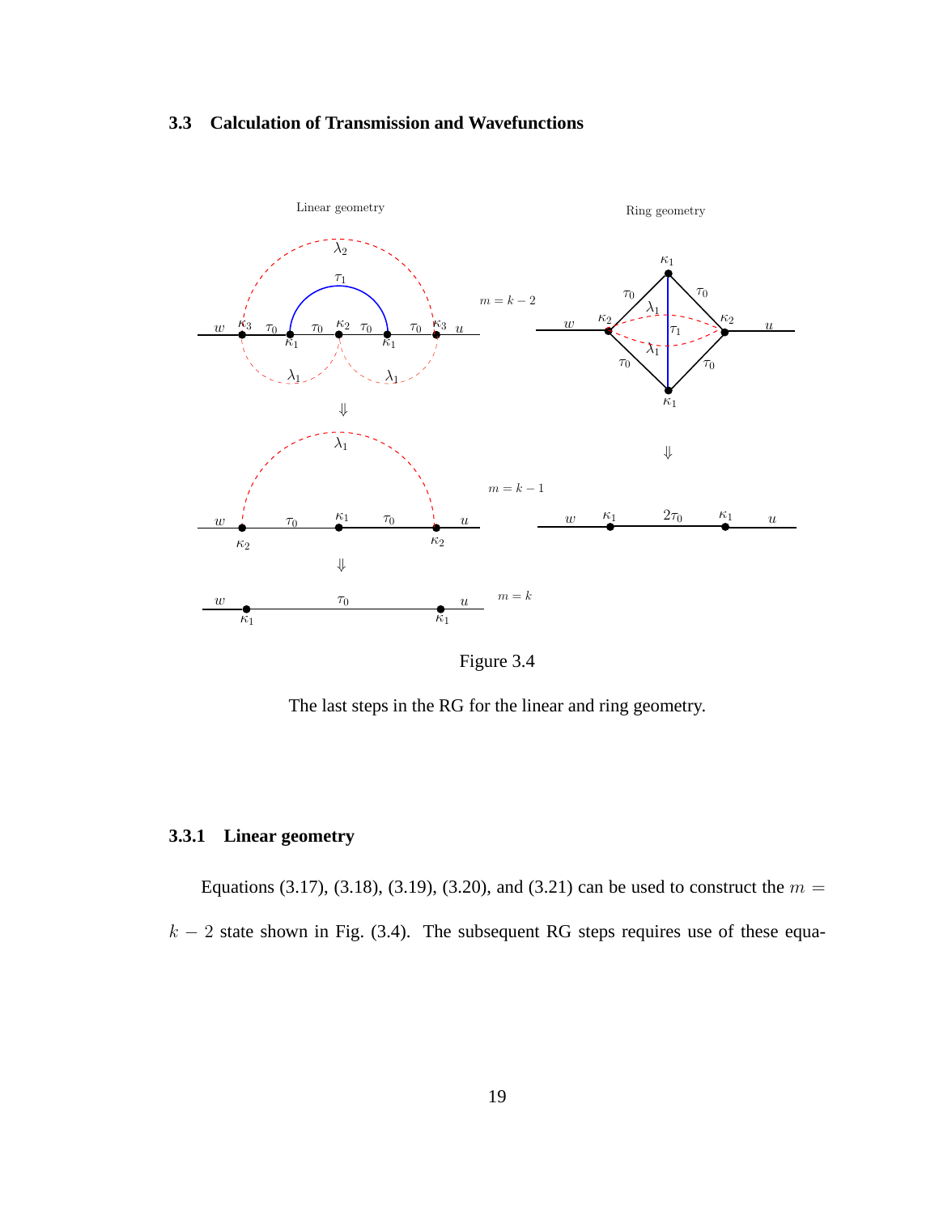## 3.3 Calculation of Transmission and Wavefunctions

Figure 3.4

The last steps in the RG for the linear and ring geometry.

### 3.3.1 Linear geometry

Equations (3.17), (3.18), (3.19), (3.20), and (3.21) can be used to construct the $m = k - 2$ state shown in Fig. (3.4). The subsequent RG steps requires use of these equa-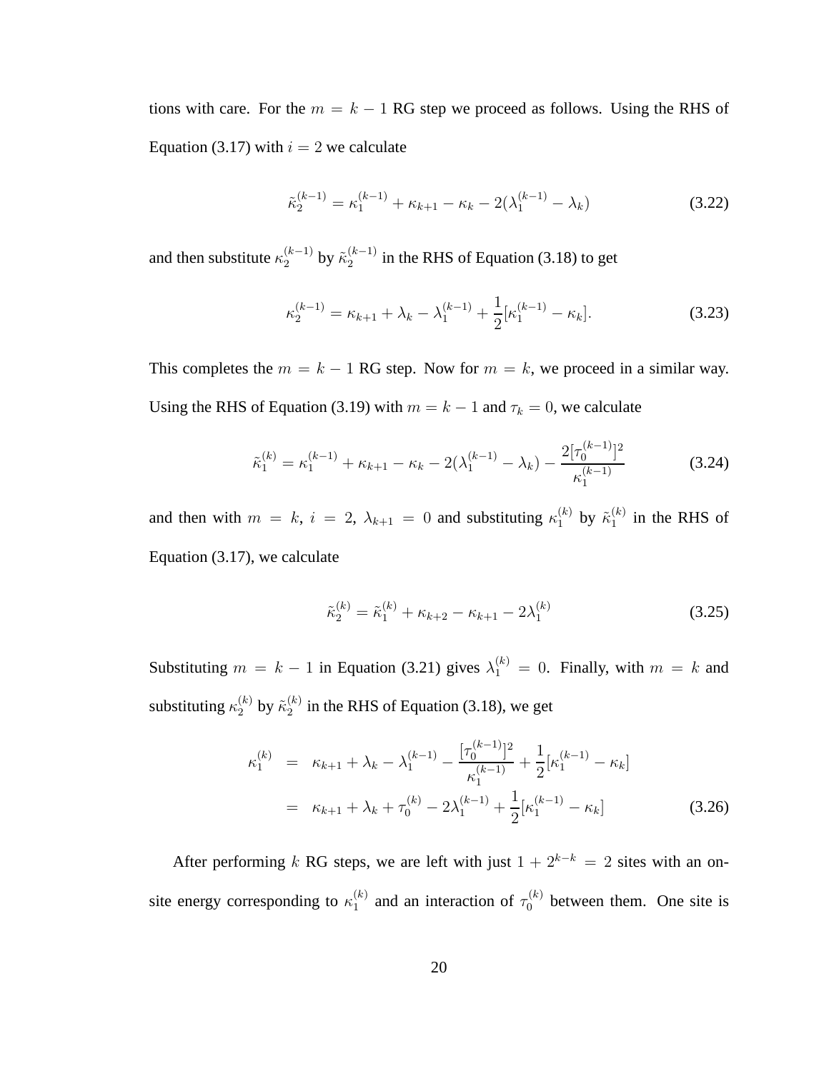tions with care. For the $m = k - 1$ RG step we proceed as follows. Using the RHS of Equation (3.17) with $i = 2$ we calculate

$$\tilde{\kappa}_2^{(k-1)} = \kappa_1^{(k-1)} + \kappa_{k+1} - \kappa_k - 2(\lambda_1^{(k-1)} - \lambda_k) \tag{3.22}$$

and then substitute $\kappa_2^{(k-1)}$ by $\tilde{\kappa}_2^{(k-1)}$ in the RHS of Equation (3.18) to get

$$\kappa_2^{(k-1)} = \kappa_{k+1} + \lambda_k - \lambda_1^{(k-1)} + \frac{1}{2}[\kappa_1^{(k-1)} - \kappa_k]. \tag{3.23}$$

This completes the $m = k - 1$ RG step. Now for $m = k$, we proceed in a similar way. Using the RHS of Equation (3.19) with $m = k - 1$ and $\tau_k = 0$, we calculate

$$\tilde{\kappa}_1^{(k)} = \kappa_1^{(k-1)} + \kappa_{k+1} - \kappa_k - 2(\lambda_1^{(k-1)} - \lambda_k) - \frac{2[\tau_0^{(k-1)}]^2}{\kappa_1^{(k-1)}} \tag{3.24}$$

and then with $m = k$, $i = 2$, $\lambda_{k+1} = 0$ and substituting $\kappa_1^{(k)}$ by $\tilde{\kappa}_1^{(k)}$ in the RHS of Equation (3.17), we calculate

$$\tilde{\kappa}_2^{(k)} = \tilde{\kappa}_1^{(k)} + \kappa_{k+2} - \kappa_{k+1} - 2\lambda_1^{(k)} \tag{3.25}$$

Substituting $m = k - 1$ in Equation (3.21) gives $\lambda_1^{(k)} = 0$. Finally, with $m = k$ and substituting $\kappa_2^{(k)}$ by $\tilde{\kappa}_2^{(k)}$ in the RHS of Equation (3.18), we get

$$\begin{aligned}
\kappa_1^{(k)} &= \kappa_{k+1} + \lambda_k - \lambda_1^{(k-1)} - \frac{[\tau_0^{(k-1)}]^2}{\kappa_1^{(k-1)}} + \frac{1}{2}[\kappa_1^{(k-1)} - \kappa_k] \\
&= \kappa_{k+1} + \lambda_k + \tau_0^{(k)} - 2\lambda_1^{(k-1)} + \frac{1}{2}[\kappa_1^{(k-1)} - \kappa_k]
\end{aligned} \tag{3.26}$$

After performing $k$ RG steps, we are left with just $1 + 2^{k-k} = 2$ sites with an on-site energy corresponding to $\kappa_1^{(k)}$ and an interaction of $\tau_0^{(k)}$ between them. One site is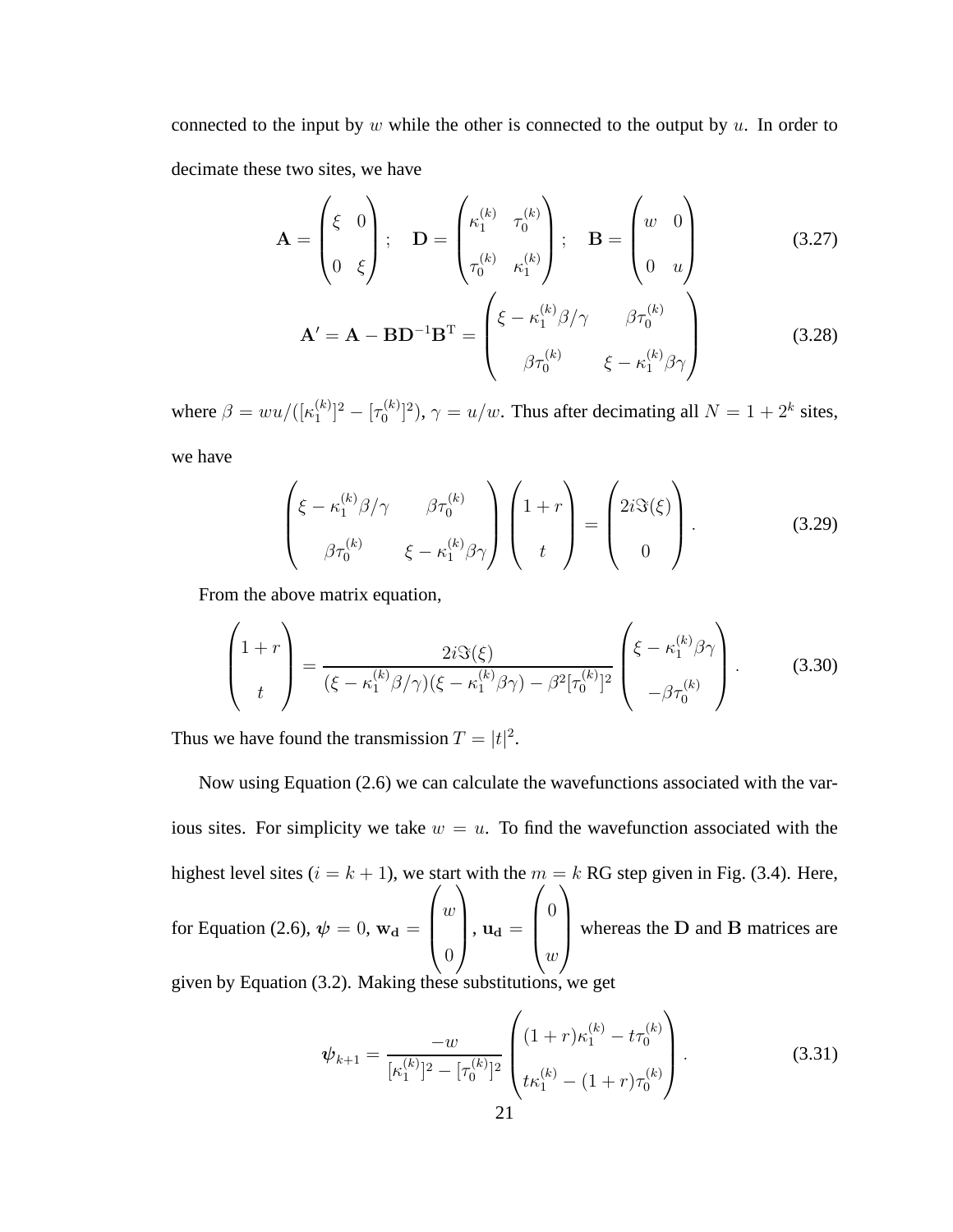connected to the input by $w$ while the other is connected to the output by $u$. In order to decimate these two sites, we have

$$\mathbf{A} = \begin{pmatrix} \xi & 0 \\ 0 & \xi \end{pmatrix}; \quad \mathbf{D} = \begin{pmatrix} \kappa_1^{(k)} & \tau_0^{(k)} \\ \tau_0^{(k)} & \kappa_1^{(k)} \end{pmatrix}; \quad \mathbf{B} = \begin{pmatrix} w & 0 \\ 0 & u \end{pmatrix} \tag{3.27}$$

$$\mathbf{A}' = \mathbf{A} - \mathbf{B}\mathbf{D}^{-1}\mathbf{B}^{\mathrm{T}} = \begin{pmatrix} \xi - \kappa_1^{(k)}\beta/\gamma & \beta\tau_0^{(k)} \\ \beta\tau_0^{(k)} & \xi - \kappa_1^{(k)}\beta\gamma \end{pmatrix} \tag{3.28}$$

where $\beta = wu/([\kappa_1^{(k)}]^2 - [\tau_0^{(k)}]^2)$, $\gamma = u/w$. Thus after decimating all $N = 1 + 2^k$ sites, we have

$$\begin{pmatrix} \xi - \kappa_1^{(k)}\beta/\gamma & \beta\tau_0^{(k)} \\ \beta\tau_0^{(k)} & \xi - \kappa_1^{(k)}\beta\gamma \end{pmatrix} \begin{pmatrix} 1+r \\ t \end{pmatrix} = \begin{pmatrix} 2i\Im(\xi) \\ 0 \end{pmatrix}. \tag{3.29}$$

From the above matrix equation,

$$\begin{pmatrix} 1+r \\ t \end{pmatrix} = \frac{2i\Im(\xi)}{(\xi - \kappa_1^{(k)}\beta/\gamma)(\xi - \kappa_1^{(k)}\beta\gamma) - \beta^2[\tau_0^{(k)}]^2} \begin{pmatrix} \xi - \kappa_1^{(k)}\beta\gamma \\ -\beta\tau_0^{(k)} \end{pmatrix}. \tag{3.30}$$

Thus we have found the transmission $T = |t|^2$.

Now using Equation (2.6) we can calculate the wavefunctions associated with the various sites. For simplicity we take $w = u$. To find the wavefunction associated with the highest level sites ($i = k+1$), we start with the $m = k$ RG step given in Fig. (3.4). Here, for Equation (2.6), $\boldsymbol{\psi} = 0$, $\mathbf{w_d} = \begin{pmatrix} w \\ 0 \end{pmatrix}$, $\mathbf{u_d} = \begin{pmatrix} 0 \\ w \end{pmatrix}$ whereas the $\mathbf{D}$ and $\mathbf{B}$ matrices are given by Equation (3.2). Making these substitutions, we get

$$\boldsymbol{\psi}_{k+1} = \frac{-w}{[\kappa_1^{(k)}]^2 - [\tau_0^{(k)}]^2} \begin{pmatrix} (1+r)\kappa_1^{(k)} - t\tau_0^{(k)} \\ t\kappa_1^{(k)} - (1+r)\tau_0^{(k)} \end{pmatrix}. \tag{3.31}$$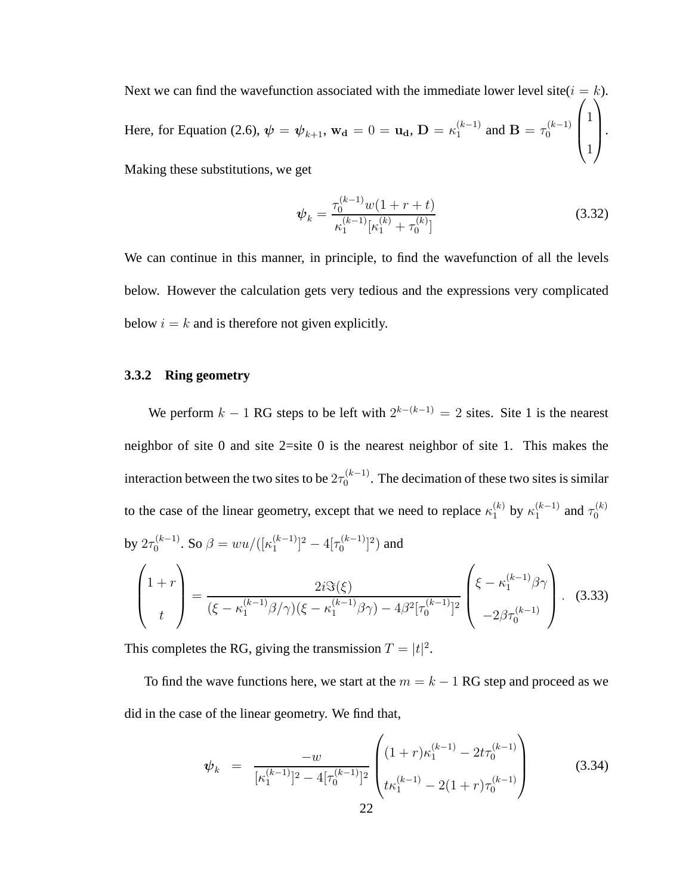Next we can find the wavefunction associated with the immediate lower level site($i = k$). Here, for Equation (2.6), $\boldsymbol{\psi} = \boldsymbol{\psi}_{k+1}$, $\mathbf{w_d} = 0 = \mathbf{u_d}$, $\mathbf{D} = \kappa_1^{(k-1)}$ and $\mathbf{B} = \tau_0^{(k-1)} \begin{pmatrix} 1 \\ 1 \end{pmatrix}$. Making these substitutions, we get

$$\boldsymbol{\psi}_k = \frac{\tau_0^{(k-1)} w(1 + r + t)}{\kappa_1^{(k-1)}[\kappa_1^{(k)} + \tau_0^{(k)}]} \tag{3.32}$$

We can continue in this manner, in principle, to find the wavefunction of all the levels below. However the calculation gets very tedious and the expressions very complicated below $i = k$ and is therefore not given explicitly.

### 3.3.2 Ring geometry

We perform $k - 1$ RG steps to be left with $2^{k-(k-1)} = 2$ sites. Site 1 is the nearest neighbor of site 0 and site 2=site 0 is the nearest neighbor of site 1. This makes the interaction between the two sites to be $2\tau_0^{(k-1)}$. The decimation of these two sites is similar to the case of the linear geometry, except that we need to replace $\kappa_1^{(k)}$ by $\kappa_1^{(k-1)}$ and $\tau_0^{(k)}$ by $2\tau_0^{(k-1)}$. So $\beta = wu/([\kappa_1^{(k-1)}]^2 - 4[\tau_0^{(k-1)}]^2)$ and

$$\begin{pmatrix} 1 + r \\ t \end{pmatrix} = \frac{2i\Im(\xi)}{(\xi - \kappa_1^{(k-1)}\beta/\gamma)(\xi - \kappa_1^{(k-1)}\beta\gamma) - 4\beta^2[\tau_0^{(k-1)}]^2} \begin{pmatrix} \xi - \kappa_1^{(k-1)}\beta\gamma \\ -2\beta\tau_0^{(k-1)} \end{pmatrix}. \tag{3.33}$$

This completes the RG, giving the transmission $T = |t|^2$.

To find the wave functions here, we start at the $m = k - 1$ RG step and proceed as we did in the case of the linear geometry. We find that,

$$\boldsymbol{\psi}_k = \frac{-w}{[\kappa_1^{(k-1)}]^2 - 4[\tau_0^{(k-1)}]^2} \begin{pmatrix} (1 + r)\kappa_1^{(k-1)} - 2t\tau_0^{(k-1)} \\ t\kappa_1^{(k-1)} - 2(1 + r)\tau_0^{(k-1)} \end{pmatrix} \tag{3.34}$$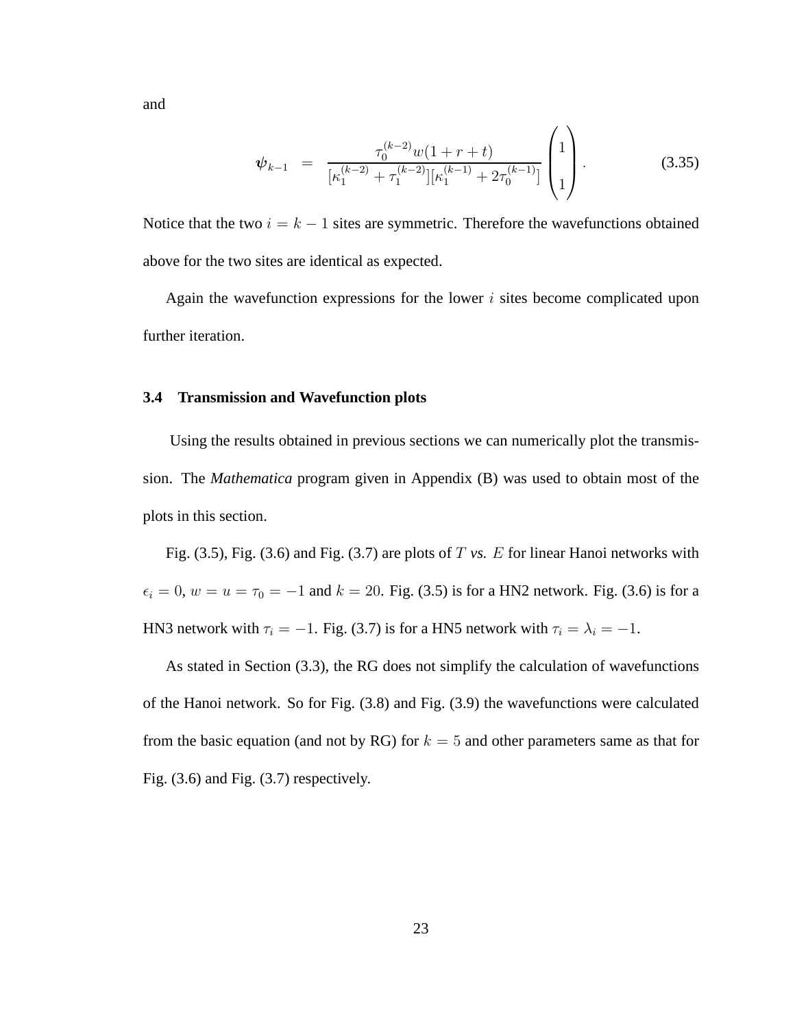and

$$\boldsymbol{\psi}_{k-1} \;\; = \;\; \frac{\tau_0^{(k-2)} w(1+r+t)}{[\kappa_1^{(k-2)} + \tau_1^{(k-2)}][\kappa_1^{(k-1)} + 2\tau_0^{(k-1)}]} \begin{pmatrix} 1 \\ 1 \end{pmatrix}. \tag{3.35}$$

Notice that the two $i = k-1$ sites are symmetric. Therefore the wavefunctions obtained above for the two sites are identical as expected.

Again the wavefunction expressions for the lower $i$ sites become complicated upon further iteration.

### 3.4 Transmission and Wavefunction plots

Using the results obtained in previous sections we can numerically plot the transmission. The *Mathematica* program given in Appendix (B) was used to obtain most of the plots in this section.

Fig. (3.5), Fig. (3.6) and Fig. (3.7) are plots of $T$ *vs.* $E$ for linear Hanoi networks with $\epsilon_i = 0$, $w = u = \tau_0 = -1$ and $k = 20$. Fig. (3.5) is for a HN2 network. Fig. (3.6) is for a HN3 network with $\tau_i = -1$. Fig. (3.7) is for a HN5 network with $\tau_i = \lambda_i = -1$.

As stated in Section (3.3), the RG does not simplify the calculation of wavefunctions of the Hanoi network. So for Fig. (3.8) and Fig. (3.9) the wavefunctions were calculated from the basic equation (and not by RG) for $k = 5$ and other parameters same as that for Fig. (3.6) and Fig. (3.7) respectively.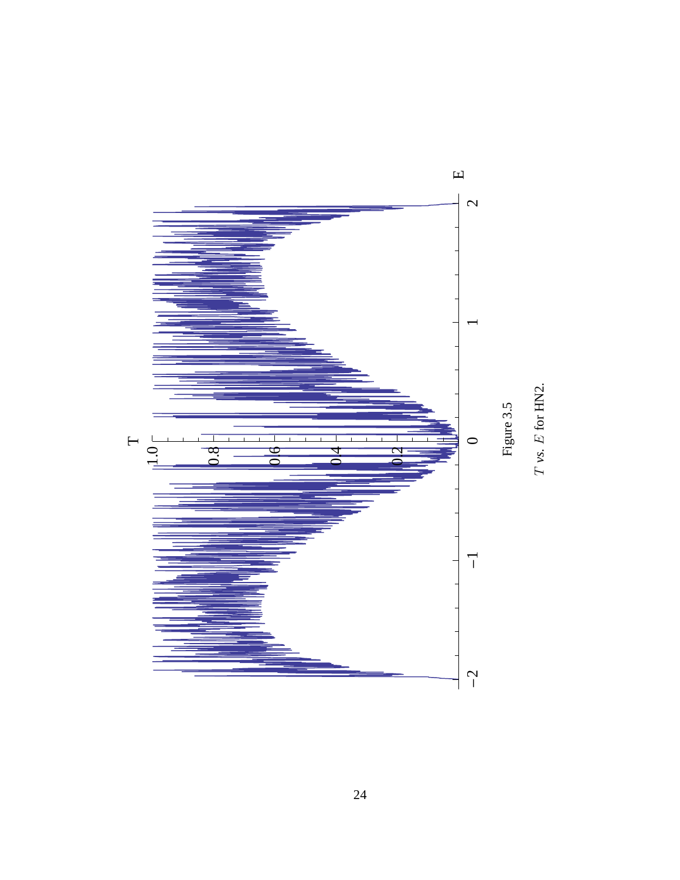Figure 3.5

$T$ *vs.* $E$ for HN2.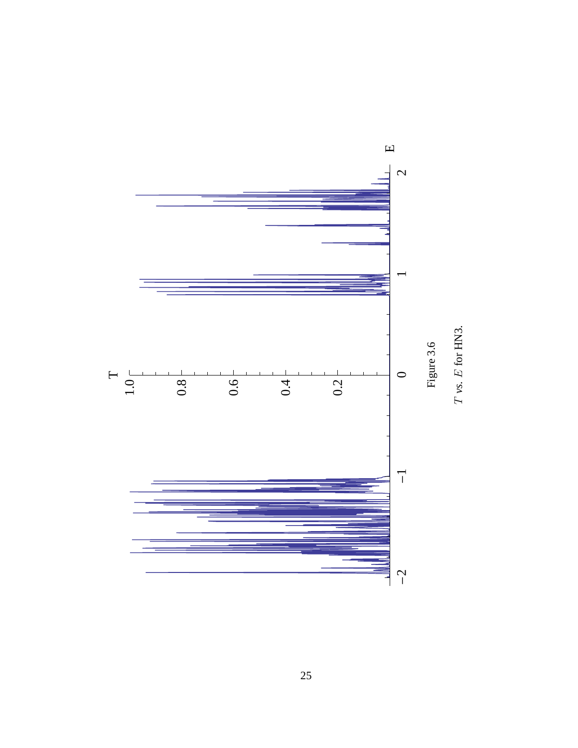Figure 3.6

$T$ *vs.* $E$ for HN3.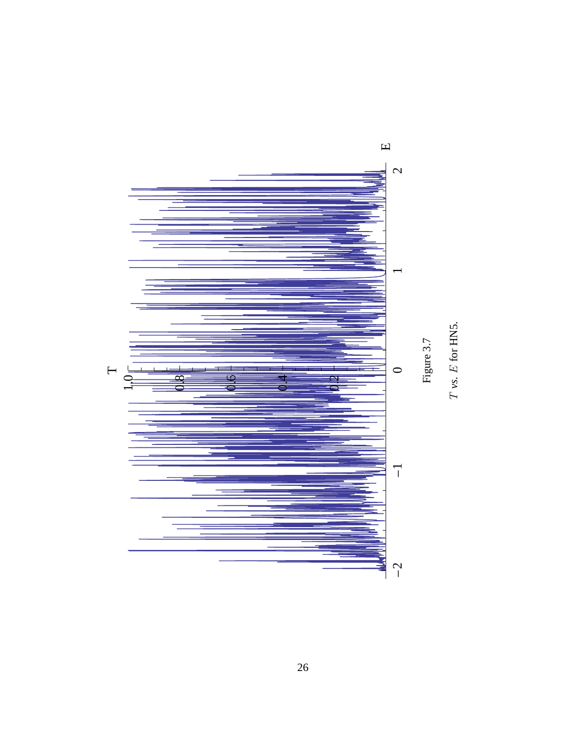Figure 3.7

$T$ *vs.* $E$ for HN5.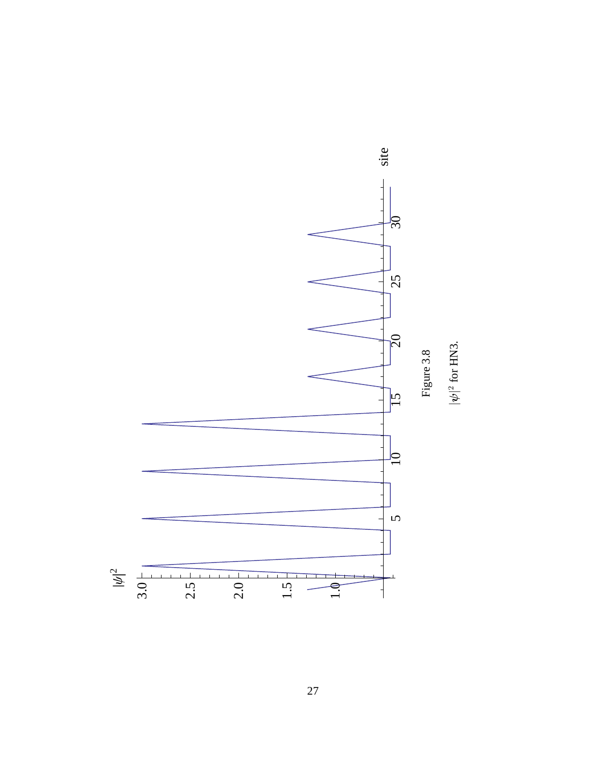Figure 3.8

$|\psi|^2$ for HN3.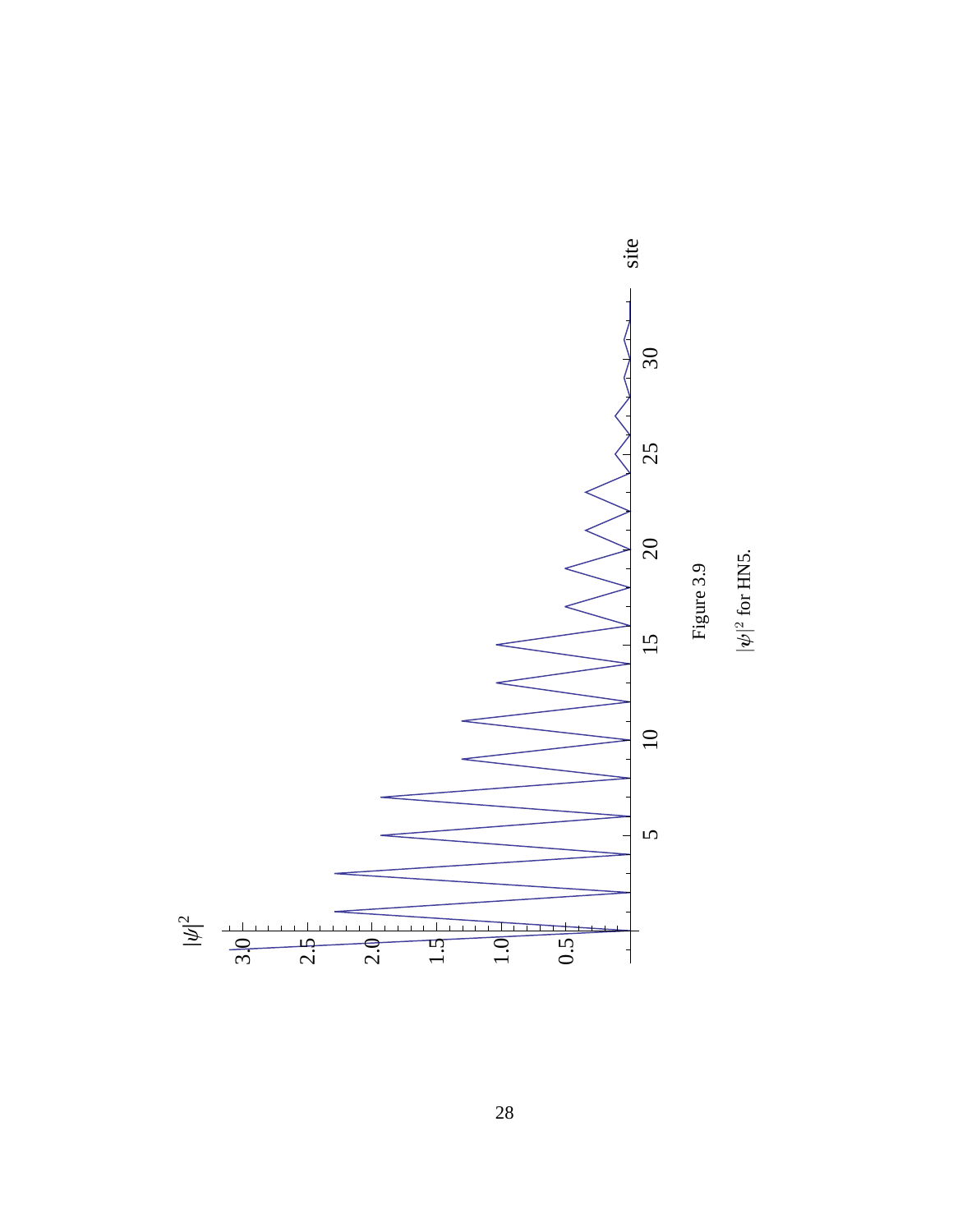Figure 3.9

$|\psi|^2$ for HN5.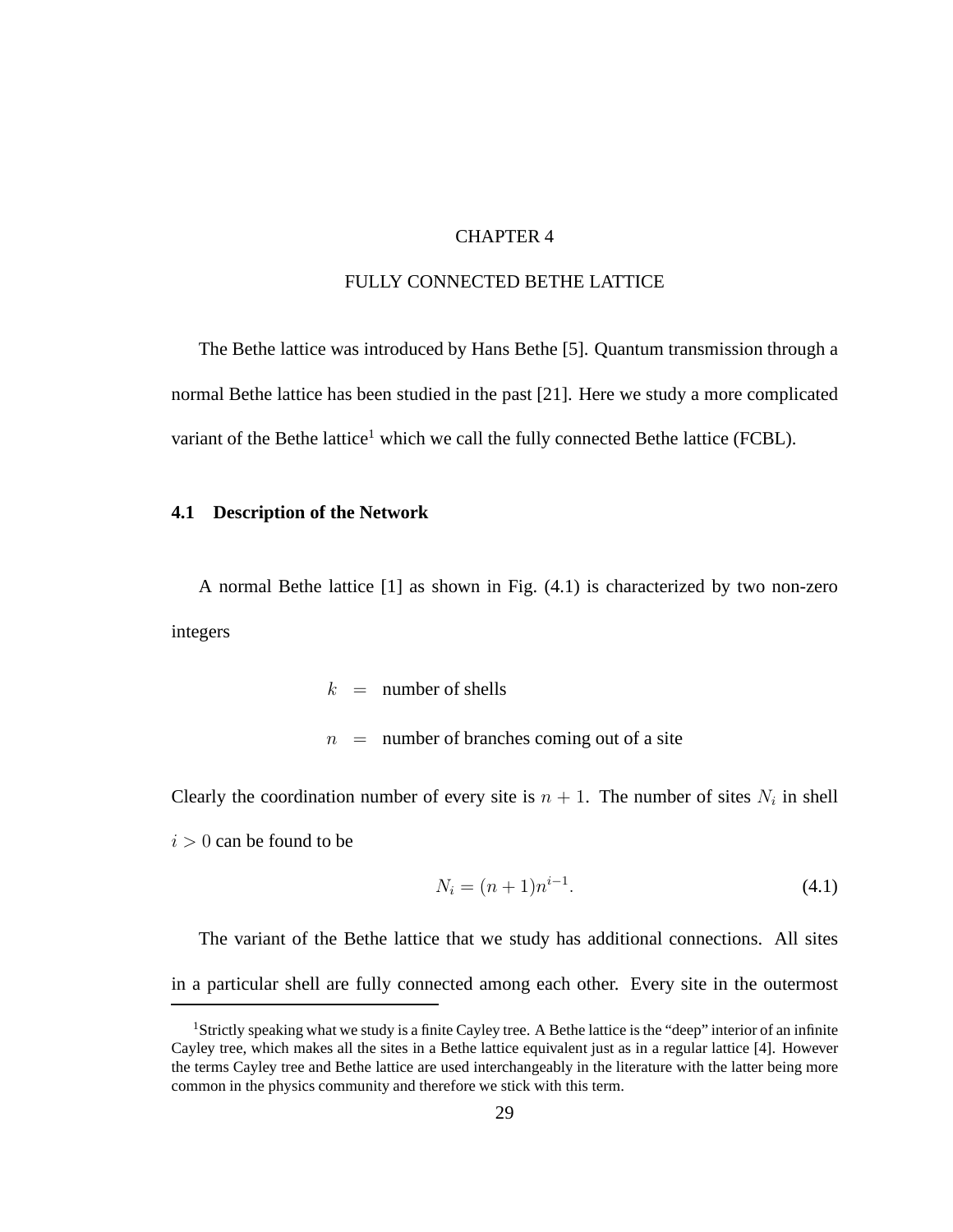# CHAPTER 4

# FULLY CONNECTED BETHE LATTICE

The Bethe lattice was introduced by Hans Bethe [5]. Quantum transmission through a normal Bethe lattice has been studied in the past [21]. Here we study a more complicated variant of the Bethe lattice[1] which we call the fully connected Bethe lattice (FCBL).

## 4.1 Description of the Network

A normal Bethe lattice [1] as shown in Fig. (4.1) is characterized by two non-zero integers

$$
\begin{aligned}
k &= \text{number of shells} \\
n &= \text{number of branches coming out of a site}
\end{aligned}
$$

Clearly the coordination number of every site is $n + 1$. The number of sites $N_i$ in shell $i > 0$ can be found to be

$$
N_i = (n + 1)n^{i-1}. \tag{4.1}
$$

The variant of the Bethe lattice that we study has additional connections. All sites in a particular shell are fully connected among each other. Every site in the outermost

[1] Strictly speaking what we study is a finite Cayley tree. A Bethe lattice is the "deep" interior of an infinite Cayley tree, which makes all the sites in a Bethe lattice equivalent just as in a regular lattice [4]. However the terms Cayley tree and Bethe lattice are used interchangeably in the literature with the latter being more common in the physics community and therefore we stick with this term.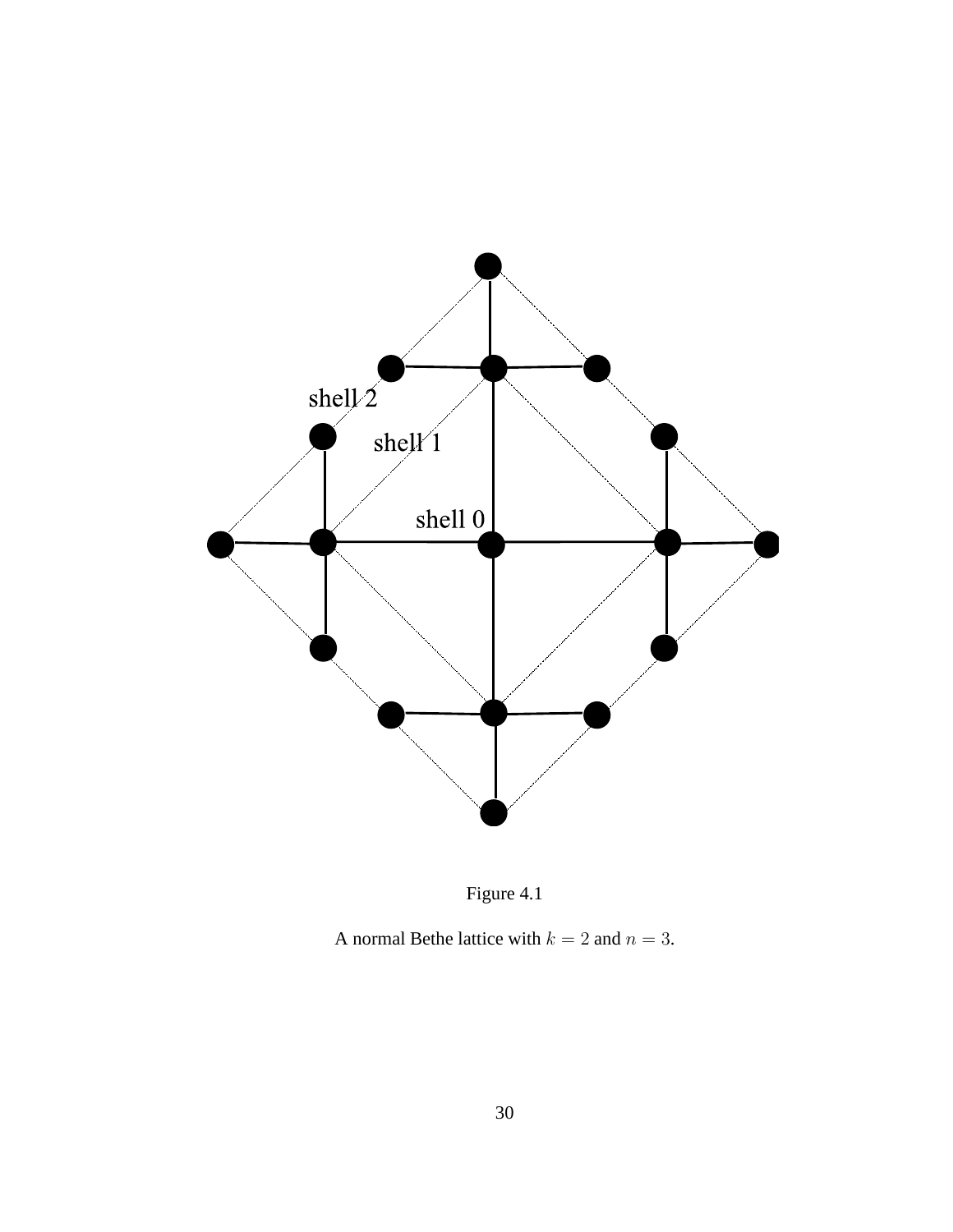Figure 4.1

A normal Bethe lattice with $k = 2$ and $n = 3$.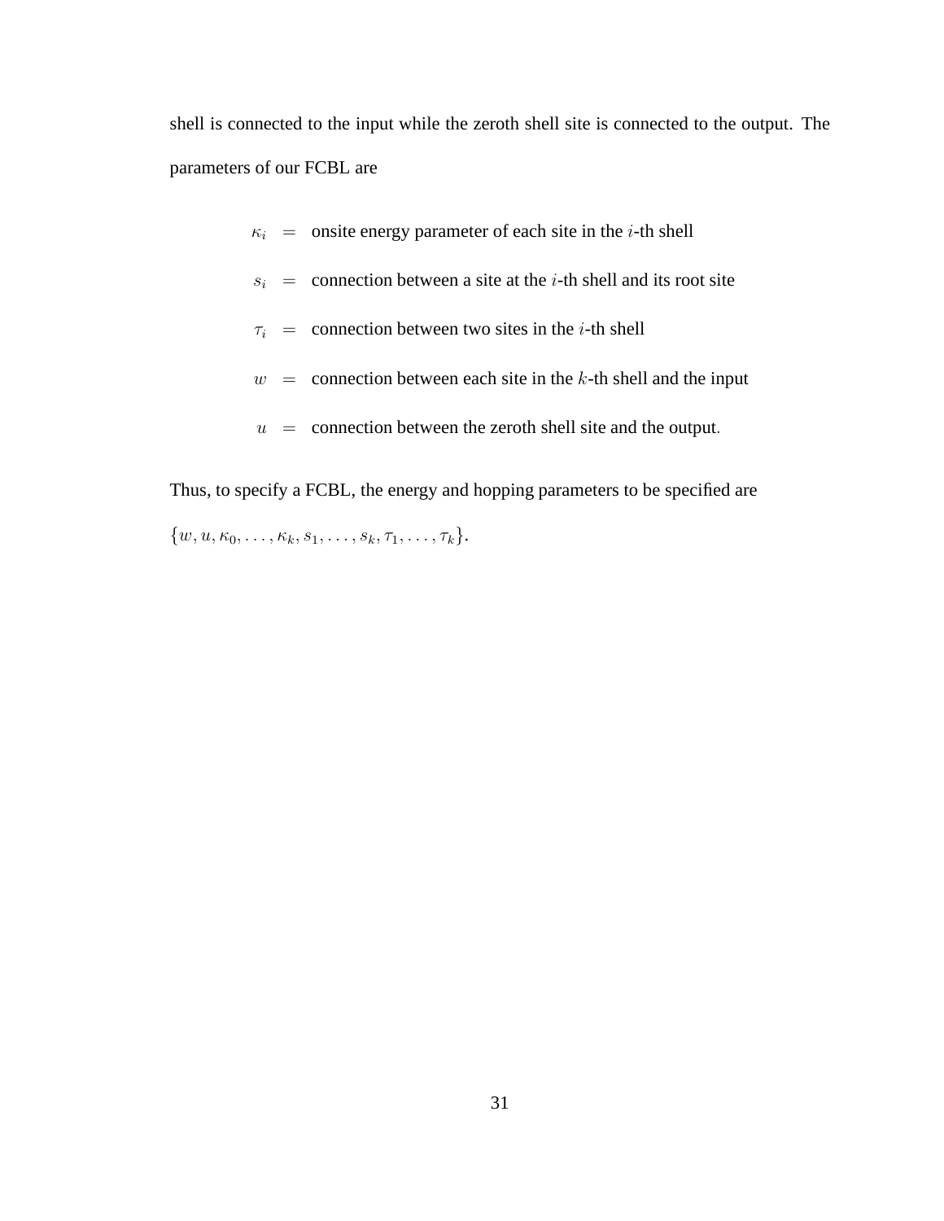shell is connected to the input while the zeroth shell site is connected to the output. The parameters of our FCBL are

$$
\begin{aligned}
\kappa_i &= \text{onsite energy parameter of each site in the } i\text{-th shell} \\
s_i &= \text{connection between a site at the } i\text{-th shell and its root site} \\
\tau_i &= \text{connection between two sites in the } i\text{-th shell} \\
w &= \text{connection between each site in the } k\text{-th shell and the input} \\
u &= \text{connection between the zeroth shell site and the output.}
\end{aligned}
$$

Thus, to specify a FCBL, the energy and hopping parameters to be specified are $\{w, u, \kappa_0, \ldots, \kappa_k, s_1, \ldots, s_k, \tau_1, \ldots, \tau_k\}$.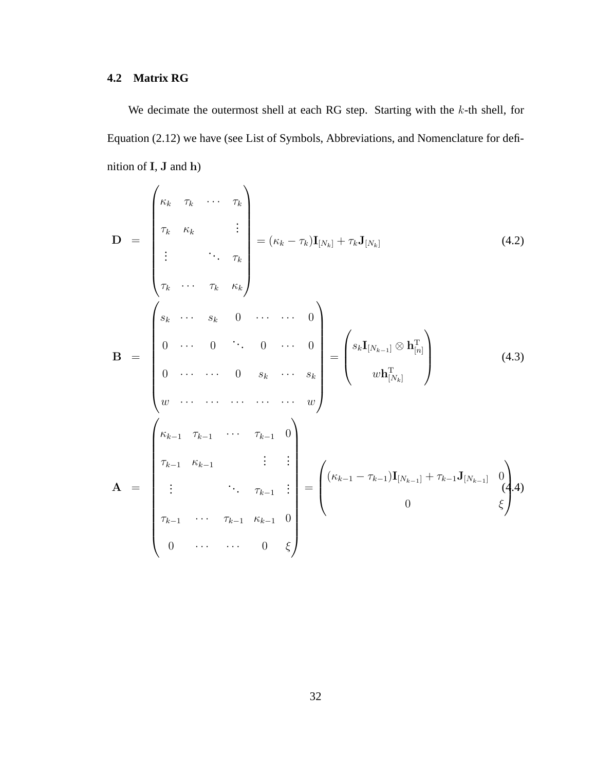### 4.2 Matrix RG

We decimate the outermost shell at each RG step. Starting with the $k$-th shell, for Equation (2.12) we have (see List of Symbols, Abbreviations, and Nomenclature for definition of $\mathbf{I}$, $\mathbf{J}$ and $\mathbf{h}$)

$$\mathbf{D} = \begin{pmatrix} \kappa_k & \tau_k & \cdots & \tau_k \\ \tau_k & \kappa_k & & \vdots \\ \vdots & & \ddots & \tau_k \\ \tau_k & \cdots & \tau_k & \kappa_k \end{pmatrix} = (\kappa_k - \tau_k)\mathbf{I}_{[N_k]} + \tau_k \mathbf{J}_{[N_k]} \tag{4.2}$$

$$\mathbf{B} = \begin{pmatrix} s_k & \cdots & s_k & 0 & \cdots & \cdots & 0 \\ 0 & \cdots & 0 & \ddots & 0 & \cdots & 0 \\ 0 & \cdots & \cdots & 0 & s_k & \cdots & s_k \\ w & \cdots & \cdots & \cdots & \cdots & \cdots & w \end{pmatrix} = \begin{pmatrix} s_k \mathbf{I}_{[N_{k-1}]} \otimes \mathbf{h}^{\mathrm{T}}_{[n]} \\ w \mathbf{h}^{\mathrm{T}}_{[N_k]} \end{pmatrix} \tag{4.3}$$

$$\mathbf{A} = \begin{pmatrix} \kappa_{k-1} & \tau_{k-1} & \cdots & \tau_{k-1} & 0 \\ \tau_{k-1} & \kappa_{k-1} & & \vdots & \vdots \\ \vdots & & \ddots & \tau_{k-1} & \vdots \\ \tau_{k-1} & \cdots & \tau_{k-1} & \kappa_{k-1} & 0 \\ 0 & \cdots & \cdots & 0 & \xi \end{pmatrix} = \begin{pmatrix} (\kappa_{k-1} - \tau_{k-1})\mathbf{I}_{[N_{k-1}]} + \tau_{k-1}\mathbf{J}_{[N_{k-1}]} & 0 \\ 0 & \xi \end{pmatrix} \tag{4.4}$$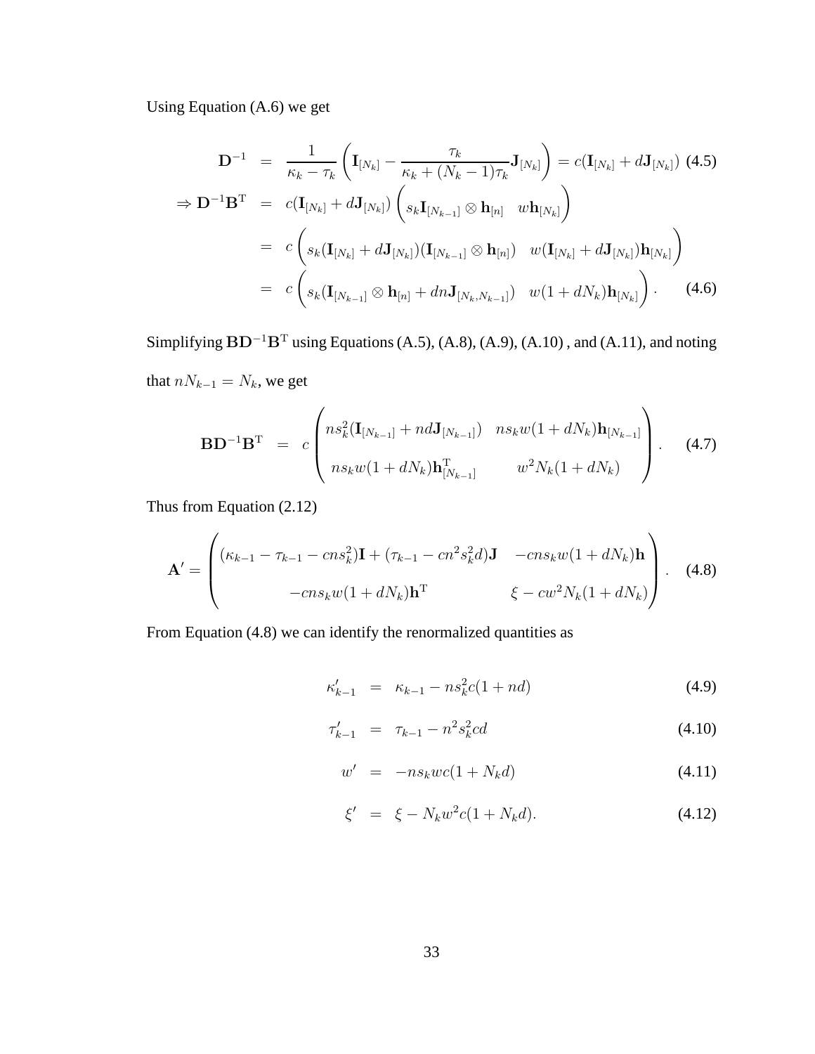Using Equation (A.6) we get

$$
\begin{aligned}
\mathbf{D}^{-1} &= \frac{1}{\kappa_k - \tau_k}\left(\mathbf{I}_{[N_k]} - \frac{\tau_k}{\kappa_k + (N_k - 1)\tau_k}\mathbf{J}_{[N_k]}\right) = c(\mathbf{I}_{[N_k]} + d\mathbf{J}_{[N_k]}) \quad (4.5)\\
\Rightarrow \mathbf{D}^{-1}\mathbf{B}^{\mathrm{T}} &= c(\mathbf{I}_{[N_k]} + d\mathbf{J}_{[N_k]})\begin{pmatrix} s_k\mathbf{I}_{[N_{k-1}]}\otimes \mathbf{h}_{[n]} & w\mathbf{h}_{[N_k]}\end{pmatrix}\\
&= c\begin{pmatrix} s_k(\mathbf{I}_{[N_k]} + d\mathbf{J}_{[N_k]})(\mathbf{I}_{[N_{k-1}]}\otimes \mathbf{h}_{[n]}) & w(\mathbf{I}_{[N_k]} + d\mathbf{J}_{[N_k]})\mathbf{h}_{[N_k]}\end{pmatrix}\\
&= c\begin{pmatrix} s_k(\mathbf{I}_{[N_{k-1}]}\otimes \mathbf{h}_{[n]} + dn\mathbf{J}_{[N_k,N_{k-1}]}) & w(1+dN_k)\mathbf{h}_{[N_k]}\end{pmatrix}. \quad (4.6)
\end{aligned}
$$

Simplifying $\mathbf{B}\mathbf{D}^{-1}\mathbf{B}^{\mathrm{T}}$ using Equations (A.5), (A.8), (A.9), (A.10) , and (A.11), and noting that $nN_{k-1} = N_k$, we get

$$
\mathbf{B}\mathbf{D}^{-1}\mathbf{B}^{\mathrm{T}} = c\begin{pmatrix} ns_k^2(\mathbf{I}_{[N_{k-1}]} + nd\mathbf{J}_{[N_{k-1}]}) & ns_kw(1+dN_k)\mathbf{h}_{[N_{k-1}]}\\ ns_kw(1+dN_k)\mathbf{h}_{[N_{k-1}]}^{\mathrm{T}} & w^2N_k(1+dN_k)\end{pmatrix}. \quad (4.7)
$$

Thus from Equation (2.12)

$$
\mathbf{A}' = \begin{pmatrix} (\kappa_{k-1} - \tau_{k-1} - cns_k^2)\mathbf{I} + (\tau_{k-1} - cn^2s_k^2d)\mathbf{J} & -cns_kw(1+dN_k)\mathbf{h}\\ -cns_kw(1+dN_k)\mathbf{h}^{\mathrm{T}} & \xi - cw^2N_k(1+dN_k)\end{pmatrix}. \quad (4.8)
$$

From Equation (4.8) we can identify the renormalized quantities as

$$
\kappa'_{k-1} = \kappa_{k-1} - ns_k^2c(1+nd) \quad (4.9)
$$

$$
\tau'_{k-1} = \tau_{k-1} - n^2s_k^2cd \quad (4.10)
$$

$$
w' = -ns_kwc(1+N_kd) \quad (4.11)
$$

$$
\xi' = \xi - N_kw^2c(1+N_kd). \quad (4.12)
$$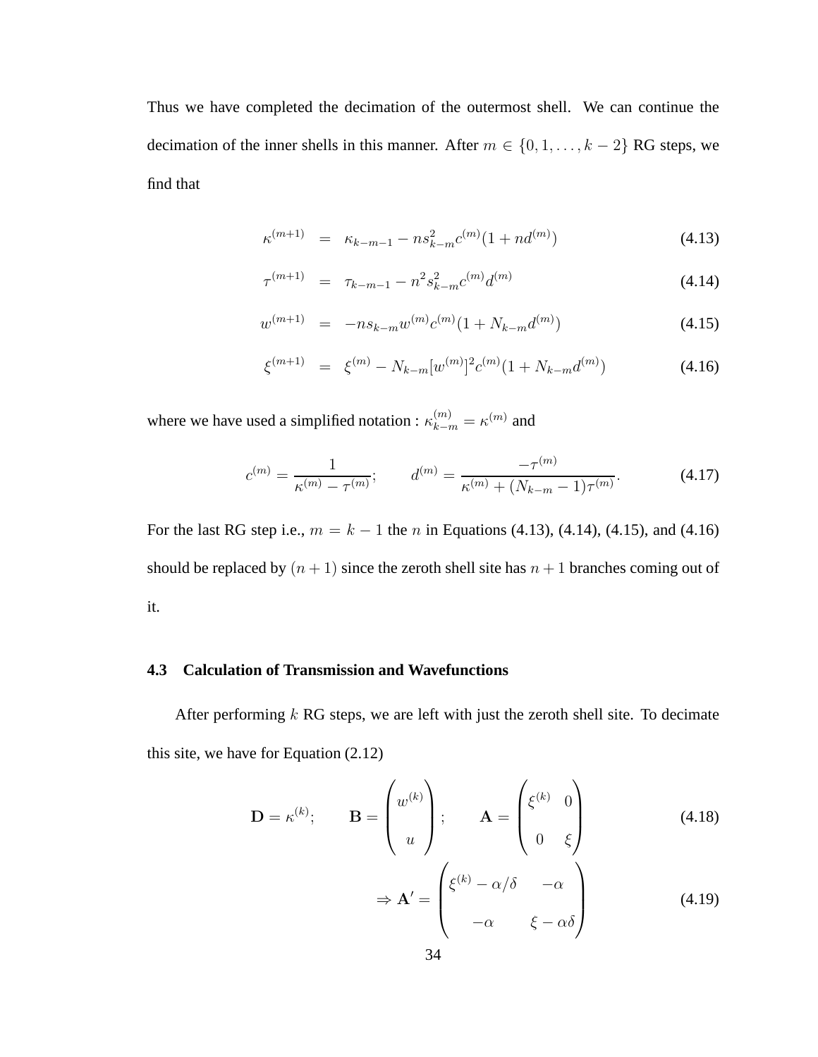Thus we have completed the decimation of the outermost shell. We can continue the decimation of the inner shells in this manner. After $m \in \{0, 1, \ldots, k-2\}$ RG steps, we find that

$$
\begin{aligned}
\kappa^{(m+1)} &= \kappa_{k-m-1} - n s_{k-m}^2 c^{(m)} (1 + n d^{(m)}) && (4.13) \\
\tau^{(m+1)} &= \tau_{k-m-1} - n^2 s_{k-m}^2 c^{(m)} d^{(m)} && (4.14) \\
w^{(m+1)} &= -n s_{k-m} w^{(m)} c^{(m)} (1 + N_{k-m} d^{(m)}) && (4.15) \\
\xi^{(m+1)} &= \xi^{(m)} - N_{k-m} [w^{(m)}]^2 c^{(m)} (1 + N_{k-m} d^{(m)}) && (4.16)
\end{aligned}
$$

where we have used a simplified notation : $\kappa_{k-m}^{(m)} = \kappa^{(m)}$ and

$$
c^{(m)} = \frac{1}{\kappa^{(m)} - \tau^{(m)}}; \qquad d^{(m)} = \frac{-\tau^{(m)}}{\kappa^{(m)} + (N_{k-m} - 1)\tau^{(m)}}. \tag{4.17}
$$

For the last RG step i.e., $m = k-1$ the $n$ in Equations (4.13), (4.14), (4.15), and (4.16) should be replaced by $(n+1)$ since the zeroth shell site has $n+1$ branches coming out of it.

### 4.3 Calculation of Transmission and Wavefunctions

After performing $k$ RG steps, we are left with just the zeroth shell site. To decimate this site, we have for Equation (2.12)

$$
\mathbf{D} = \kappa^{(k)}; \qquad \mathbf{B} = \begin{pmatrix} w^{(k)} \\ u \end{pmatrix}; \qquad \mathbf{A} = \begin{pmatrix} \xi^{(k)} & 0 \\ 0 & \xi \end{pmatrix} \tag{4.18}
$$

$$
\Rightarrow \mathbf{A}' = \begin{pmatrix} \xi^{(k)} - \alpha/\delta & -\alpha \\ -\alpha & \xi - \alpha\delta \end{pmatrix} \tag{4.19}
$$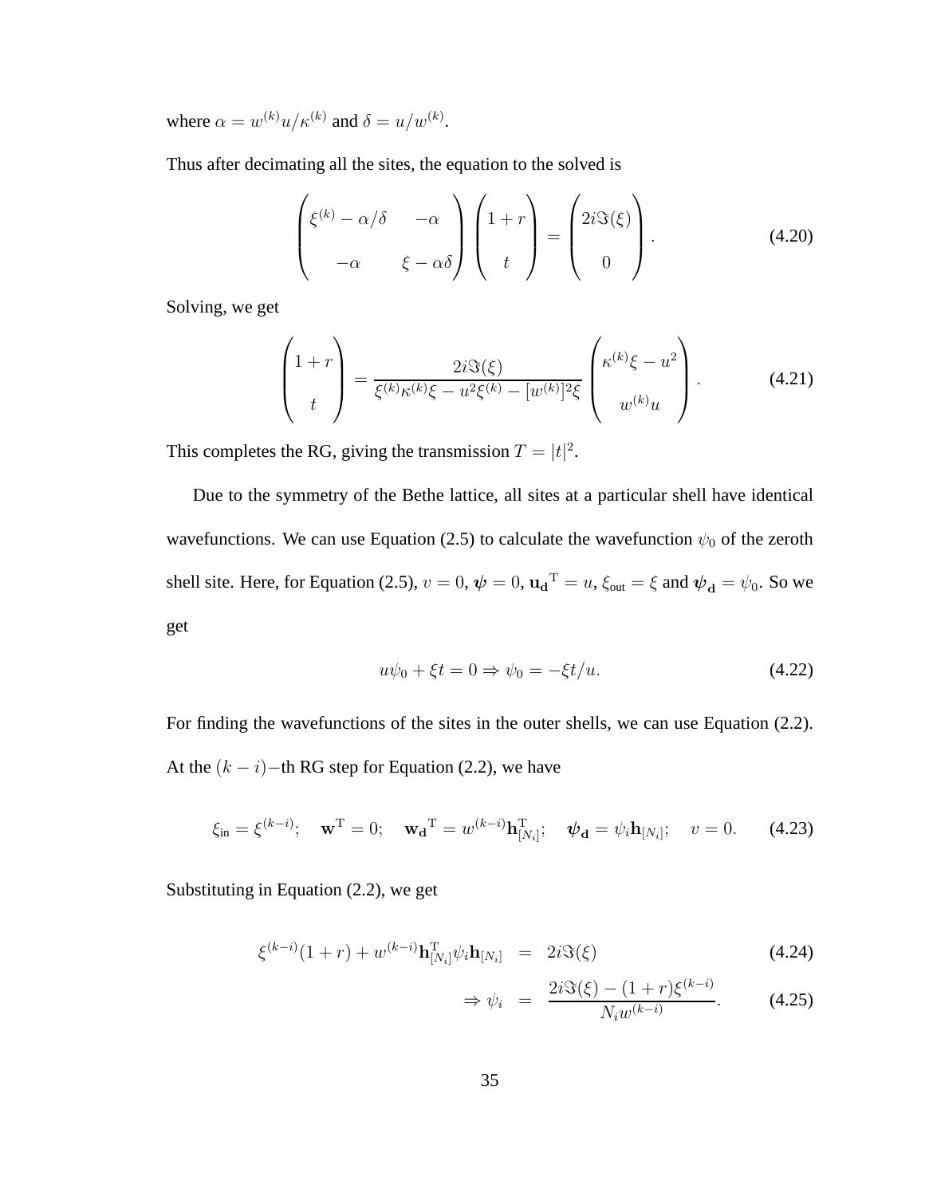where $\alpha = w^{(k)}u/\kappa^{(k)}$ and $\delta = u/w^{(k)}$.

Thus after decimating all the sites, the equation to the solved is

$$
\begin{pmatrix} \xi^{(k)} - \alpha/\delta & -\alpha \\ -\alpha & \xi - \alpha\delta \end{pmatrix} \begin{pmatrix} 1+r \\ t \end{pmatrix} = \begin{pmatrix} 2i\Im(\xi) \\ 0 \end{pmatrix}. \tag{4.20}
$$

Solving, we get

$$
\begin{pmatrix} 1+r \\ t \end{pmatrix} = \frac{2i\Im(\xi)}{\xi^{(k)}\kappa^{(k)}\xi - u^2\xi^{(k)} - [w^{(k)}]^2\xi} \begin{pmatrix} \kappa^{(k)}\xi - u^2 \\ w^{(k)}u \end{pmatrix}. \tag{4.21}
$$

This completes the RG, giving the transmission $T = |t|^2$.

Due to the symmetry of the Bethe lattice, all sites at a particular shell have identical wavefunctions. We can use Equation (2.5) to calculate the wavefunction $\psi_0$ of the zeroth shell site. Here, for Equation (2.5), $v = 0$, $\boldsymbol{\psi} = 0$, $\mathbf{u_d}^{\mathrm{T}} = u$, $\xi_{\text{out}} = \xi$ and $\boldsymbol{\psi}_{\mathbf{d}} = \psi_0$. So we get

$$
u\psi_0 + \xi t = 0 \Rightarrow \psi_0 = -\xi t/u. \tag{4.22}
$$

For finding the wavefunctions of the sites in the outer shells, we can use Equation (2.2). At the $(k-i)-$th RG step for Equation (2.2), we have

$$
\xi_{\text{in}} = \xi^{(k-i)}; \quad \mathbf{w}^{\mathrm{T}} = 0; \quad \mathbf{w_d}^{\mathrm{T}} = w^{(k-i)}\mathbf{h}_{[N_i]}^{\mathrm{T}}; \quad \boldsymbol{\psi}_{\mathbf{d}} = \psi_i \mathbf{h}_{[N_i]}; \quad v = 0. \tag{4.23}
$$

Substituting in Equation (2.2), we get

$$
\xi^{(k-i)}(1+r) + w^{(k-i)}\mathbf{h}_{[N_i]}^{\mathrm{T}}\psi_i\mathbf{h}_{[N_i]} = 2i\Im(\xi) \tag{4.24}
$$

$$
\Rightarrow \psi_i = \frac{2i\Im(\xi) - (1+r)\xi^{(k-i)}}{N_i w^{(k-i)}}. \tag{4.25}
$$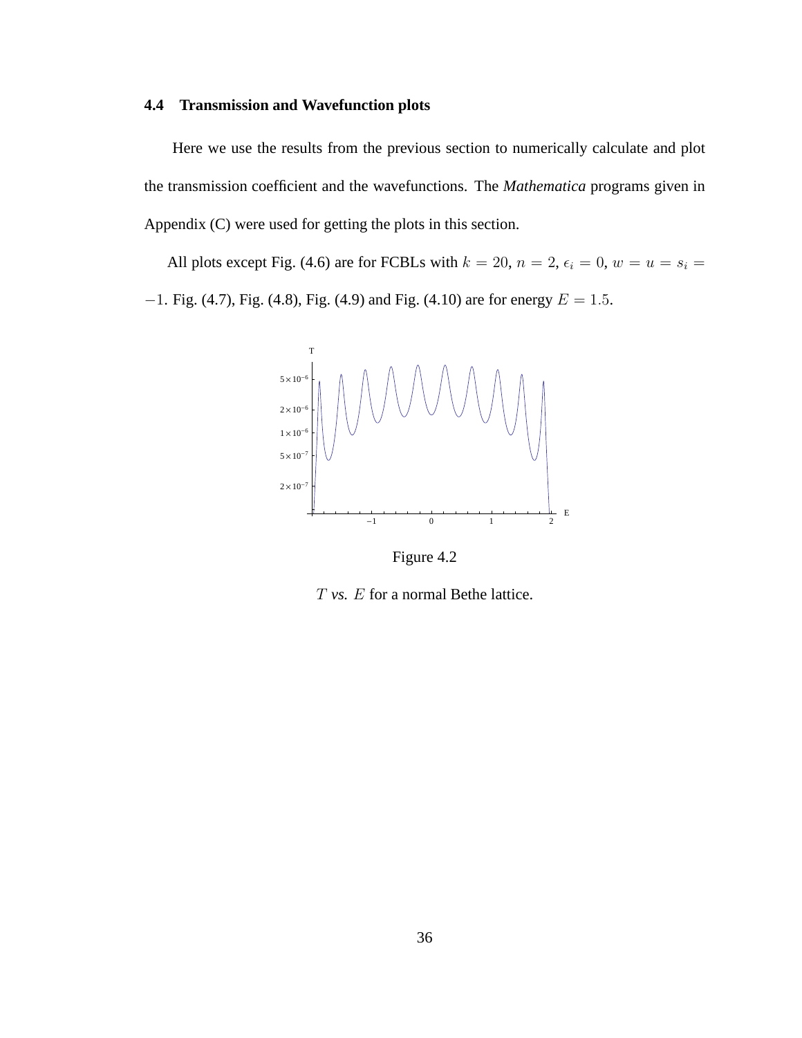### 4.4 Transmission and Wavefunction plots

Here we use the results from the previous section to numerically calculate and plot the transmission coefficient and the wavefunctions. The *Mathematica* programs given in Appendix (C) were used for getting the plots in this section.

All plots except Fig. (4.6) are for FCBLs with $k = 20$, $n = 2$, $\epsilon_i = 0$, $w = u = s_i = -1$. Fig. (4.7), Fig. (4.8), Fig. (4.9) and Fig. (4.10) are for energy $E = 1.5$.

Figure 4.2

$T$ *vs.* $E$ for a normal Bethe lattice.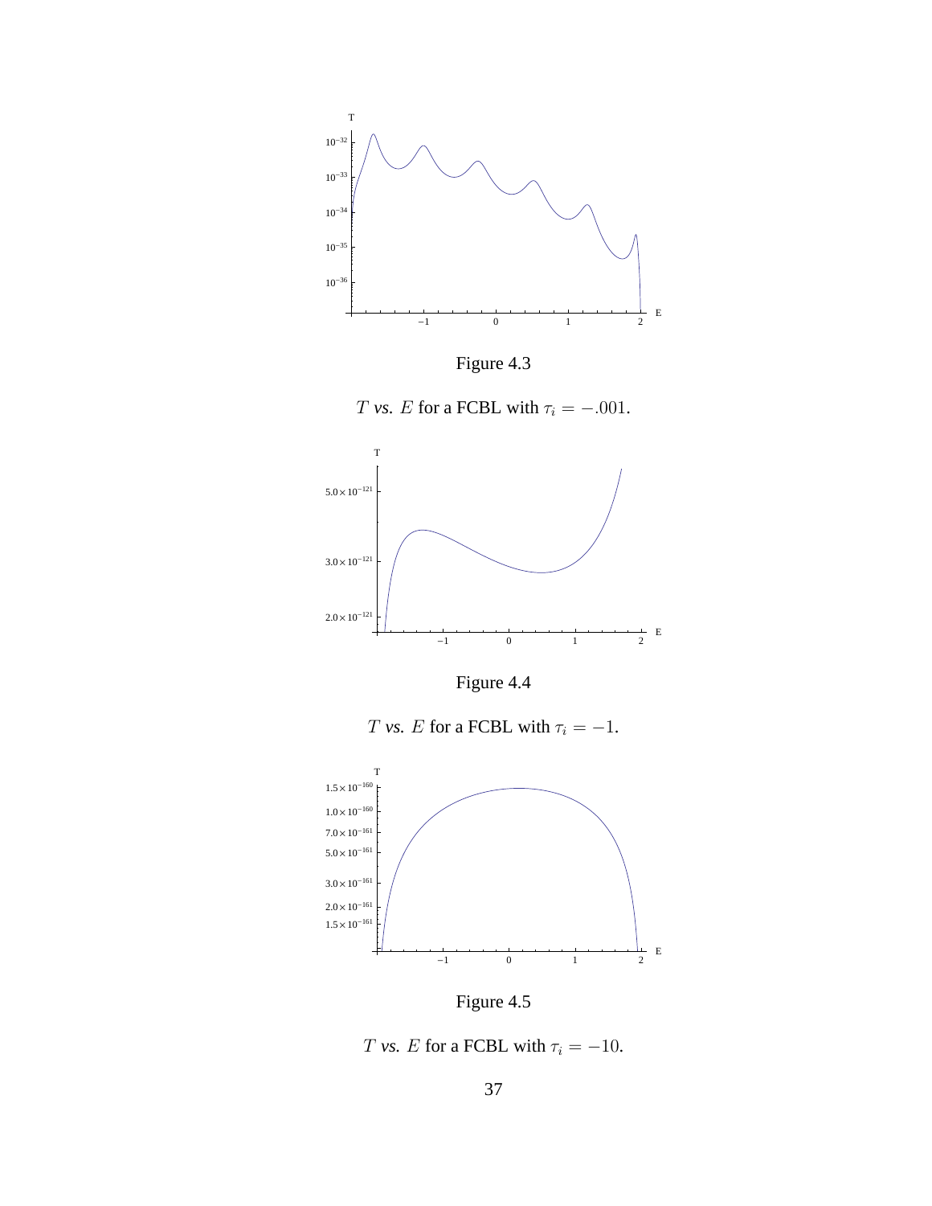Figure 4.3

$T$ *vs.* $E$ for a FCBL with $\tau_i = -.001$.

Figure 4.4

$T$ *vs.* $E$ for a FCBL with $\tau_i = -1$.

Figure 4.5

$T$ *vs.* $E$ for a FCBL with $\tau_i = -10$.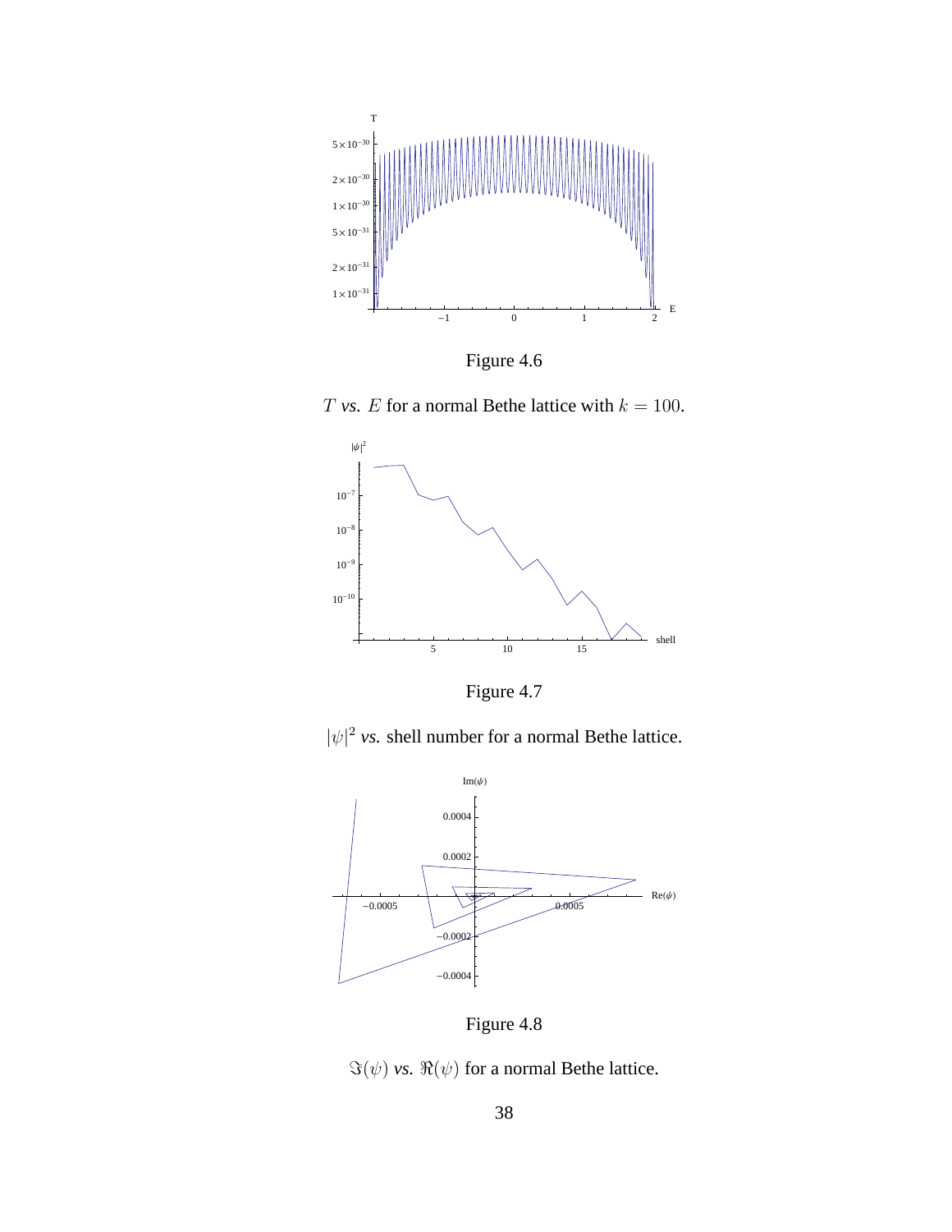Figure 4.6

$T$ *vs.* $E$ for a normal Bethe lattice with $k = 100$.

Figure 4.7

$|\psi|^2$ *vs.* shell number for a normal Bethe lattice.

Figure 4.8

$\Im(\psi)$ *vs.* $\Re(\psi)$ for a normal Bethe lattice.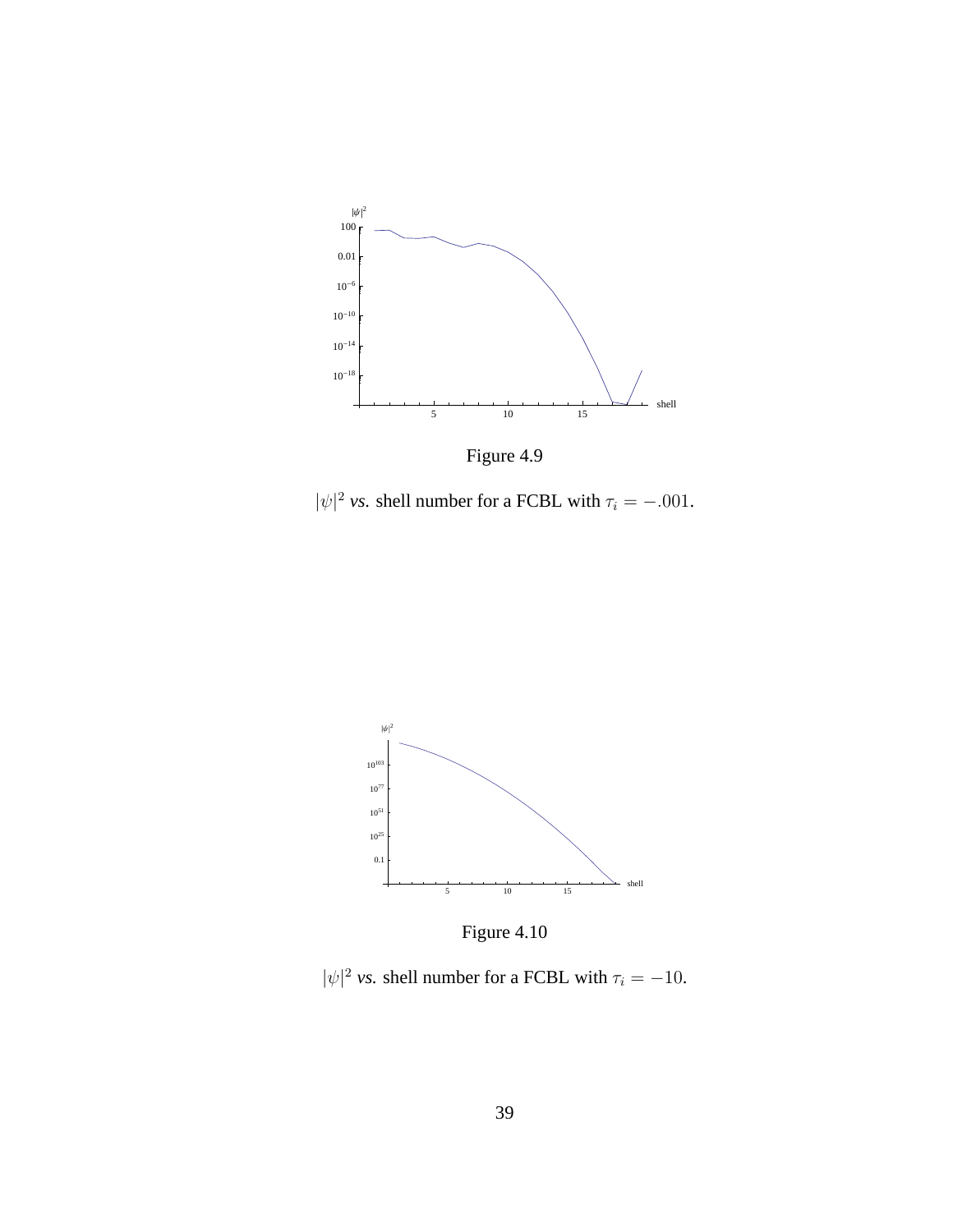Figure 4.9

$|\psi|^2$ *vs.* shell number for a FCBL with $\tau_i = -.001$.

Figure 4.10

$|\psi|^2$ *vs.* shell number for a FCBL with $\tau_i = -10$.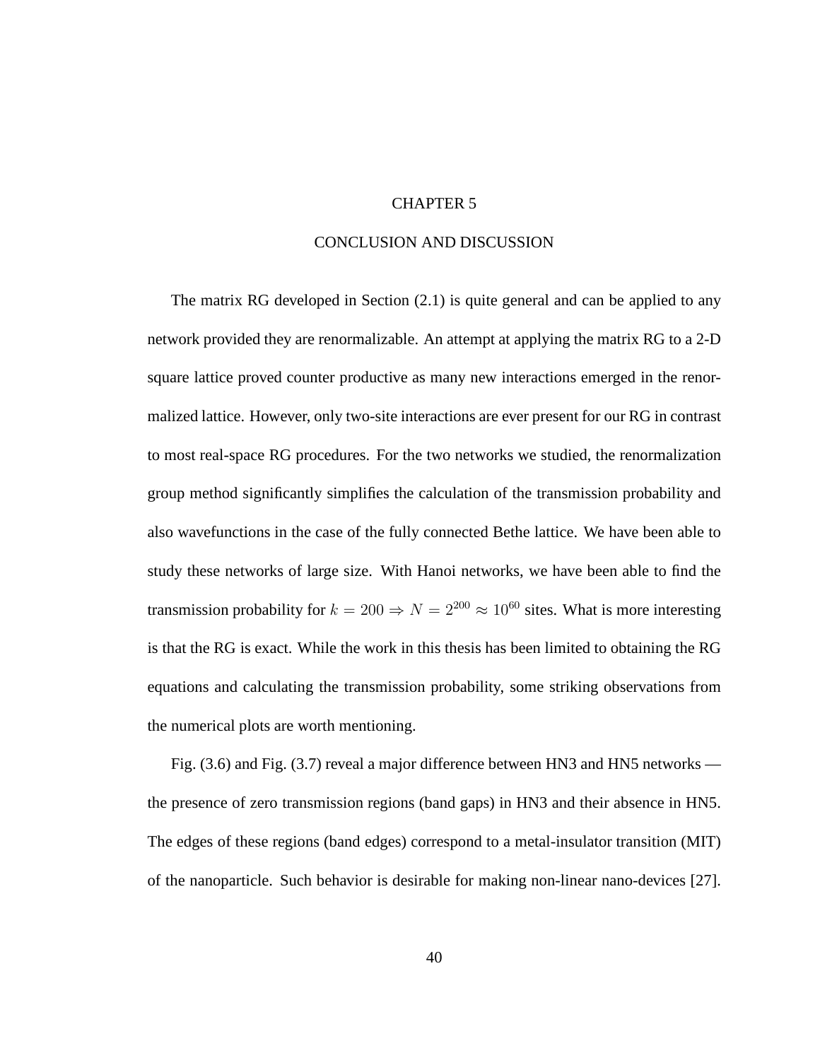# CHAPTER 5

## CONCLUSION AND DISCUSSION

The matrix RG developed in Section (2.1) is quite general and can be applied to any network provided they are renormalizable. An attempt at applying the matrix RG to a 2-D square lattice proved counter productive as many new interactions emerged in the renormalized lattice. However, only two-site interactions are ever present for our RG in contrast to most real-space RG procedures. For the two networks we studied, the renormalization group method significantly simplifies the calculation of the transmission probability and also wavefunctions in the case of the fully connected Bethe lattice. We have been able to study these networks of large size. With Hanoi networks, we have been able to find the transmission probability for $k = 200 \Rightarrow N = 2^{200} \approx 10^{60}$ sites. What is more interesting is that the RG is exact. While the work in this thesis has been limited to obtaining the RG equations and calculating the transmission probability, some striking observations from the numerical plots are worth mentioning.

Fig. (3.6) and Fig. (3.7) reveal a major difference between HN3 and HN5 networks — the presence of zero transmission regions (band gaps) in HN3 and their absence in HN5. The edges of these regions (band edges) correspond to a metal-insulator transition (MIT) of the nanoparticle. Such behavior is desirable for making non-linear nano-devices [27].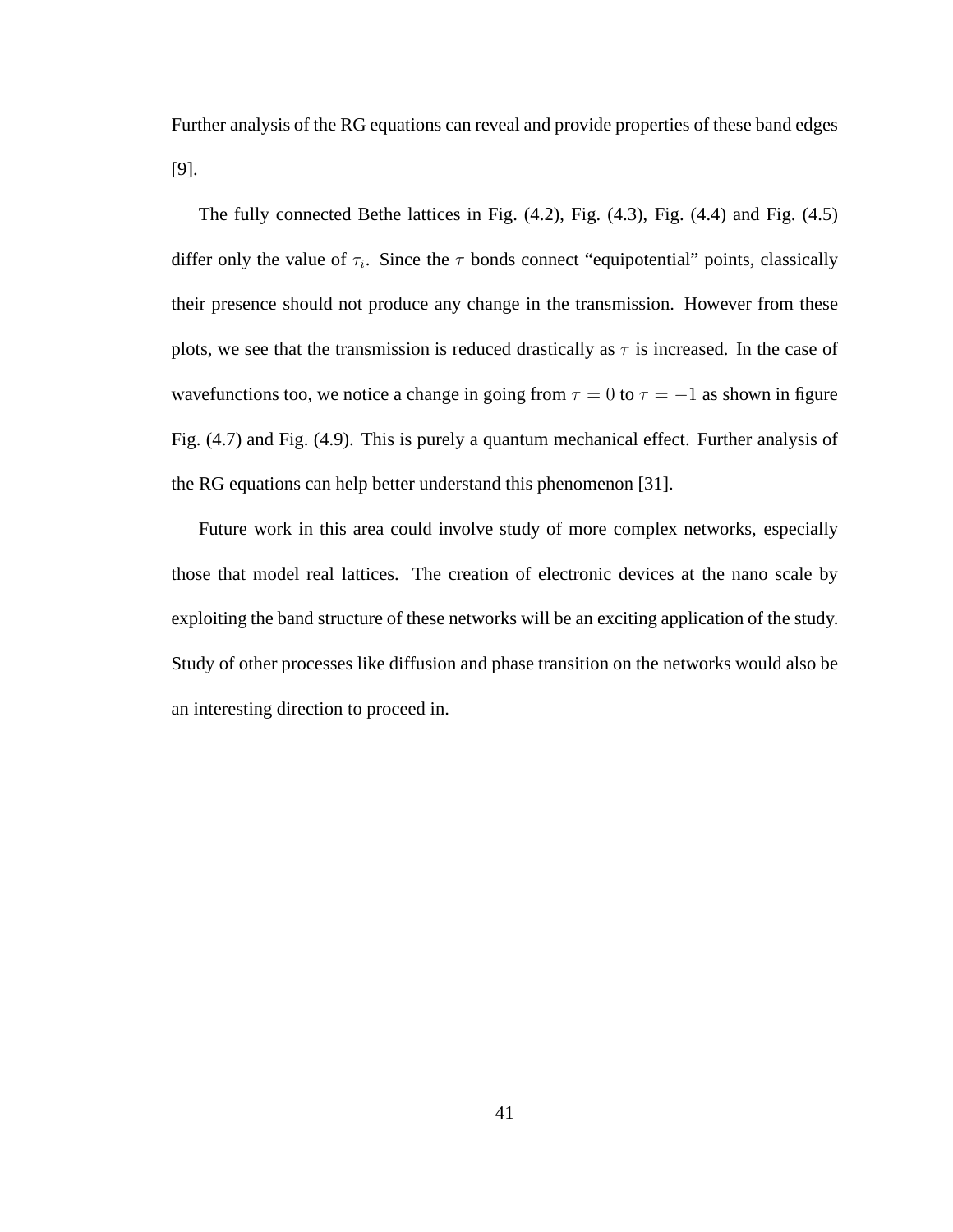Further analysis of the RG equations can reveal and provide properties of these band edges [9].

The fully connected Bethe lattices in Fig. (4.2), Fig. (4.3), Fig. (4.4) and Fig. (4.5) differ only the value of $\tau_i$. Since the $\tau$ bonds connect "equipotential" points, classically their presence should not produce any change in the transmission. However from these plots, we see that the transmission is reduced drastically as $\tau$ is increased. In the case of wavefunctions too, we notice a change in going from $\tau = 0$ to $\tau = -1$ as shown in figure Fig. (4.7) and Fig. (4.9). This is purely a quantum mechanical effect. Further analysis of the RG equations can help better understand this phenomenon [31].

Future work in this area could involve study of more complex networks, especially those that model real lattices. The creation of electronic devices at the nano scale by exploiting the band structure of these networks will be an exciting application of the study. Study of other processes like diffusion and phase transition on the networks would also be an interesting direction to proceed in.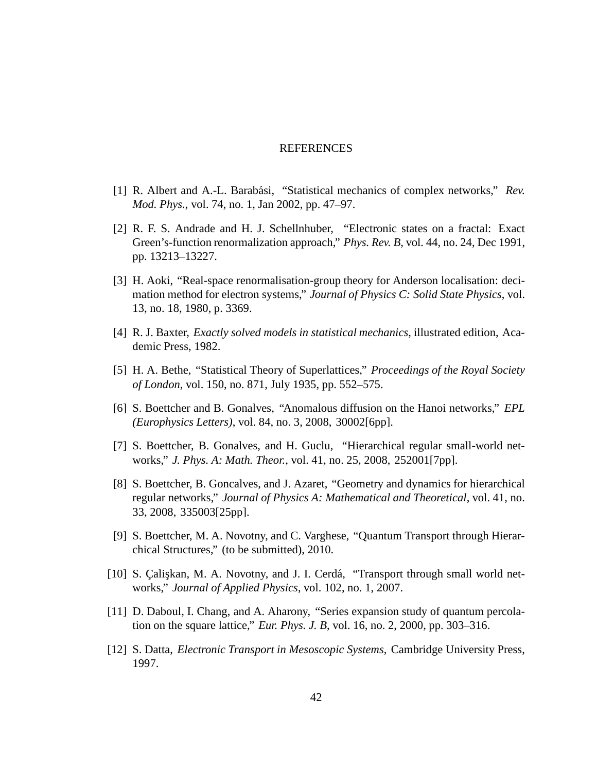# REFERENCES

[1] R. Albert and A.-L. Barabási, "Statistical mechanics of complex networks," *Rev. Mod. Phys.*, vol. 74, no. 1, Jan 2002, pp. 47–97.

[2] R. F. S. Andrade and H. J. Schellnhuber, "Electronic states on a fractal: Exact Green's-function renormalization approach," *Phys. Rev. B*, vol. 44, no. 24, Dec 1991, pp. 13213–13227.

[3] H. Aoki, "Real-space renormalisation-group theory for Anderson localisation: decimation method for electron systems," *Journal of Physics C: Solid State Physics*, vol. 13, no. 18, 1980, p. 3369.

[4] R. J. Baxter, *Exactly solved models in statistical mechanics*, illustrated edition, Academic Press, 1982.

[5] H. A. Bethe, "Statistical Theory of Superlattices," *Proceedings of the Royal Society of London*, vol. 150, no. 871, July 1935, pp. 552–575.

[6] S. Boettcher and B. Gonalves, "Anomalous diffusion on the Hanoi networks," *EPL (Europhysics Letters)*, vol. 84, no. 3, 2008, 30002[6pp].

[7] S. Boettcher, B. Gonalves, and H. Guclu, "Hierarchical regular small-world networks," *J. Phys. A: Math. Theor.*, vol. 41, no. 25, 2008, 252001[7pp].

[8] S. Boettcher, B. Goncalves, and J. Azaret, "Geometry and dynamics for hierarchical regular networks," *Journal of Physics A: Mathematical and Theoretical*, vol. 41, no. 33, 2008, 335003[25pp].

[9] S. Boettcher, M. A. Novotny, and C. Varghese, "Quantum Transport through Hierarchical Structures," (to be submitted), 2010.

[10] S. Çalişkan, M. A. Novotny, and J. I. Cerdá, "Transport through small world networks," *Journal of Applied Physics*, vol. 102, no. 1, 2007.

[11] D. Daboul, I. Chang, and A. Aharony, "Series expansion study of quantum percolation on the square lattice," *Eur. Phys. J. B*, vol. 16, no. 2, 2000, pp. 303–316.

[12] S. Datta, *Electronic Transport in Mesoscopic Systems*, Cambridge University Press, 1997.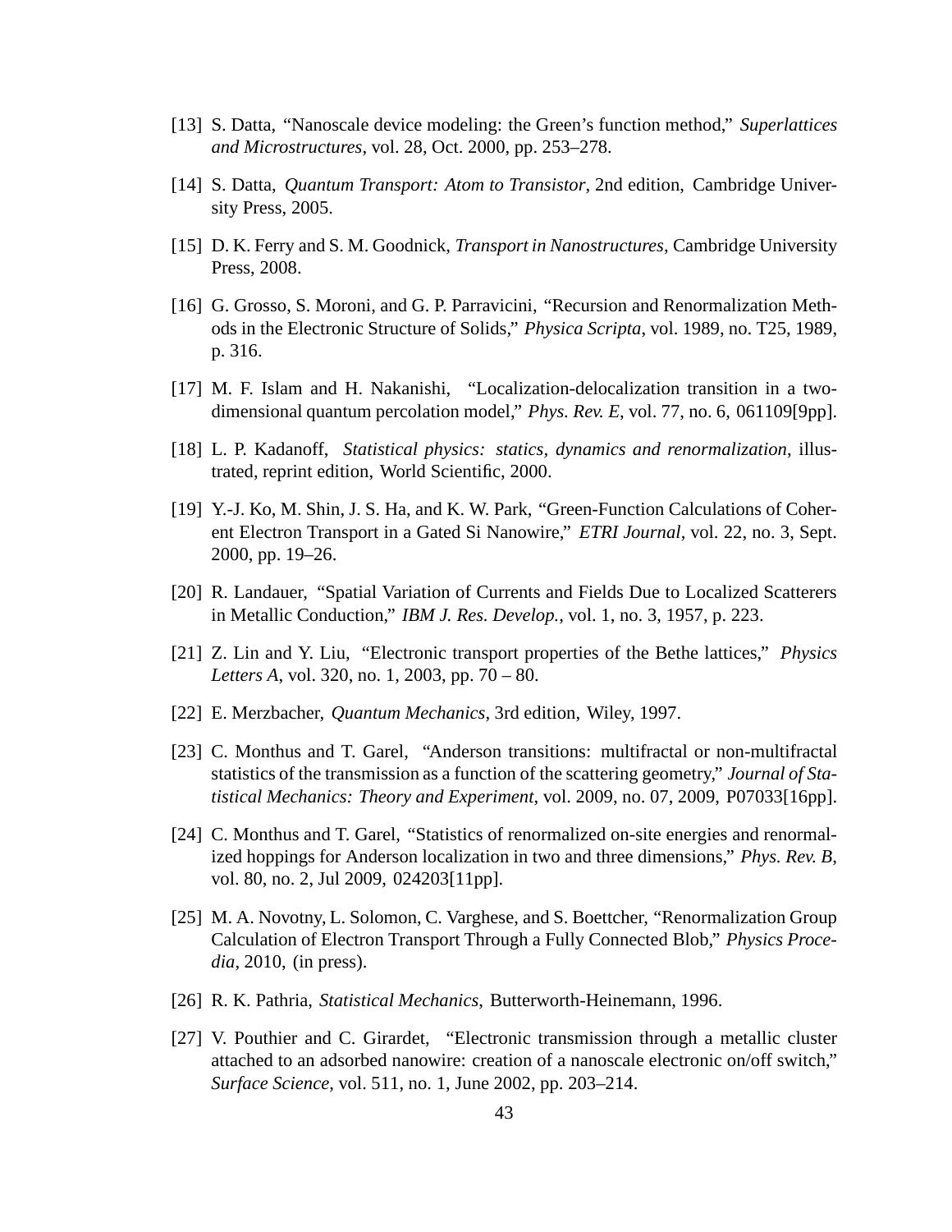[13] S. Datta, "Nanoscale device modeling: the Green's function method," *Superlattices and Microstructures*, vol. 28, Oct. 2000, pp. 253–278.

[14] S. Datta, *Quantum Transport: Atom to Transistor*, 2nd edition, Cambridge University Press, 2005.

[15] D. K. Ferry and S. M. Goodnick, *Transport in Nanostructures*, Cambridge University Press, 2008.

[16] G. Grosso, S. Moroni, and G. P. Parravicini, "Recursion and Renormalization Methods in the Electronic Structure of Solids," *Physica Scripta*, vol. 1989, no. T25, 1989, p. 316.

[17] M. F. Islam and H. Nakanishi, "Localization-delocalization transition in a two-dimensional quantum percolation model," *Phys. Rev. E*, vol. 77, no. 6, 061109[9pp].

[18] L. P. Kadanoff, *Statistical physics: statics, dynamics and renormalization*, illustrated, reprint edition, World Scientific, 2000.

[19] Y.-J. Ko, M. Shin, J. S. Ha, and K. W. Park, "Green-Function Calculations of Coherent Electron Transport in a Gated Si Nanowire," *ETRI Journal*, vol. 22, no. 3, Sept. 2000, pp. 19–26.

[20] R. Landauer, "Spatial Variation of Currents and Fields Due to Localized Scatterers in Metallic Conduction," *IBM J. Res. Develop.*, vol. 1, no. 3, 1957, p. 223.

[21] Z. Lin and Y. Liu, "Electronic transport properties of the Bethe lattices," *Physics Letters A*, vol. 320, no. 1, 2003, pp. 70 – 80.

[22] E. Merzbacher, *Quantum Mechanics*, 3rd edition, Wiley, 1997.

[23] C. Monthus and T. Garel, "Anderson transitions: multifractal or non-multifractal statistics of the transmission as a function of the scattering geometry," *Journal of Statistical Mechanics: Theory and Experiment*, vol. 2009, no. 07, 2009, P07033[16pp].

[24] C. Monthus and T. Garel, "Statistics of renormalized on-site energies and renormalized hoppings for Anderson localization in two and three dimensions," *Phys. Rev. B*, vol. 80, no. 2, Jul 2009, 024203[11pp].

[25] M. A. Novotny, L. Solomon, C. Varghese, and S. Boettcher, "Renormalization Group Calculation of Electron Transport Through a Fully Connected Blob," *Physics Procedia*, 2010, (in press).

[26] R. K. Pathria, *Statistical Mechanics*, Butterworth-Heinemann, 1996.

[27] V. Pouthier and C. Girardet, "Electronic transmission through a metallic cluster attached to an adsorbed nanowire: creation of a nanoscale electronic on/off switch," *Surface Science*, vol. 511, no. 1, June 2002, pp. 203–214.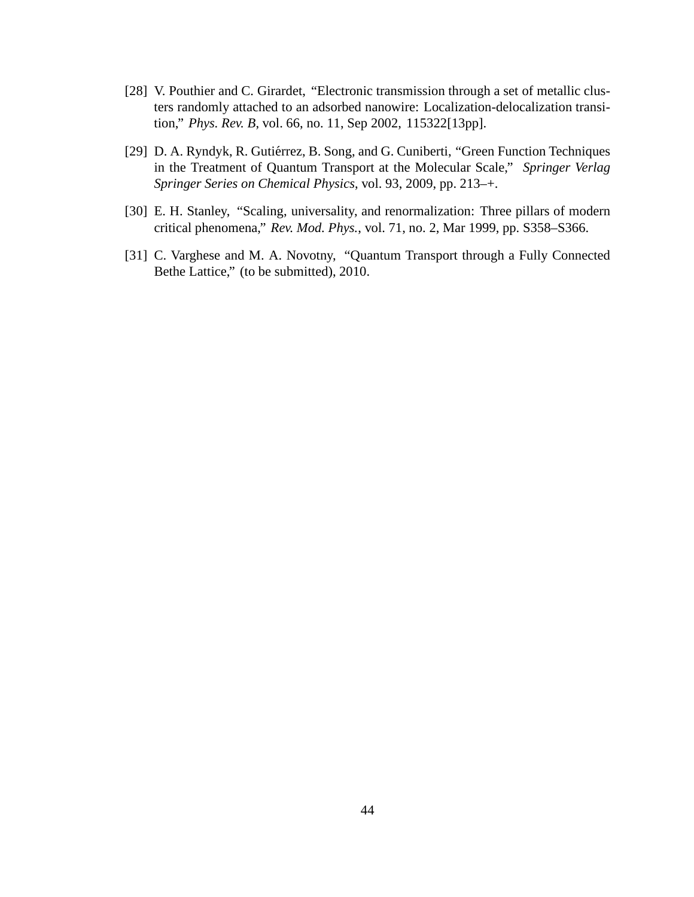[28] V. Pouthier and C. Girardet, "Electronic transmission through a set of metallic clusters randomly attached to an adsorbed nanowire: Localization-delocalization transition," *Phys. Rev. B*, vol. 66, no. 11, Sep 2002, 115322[13pp].

[29] D. A. Ryndyk, R. Gutiérrez, B. Song, and G. Cuniberti, "Green Function Techniques in the Treatment of Quantum Transport at the Molecular Scale," *Springer Verlag Springer Series on Chemical Physics*, vol. 93, 2009, pp. 213–+.

[30] E. H. Stanley, "Scaling, universality, and renormalization: Three pillars of modern critical phenomena," *Rev. Mod. Phys.*, vol. 71, no. 2, Mar 1999, pp. S358–S366.

[31] C. Varghese and M. A. Novotny, "Quantum Transport through a Fully Connected Bethe Lattice," (to be submitted), 2010.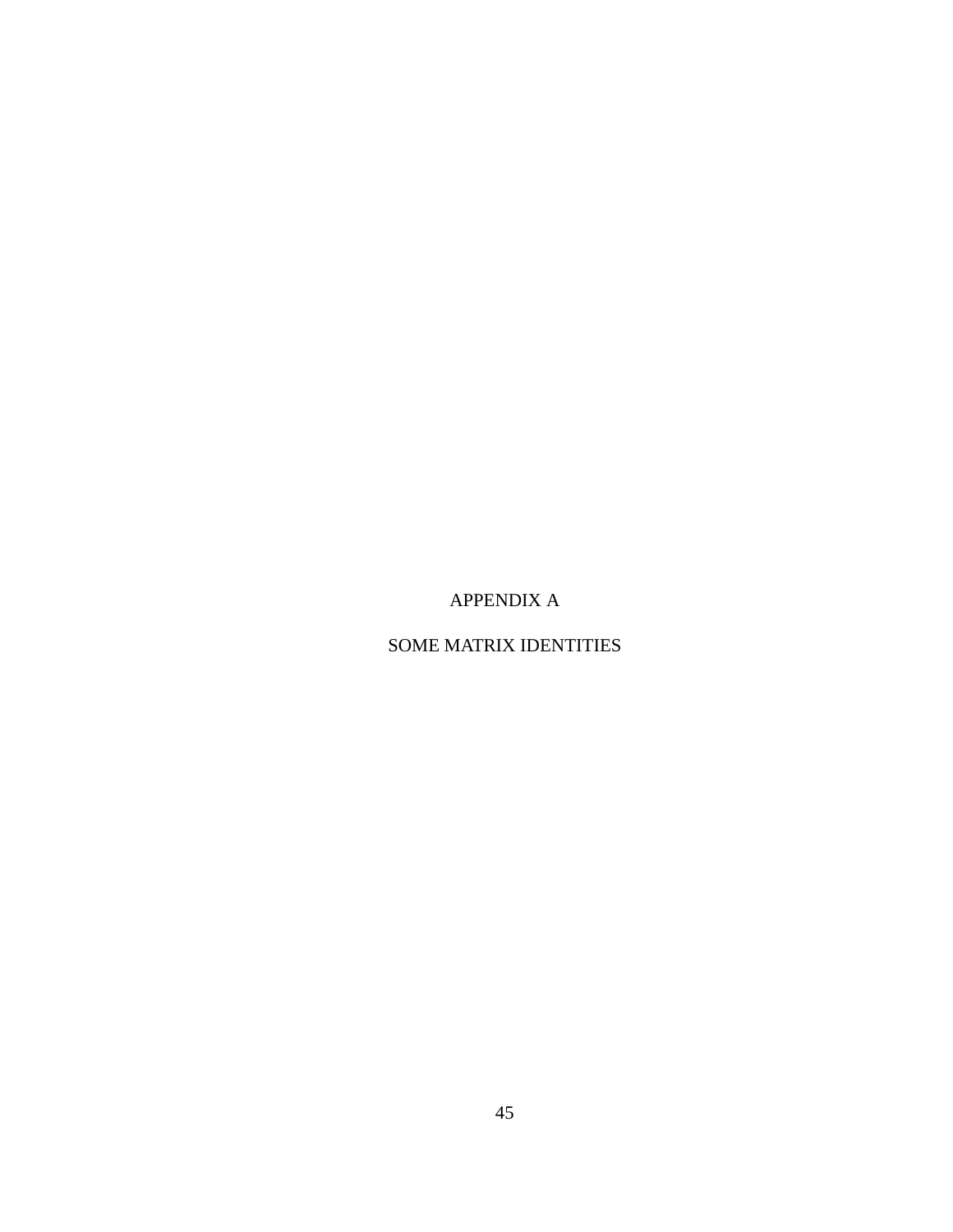# APPENDIX A

# SOME MATRIX IDENTITIES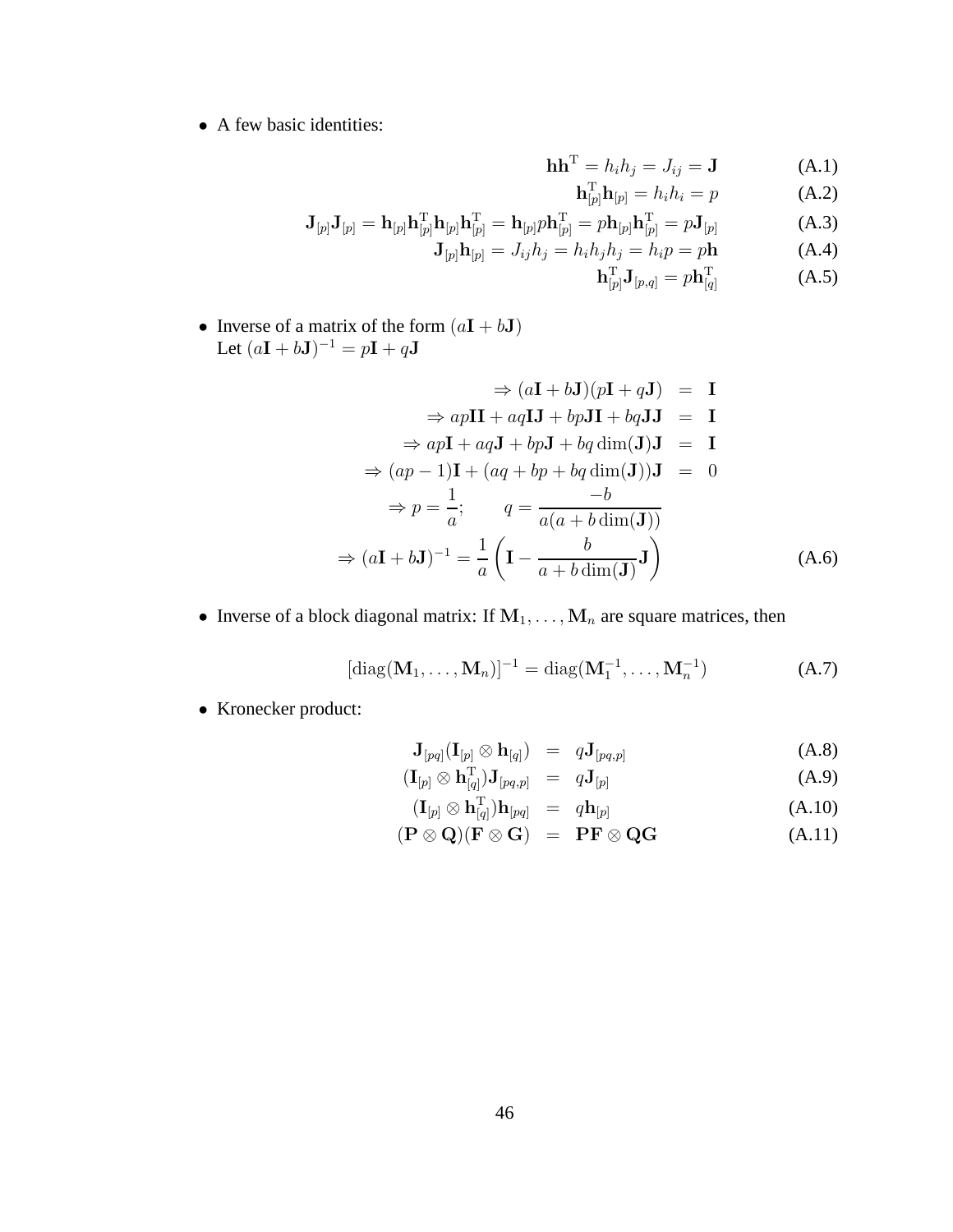- A few basic identities:

$$\mathbf{h}\mathbf{h}^{\mathrm{T}} = h_i h_j = J_{ij} = \mathbf{J} \tag{A.1}$$

$$\mathbf{h}_{[p]}^{\mathrm{T}}\mathbf{h}_{[p]} = h_i h_i = p \tag{A.2}$$

$$\mathbf{J}_{[p]}\mathbf{J}_{[p]} = \mathbf{h}_{[p]}\mathbf{h}_{[p]}^{\mathrm{T}}\mathbf{h}_{[p]}\mathbf{h}_{[p]}^{\mathrm{T}} = \mathbf{h}_{[p]}p\mathbf{h}_{[p]}^{\mathrm{T}} = p\mathbf{h}_{[p]}\mathbf{h}_{[p]}^{\mathrm{T}} = p\mathbf{J}_{[p]} \tag{A.3}$$

$$\mathbf{J}_{[p]}\mathbf{h}_{[p]} = J_{ij}h_j = h_i h_j h_j = h_i p = p\mathbf{h} \tag{A.4}$$

$$\mathbf{h}_{[p]}^{\mathrm{T}}\mathbf{J}_{[p,q]} = p\mathbf{h}_{[q]}^{\mathrm{T}} \tag{A.5}$$

- Inverse of a matrix of the form $(a\mathbf{I} + b\mathbf{J})$
  Let $(a\mathbf{I} + b\mathbf{J})^{-1} = p\mathbf{I} + q\mathbf{J}$

$$\begin{aligned}
\Rightarrow (a\mathbf{I} + b\mathbf{J})(p\mathbf{I} + q\mathbf{J}) &= \mathbf{I} \\
\Rightarrow ap\mathbf{I}\mathbf{I} + aq\mathbf{I}\mathbf{J} + bp\mathbf{J}\mathbf{I} + bq\mathbf{J}\mathbf{J} &= \mathbf{I} \\
\Rightarrow ap\mathbf{I} + aq\mathbf{J} + bp\mathbf{J} + bq\dim(\mathbf{J})\mathbf{J} &= \mathbf{I} \\
\Rightarrow (ap-1)\mathbf{I} + (aq + bp + bq\dim(\mathbf{J}))\mathbf{J} &= 0 \\
\Rightarrow p = \frac{1}{a}; \qquad q = \frac{-b}{a(a + b\dim(\mathbf{J}))}
\end{aligned}$$

$$\Rightarrow (a\mathbf{I} + b\mathbf{J})^{-1} = \frac{1}{a}\left(\mathbf{I} - \frac{b}{a + b\dim(\mathbf{J})}\mathbf{J}\right) \tag{A.6}$$

- Inverse of a block diagonal matrix: If $\mathbf{M}_1, \ldots, \mathbf{M}_n$ are square matrices, then

$$[\mathrm{diag}(\mathbf{M}_1, \ldots, \mathbf{M}_n)]^{-1} = \mathrm{diag}(\mathbf{M}_1^{-1}, \ldots, \mathbf{M}_n^{-1}) \tag{A.7}$$

- Kronecker product:

$$\mathbf{J}_{[pq]}(\mathbf{I}_{[p]} \otimes \mathbf{h}_{[q]}) = q\mathbf{J}_{[pq,p]} \tag{A.8}$$

$$(\mathbf{I}_{[p]} \otimes \mathbf{h}_{[q]}^{\mathrm{T}})\mathbf{J}_{[pq,p]} = q\mathbf{J}_{[p]} \tag{A.9}$$

$$(\mathbf{I}_{[p]} \otimes \mathbf{h}_{[q]}^{\mathrm{T}})\mathbf{h}_{[pq]} = q\mathbf{h}_{[p]} \tag{A.10}$$

$$(\mathbf{P} \otimes \mathbf{Q})(\mathbf{F} \otimes \mathbf{G}) = \mathbf{P}\mathbf{F} \otimes \mathbf{Q}\mathbf{G} \tag{A.11}$$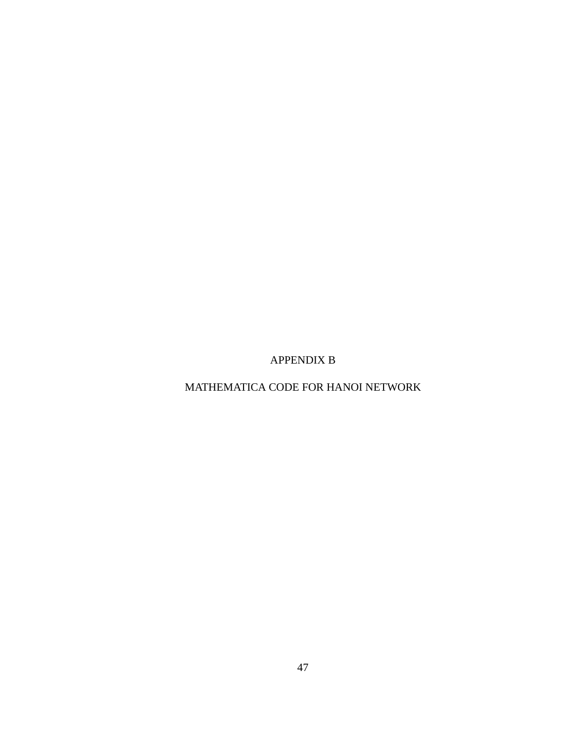# APPENDIX B

## MATHEMATICA CODE FOR HANOI NETWORK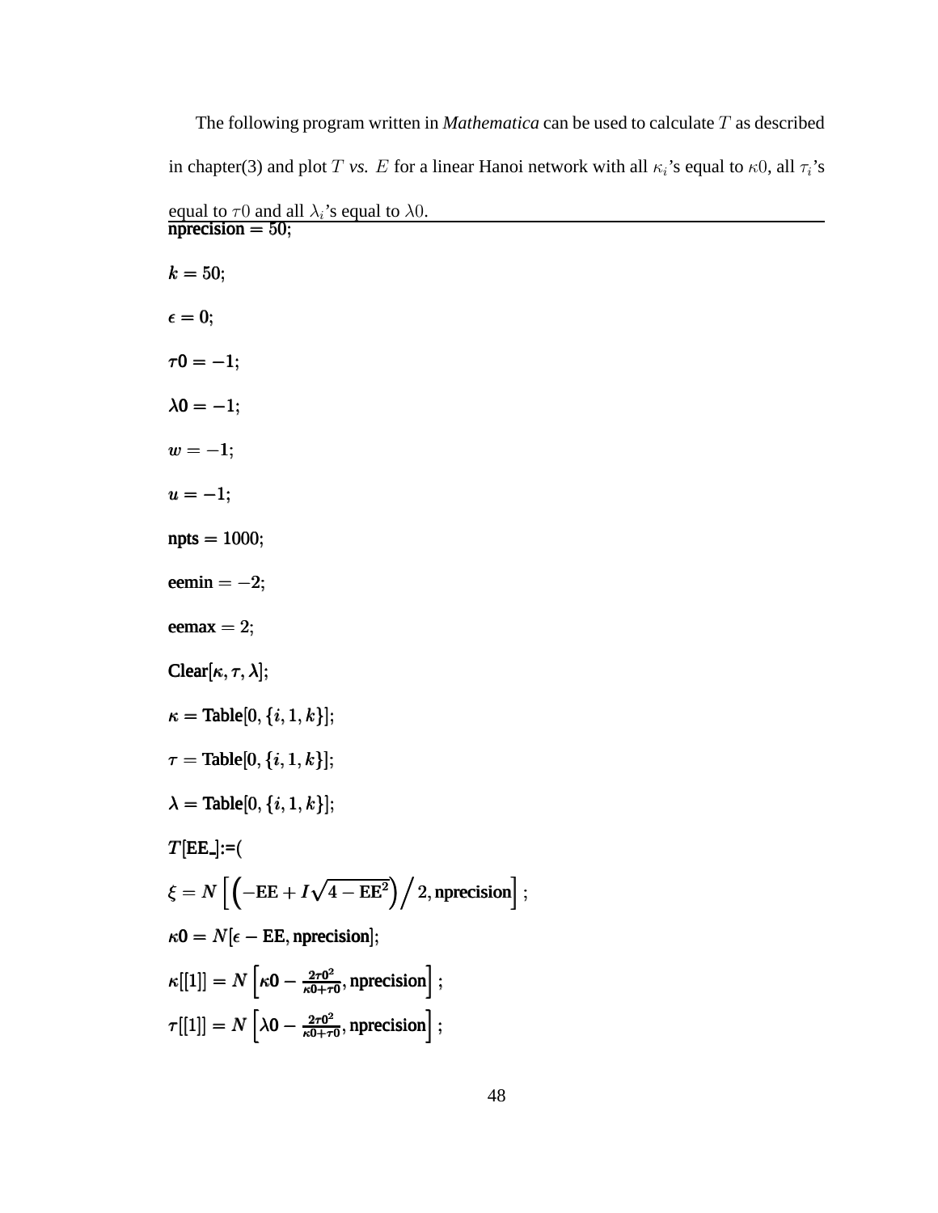The following program written in *Mathematica* can be used to calculate $T$ as described in chapter(3) and plot $T$ *vs.* $E$ for a linear Hanoi network with all $\kappa_i$'s equal to $\kappa 0$, all $\tau_i$'s equal to $\tau 0$ and all $\lambda_i$'s equal to $\lambda 0$.

```
nprecision = 50;

k = 50;

ϵ = 0;

τ0 = −1;

λ0 = −1;

w = −1;

u = −1;

npts = 1000;

eemin = −2;

eemax = 2;

Clear[κ, τ, λ];

κ = Table[0, {i, 1, k}];

τ = Table[0, {i, 1, k}];

λ = Table[0, {i, 1, k}];

T[EE_]:=(

ξ = N[(−EE + I Sqrt[4 − EE^2])/2, nprecision];

κ0 = N[ϵ − EE, nprecision];

κ[[1]] = N[κ0 − 2τ0^2/(κ0+τ0), nprecision];

τ[[1]] = N[λ0 − 2τ0^2/(κ0+τ0), nprecision];
```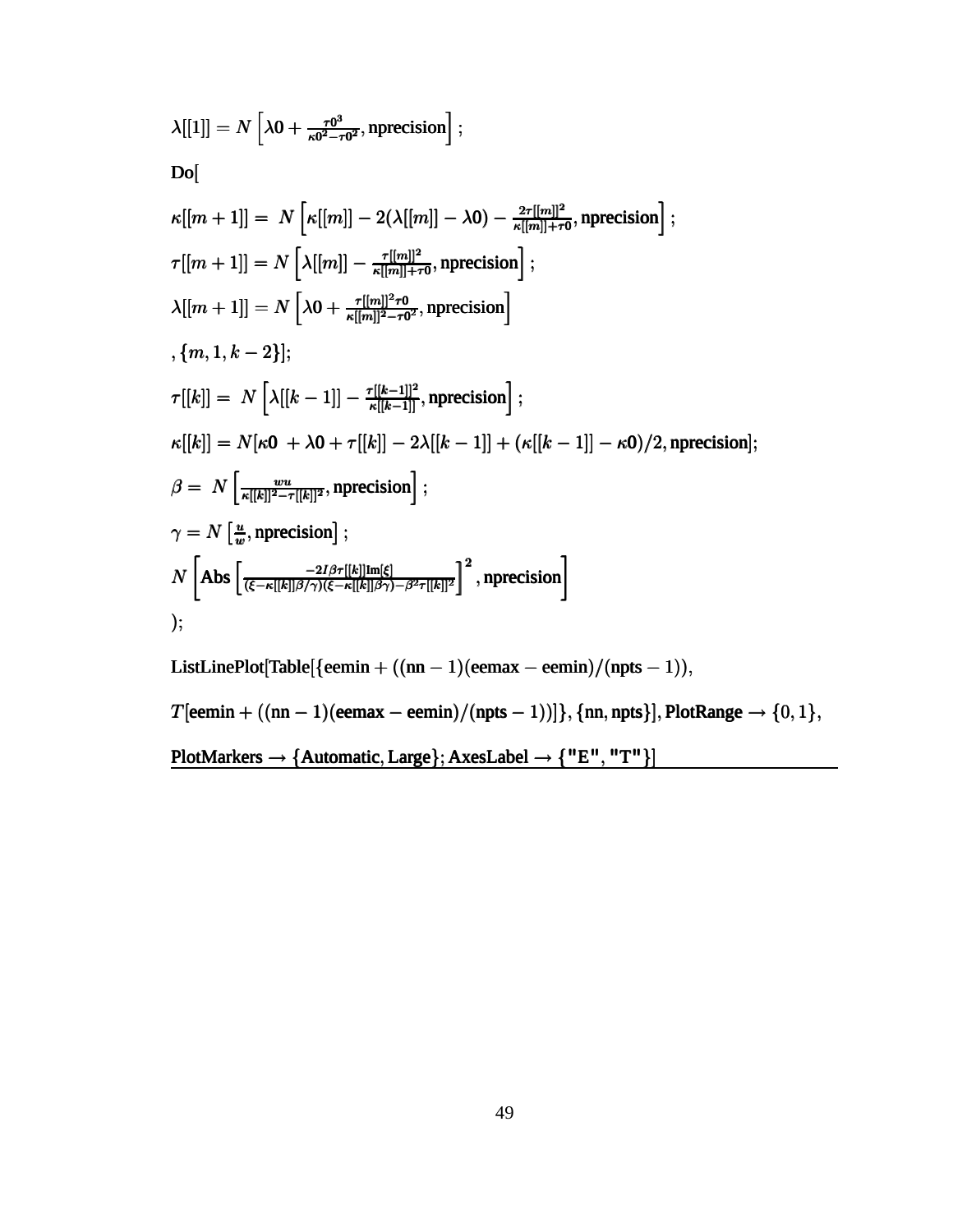$\lambda[[1]] = N\left[\lambda 0 + \frac{\tau 0^3}{\kappa 0^2 - \tau 0^2}, \text{nprecision}\right];$

Do[

$\kappa[[m+1]] = N\left[\kappa[[m]] - 2(\lambda[[m]] - \lambda 0) - \frac{2\tau[[m]]^2}{\kappa[[m]] + \tau 0}, \text{nprecision}\right];$

$\tau[[m+1]] = N\left[\lambda[[m]] - \frac{\tau[[m]]^2}{\kappa[[m]] + \tau 0}, \text{nprecision}\right];$

$\lambda[[m+1]] = N\left[\lambda 0 + \frac{\tau[[m]]^2 \tau 0}{\kappa[[m]]^2 - \tau 0^2}, \text{nprecision}\right]$

$, \{m, 1, k-2\}];$

$\tau[[k]] = N\left[\lambda[[k-1]] - \frac{\tau[[k-1]]^2}{\kappa[[k-1]]}, \text{nprecision}\right];$

$\kappa[[k]] = N[\kappa 0 + \lambda 0 + \tau[[k]] - 2\lambda[[k-1]] + (\kappa[[k-1]] - \kappa 0)/2, \text{nprecision}];$

$\beta = N\left[\frac{wu}{\kappa[[k]]^2 - \tau[[k]]^2}, \text{nprecision}\right];$

$\gamma = N\left[\frac{u}{w}, \text{nprecision}\right];$

$N\left[\text{Abs}\left[\frac{-2I\beta\tau[[k]]\text{Im}[\xi]}{(\xi - \kappa[[k]]\beta/\gamma)(\xi - \kappa[[k]]\beta\gamma) - \beta^2\tau[[k]]^2}\right]^2, \text{nprecision}\right]$

);

ListLinePlot[Table[{eemin + ((nn − 1)(eemax − eemin)/(npts − 1)),

$T$[eemin + ((nn − 1)(eemax − eemin)/(npts − 1))]}, {nn, npts}], PlotRange → {0, 1},

PlotMarkers → {Automatic, Large}; AxesLabel → {"E", "T"}]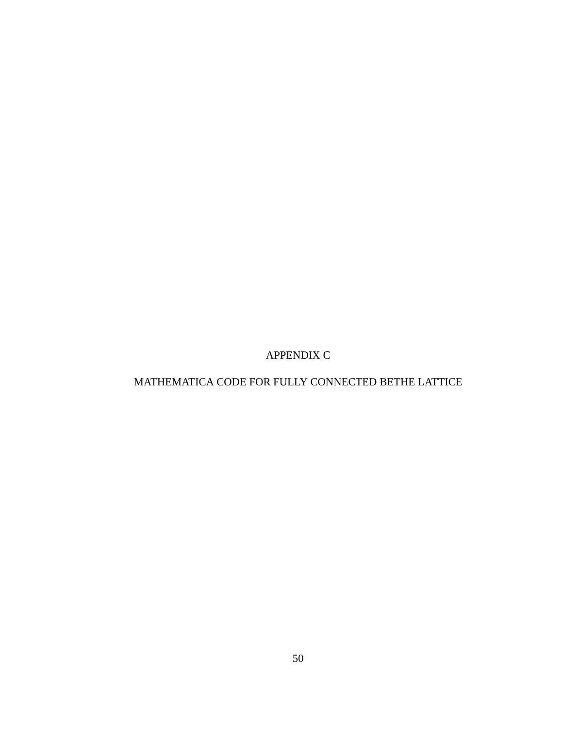# APPENDIX C

## MATHEMATICA CODE FOR FULLY CONNECTED BETHE LATTICE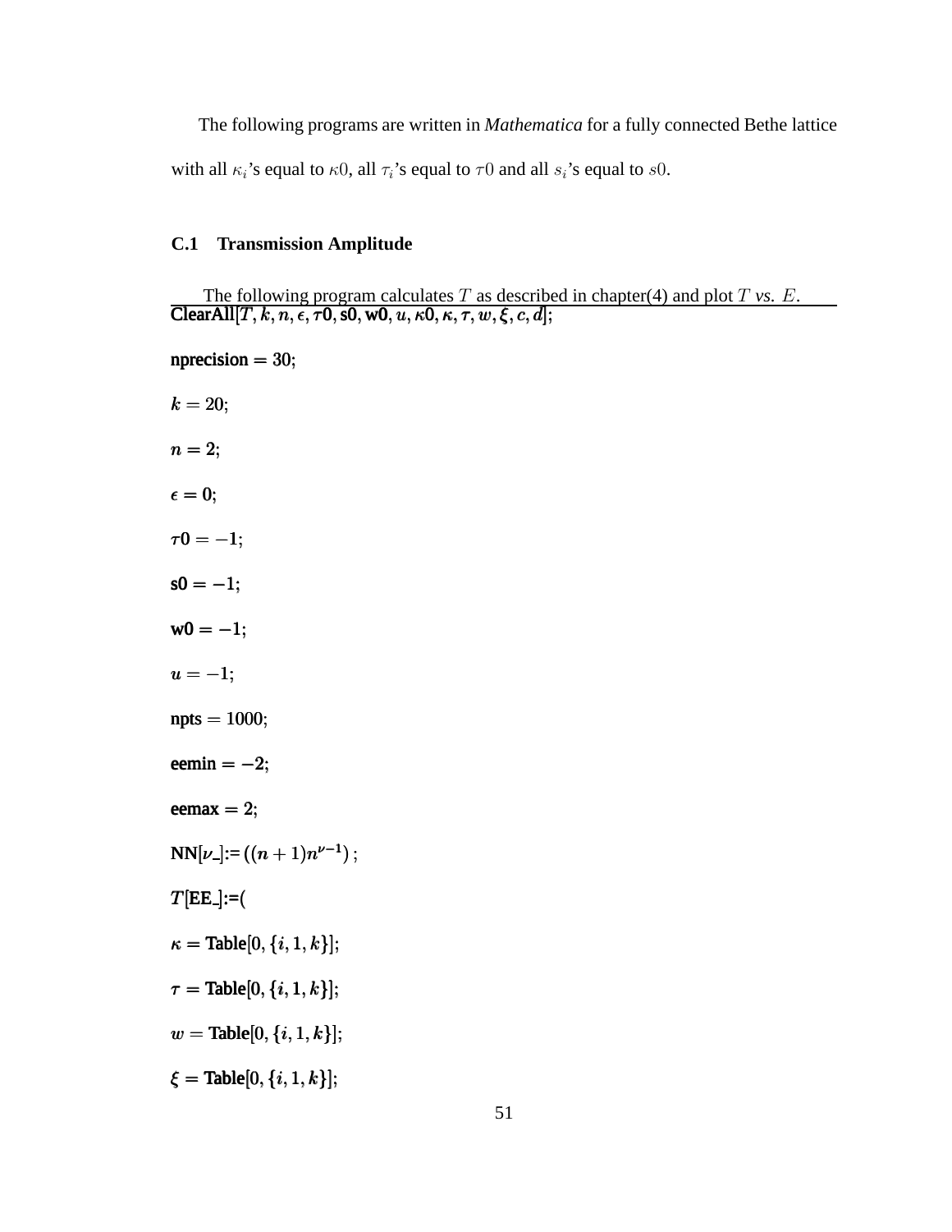The following programs are written in *Mathematica* for a fully connected Bethe lattice with all $\kappa_i$'s equal to $\kappa 0$, all $\tau_i$'s equal to $\tau 0$ and all $s_i$'s equal to $s0$.

### C.1 Transmission Amplitude

The following program calculates $T$ as described in chapter(4) and plot $T$ *vs.* $E$.

```
ClearAll[T, k, n, ϵ, τ0, s0, w0, u, κ0, κ, τ, w, ξ, c, d];

nprecision = 30;

k = 20;

n = 2;

ϵ = 0;

τ0 = −1;

s0 = −1;

w0 = −1;

u = −1;

npts = 1000;

eemin = −2;

eemax = 2;

NN[ν_]:= ((n + 1)n^(ν−1)) ;

T[EE_]:=(

κ = Table[0, {i, 1, k}];

τ = Table[0, {i, 1, k}];

w = Table[0, {i, 1, k}];

ξ = Table[0, {i, 1, k}];
```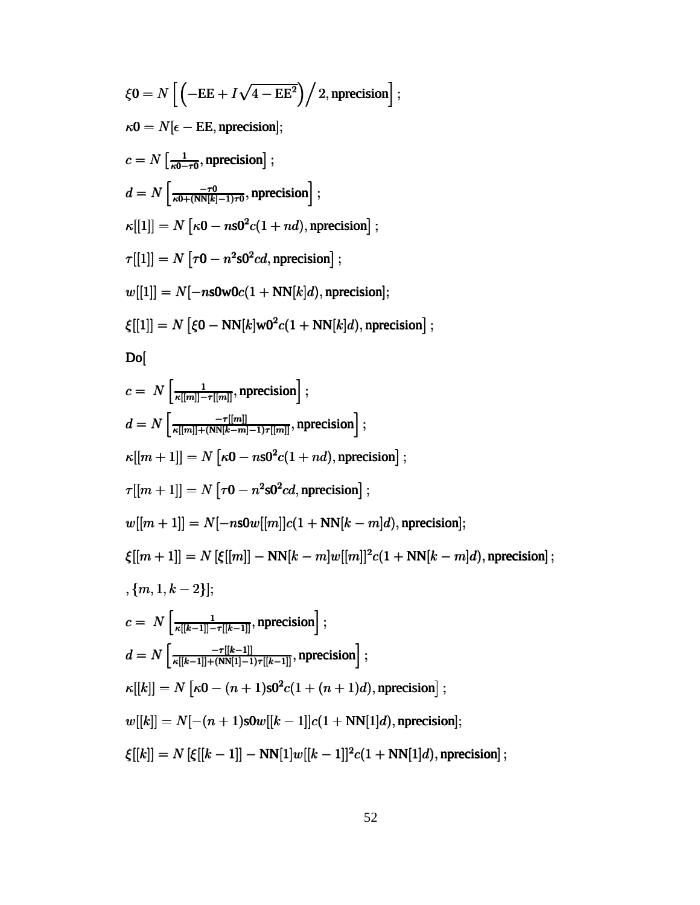$$\xi 0 = N\left[\left(-\mathrm{EE} + I\sqrt{4-\mathrm{EE}^2}\right)\Big/ 2, \mathrm{nprecision}\right];$$

$$\kappa 0 = N[\epsilon - \mathrm{EE}, \mathrm{nprecision}];$$

$$c = N\left[\tfrac{1}{\kappa 0 - \tau 0}, \mathrm{nprecision}\right];$$

$$d = N\left[\tfrac{-\tau 0}{\kappa 0 + (\mathrm{NN}[k]-1)\tau 0}, \mathrm{nprecision}\right];$$

$$\kappa[[1]] = N\left[\kappa 0 - n\mathrm{s0}^2 c(1+nd), \mathrm{nprecision}\right];$$

$$\tau[[1]] = N\left[\tau 0 - n^2\mathrm{s0}^2 cd, \mathrm{nprecision}\right];$$

$$w[[1]] = N[-n\mathrm{s0w0}c(1+\mathrm{NN}[k]d), \mathrm{nprecision}];$$

$$\xi[[1]] = N\left[\xi 0 - \mathrm{NN}[k]\mathrm{w0}^2 c(1+\mathrm{NN}[k]d), \mathrm{nprecision}\right];$$

Do[

$$c = N\left[\tfrac{1}{\kappa[[m]] - \tau[[m]]}, \mathrm{nprecision}\right];$$

$$d = N\left[\tfrac{-\tau[[m]]}{\kappa[[m]] + (\mathrm{NN}[k-m]-1)\tau[[m]]}, \mathrm{nprecision}\right];$$

$$\kappa[[m+1]] = N\left[\kappa 0 - n\mathrm{s0}^2 c(1+nd), \mathrm{nprecision}\right];$$

$$\tau[[m+1]] = N\left[\tau 0 - n^2\mathrm{s0}^2 cd, \mathrm{nprecision}\right];$$

$$w[[m+1]] = N[-n\mathrm{s0}w[[m]]c(1+\mathrm{NN}[k-m]d), \mathrm{nprecision}];$$

$$\xi[[m+1]] = N\left[\xi[[m]] - \mathrm{NN}[k-m]w[[m]]^2 c(1+\mathrm{NN}[k-m]d), \mathrm{nprecision}\right];$$

$$, \{m, 1, k-2\}];$$

$$c = N\left[\tfrac{1}{\kappa[[k-1]] - \tau[[k-1]]}, \mathrm{nprecision}\right];$$

$$d = N\left[\tfrac{-\tau[[k-1]]}{\kappa[[k-1]] + (\mathrm{NN}[1]-1)\tau[[k-1]]}, \mathrm{nprecision}\right];$$

$$\kappa[[k]] = N\left[\kappa 0 - (n+1)\mathrm{s0}^2 c(1+(n+1)d), \mathrm{nprecision}\right];$$

$$w[[k]] = N[-(n+1)\mathrm{s0}w[[k-1]]c(1+\mathrm{NN}[1]d), \mathrm{nprecision}];$$

$$\xi[[k]] = N\left[\xi[[k-1]] - \mathrm{NN}[1]w[[k-1]]^2 c(1+\mathrm{NN}[1]d), \mathrm{nprecision}\right];$$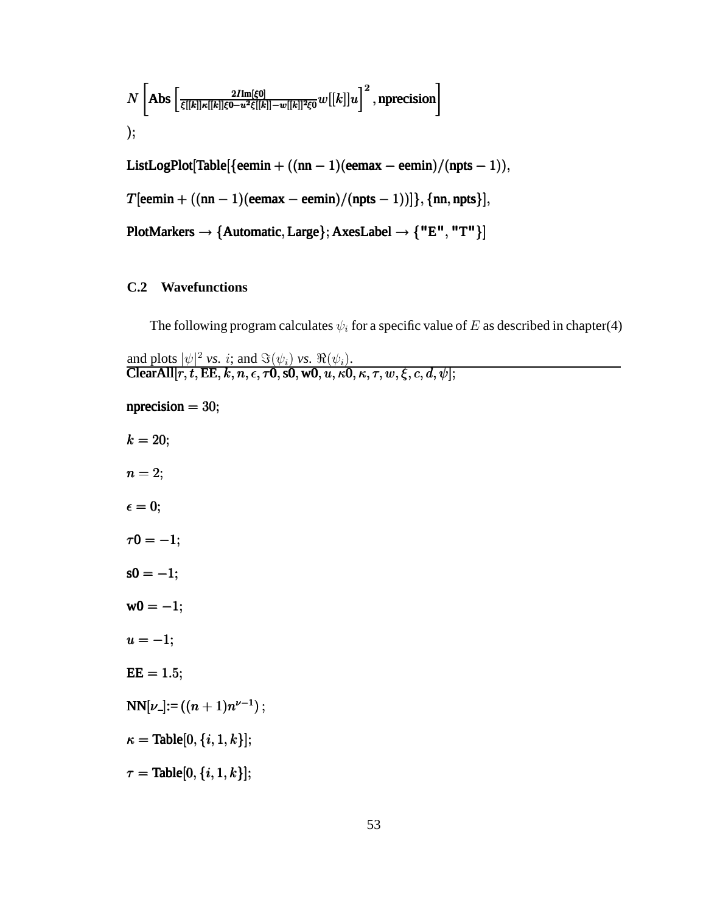$$N\left[\text{Abs}\left[\frac{2I\text{Im}[\xi 0]}{\xi[[k]]\kappa[[k]]\xi 0-u^2\xi[[k]]-w[[k]]^2\xi 0}w[[k]]u\right]^2,\text{nprecision}\right]$$

```
);

ListLogPlot[Table[{eemin + ((nn − 1)(eemax − eemin)/(npts − 1)),

T[eemin + ((nn − 1)(eemax − eemin)/(npts − 1))]}, {nn, npts}],

PlotMarkers → {Automatic, Large}; AxesLabel → {"E", "T"}]
```

### C.2 Wavefunctions

The following program calculates $\psi_i$ for a specific value of $E$ as described in chapter(4) and plots $|\psi|^2$ *vs.* $i$; and $\Im(\psi_i)$ *vs.* $\Re(\psi_i)$.

```
ClearAll[r, t, EE, k, n, ϵ, τ0, s0, w0, u, κ0, κ, τ, w, ξ, c, d, ψ];

nprecision = 30;

k = 20;

n = 2;

ϵ = 0;

τ0 = −1;

s0 = −1;

w0 = −1;

u = −1;

EE = 1.5;

NN[ν_]:= ((n + 1)n^(ν−1));

κ = Table[0, {i, 1, k}];

τ = Table[0, {i, 1, k}];
```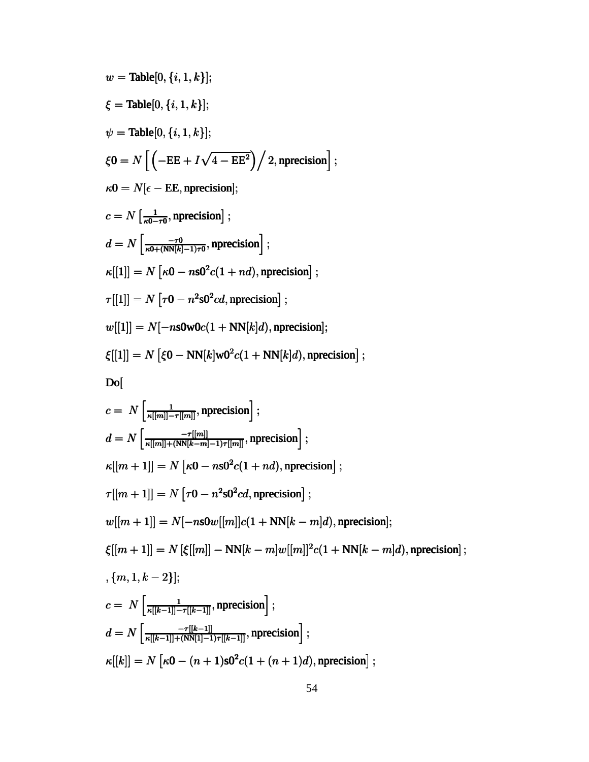$$w = \textbf{Table}[0, \{i, 1, k\}];$$

$$\xi = \textbf{Table}[0, \{i, 1, k\}];$$

$$\psi = \textbf{Table}[0, \{i, 1, k\}];$$

$$\xi\mathbf{0} = N\left[\left(-\mathbf{EE} + I\sqrt{4 - \mathbf{EE}^2}\right)\Big/ 2, \mathbf{nprecision}\right];$$

$$\kappa\mathbf{0} = N[\epsilon - \mathbf{EE}, \mathbf{nprecision}];$$

$$c = N\left[\frac{1}{\kappa\mathbf{0} - \tau\mathbf{0}}, \mathbf{nprecision}\right];$$

$$d = N\left[\frac{-\tau\mathbf{0}}{\kappa\mathbf{0} + (\mathbf{NN}[k] - 1)\tau\mathbf{0}}, \mathbf{nprecision}\right];$$

$$\kappa[[1]] = N\left[\kappa\mathbf{0} - n\mathbf{s0}^2 c(1 + nd), \mathbf{nprecision}\right];$$

$$\tau[[1]] = N\left[\tau\mathbf{0} - n^2\mathbf{s0}^2 cd, \mathbf{nprecision}\right];$$

$$w[[1]] = N[-n\mathbf{s0w0}c(1 + \mathbf{NN}[k]d), \mathbf{nprecision}];$$

$$\xi[[1]] = N\left[\xi\mathbf{0} - \mathbf{NN}[k]\mathbf{w0}^2 c(1 + \mathbf{NN}[k]d), \mathbf{nprecision}\right];$$

**Do**[

$$c = N\left[\frac{1}{\kappa[[m]] - \tau[[m]]}, \mathbf{nprecision}\right];$$

$$d = N\left[\frac{-\tau[[m]]}{\kappa[[m]] + (\mathbf{NN}[k-m] - 1)\tau[[m]]}, \mathbf{nprecision}\right];$$

$$\kappa[[m+1]] = N\left[\kappa\mathbf{0} - n\mathbf{s0}^2 c(1 + nd), \mathbf{nprecision}\right];$$

$$\tau[[m+1]] = N\left[\tau\mathbf{0} - n^2\mathbf{s0}^2 cd, \mathbf{nprecision}\right];$$

$$w[[m+1]] = N[-n\mathbf{s0}w[[m]]c(1 + \mathbf{NN}[k-m]d), \mathbf{nprecision}];$$

$$\xi[[m+1]] = N\left[\xi[[m]] - \mathbf{NN}[k-m]w[[m]]^2 c(1 + \mathbf{NN}[k-m]d), \mathbf{nprecision}\right];$$

$$, \{m, 1, k-2\}];$$

$$c = N\left[\frac{1}{\kappa[[k-1]] - \tau[[k-1]]}, \mathbf{nprecision}\right];$$

$$d = N\left[\frac{-\tau[[k-1]]}{\kappa[[k-1]] + (\mathbf{NN}[1] - 1)\tau[[k-1]]}, \mathbf{nprecision}\right];$$

$$\kappa[[k]] = N\left[\kappa\mathbf{0} - (n+1)\mathbf{s0}^2 c(1 + (n+1)d), \mathbf{nprecision}\right];$$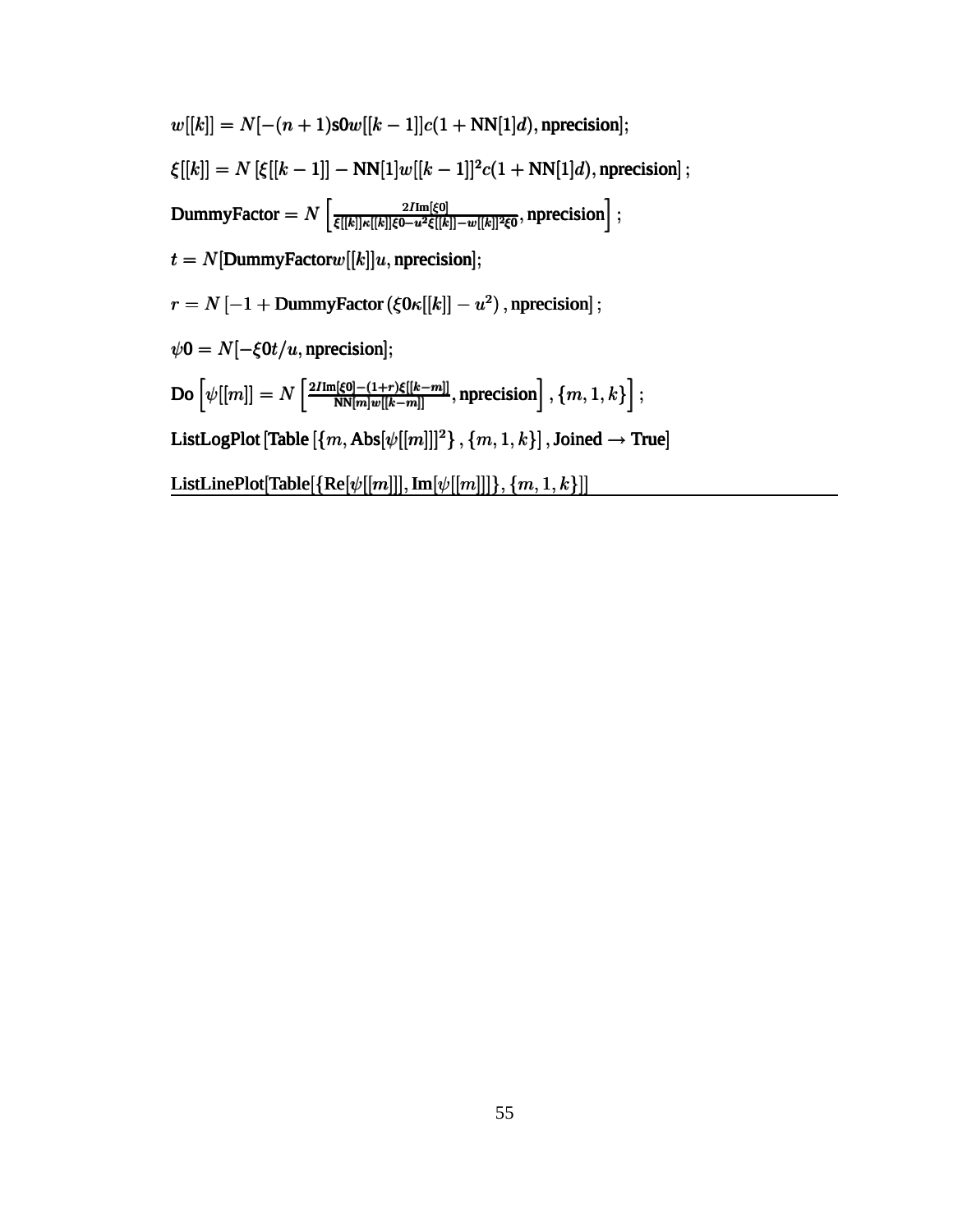$w[[k]] = N[-(n+1)\text{s0}w[[k-1]]c(1+\text{NN}[1]d), \text{nprecision}];$

$\xi[[k]] = N\left[\xi[[k-1]] - \text{NN}[1]w[[k-1]]^2 c(1+\text{NN}[1]d), \text{nprecision}\right];$

$\text{DummyFactor} = N\left[\frac{2I\text{Im}[\xi 0]}{\xi[[k]]\kappa[[k]]\xi 0 - u^2\xi[[k]] - w[[k]]^2\xi 0}, \text{nprecision}\right];$

$t = N[\text{DummyFactor}w[[k]]u, \text{nprecision}];$

$r = N\left[-1 + \text{DummyFactor}\left(\xi 0\kappa[[k]] - u^2\right), \text{nprecision}\right];$

$\psi 0 = N[-\xi 0 t/u, \text{nprecision}];$

$\text{Do}\left[\psi[[m]] = N\left[\frac{2I\text{Im}[\xi 0] - (1+r)\xi[[k-m]]}{\text{NN}[m]w[[k-m]]}, \text{nprecision}\right], \{m, 1, k\}\right];$

$\text{ListLogPlot}\left[\text{Table}\left[\{m, \text{Abs}[\psi[[m]]]^2\}, \{m, 1, k\}\right], \text{Joined} \to \text{True}\right]$

$\text{ListLinePlot}[\text{Table}[\{\text{Re}[\psi[[m]]], \text{Im}[\psi[[m]]]\}, \{m, 1, k\}]]$